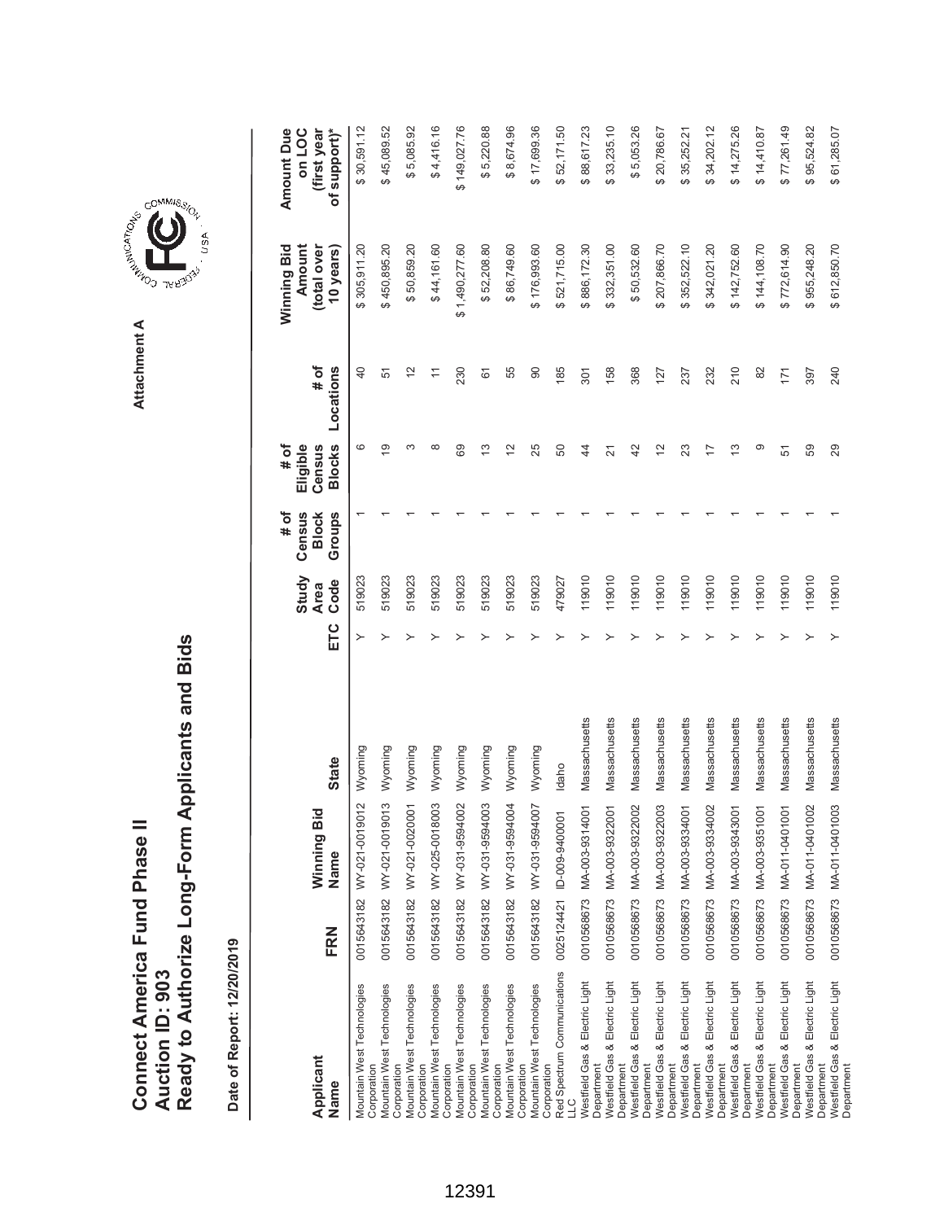# Connect America Fund Phase II
## Auction ID: 903
## Ready to Authorize Long-Form Applicants and Bids

Attachment A

**Date of Report: 12/20/2019**

| Applicant Name | FRN | Winning Bid Name | State | ETC | Study Area Code | # of Census Block Groups | # of Eligible Census Blocks | # of Locations | Winning Bid Amount (total over 10 years) | Amount Due on LOC (first year of support)* |
|---|---|---|---|---|---|---|---|---|---|---|
| Mountain West Technologies Corporation | 0015643182 | WY-021-0019012 | Wyoming | Y | 519023 | 1 | 6 | 40 | $ 305,911.20 | $ 30,591.12 |
| Mountain West Technologies Corporation | 0015643182 | WY-021-0019013 | Wyoming | Y | 519023 | 1 | 19 | 51 | $ 450,895.20 | $ 45,089.52 |
| Mountain West Technologies Corporation | 0015643182 | WY-021-0020001 | Wyoming | Y | 519023 | 1 | 3 | 12 | $ 50,859.20 | $ 5,085.92 |
| Mountain West Technologies Corporation | 0015643182 | WY-025-0018003 | Wyoming | Y | 519023 | 1 | 8 | 11 | $ 44,161.60 | $ 4,416.16 |
| Mountain West Technologies Corporation | 0015643182 | WY-031-9594002 | Wyoming | Y | 519023 | 1 | 69 | 230 | $ 1,490,277.60 | $ 149,027.76 |
| Mountain West Technologies Corporation | 0015643182 | WY-031-9594003 | Wyoming | Y | 519023 | 1 | 13 | 61 | $ 52,208.80 | $ 5,220.88 |
| Mountain West Technologies Corporation | 0015643182 | WY-031-9594004 | Wyoming | Y | 519023 | 1 | 12 | 55 | $ 86,749.60 | $ 8,674.96 |
| Mountain West Technologies Corporation | 0015643182 | WY-031-9594007 | Wyoming | Y | 519023 | 1 | 25 | 90 | $ 176,993.60 | $ 17,699.36 |
| Red Spectrum Communications LLC | 0025124421 | ID-009-9400001 | Idaho | Y | 479027 | 1 | 50 | 185 | $ 521,715.00 | $ 52,171.50 |
| Westfield Gas & Electric Light Department | 0010568673 | MA-003-9314001 | Massachusetts | Y | 119010 | 1 | 44 | 301 | $ 886,172.30 | $ 88,617.23 |
| Westfield Gas & Electric Light Department | 0010568673 | MA-003-9322001 | Massachusetts | Y | 119010 | 1 | 21 | 158 | $ 332,351.00 | $ 33,235.10 |
| Westfield Gas & Electric Light Department | 0010568673 | MA-003-9322002 | Massachusetts | Y | 119010 | 1 | 42 | 368 | $ 50,532.60 | $ 5,053.26 |
| Westfield Gas & Electric Light Department | 0010568673 | MA-003-9322003 | Massachusetts | Y | 119010 | 1 | 12 | 127 | $ 207,866.70 | $ 20,786.67 |
| Westfield Gas & Electric Light Department | 0010568673 | MA-003-9334001 | Massachusetts | Y | 119010 | 1 | 23 | 237 | $ 352,522.10 | $ 35,252.21 |
| Westfield Gas & Electric Light Department | 0010568673 | MA-003-9334002 | Massachusetts | Y | 119010 | 1 | 17 | 232 | $ 342,021.20 | $ 34,202.12 |
| Westfield Gas & Electric Light Department | 0010568673 | MA-003-9343001 | Massachusetts | Y | 119010 | 1 | 13 | 210 | $ 142,752.60 | $ 14,275.26 |
| Westfield Gas & Electric Light Department | 0010568673 | MA-003-9351001 | Massachusetts | Y | 119010 | 1 | 9 | 82 | $ 144,108.70 | $ 14,410.87 |
| Westfield Gas & Electric Light Department | 0010568673 | MA-011-0401001 | Massachusetts | Y | 119010 | 1 | 51 | 171 | $ 772,614.90 | $ 77,261.49 |
| Westfield Gas & Electric Light Department | 0010568673 | MA-011-0401002 | Massachusetts | Y | 119010 | 1 | 59 | 397 | $ 955,248.20 | $ 95,524.82 |
| Westfield Gas & Electric Light Department | 0010568673 | MA-011-0401003 | Massachusetts | Y | 119010 | 1 | 29 | 240 | $ 612,850.70 | $ 61,285.07 |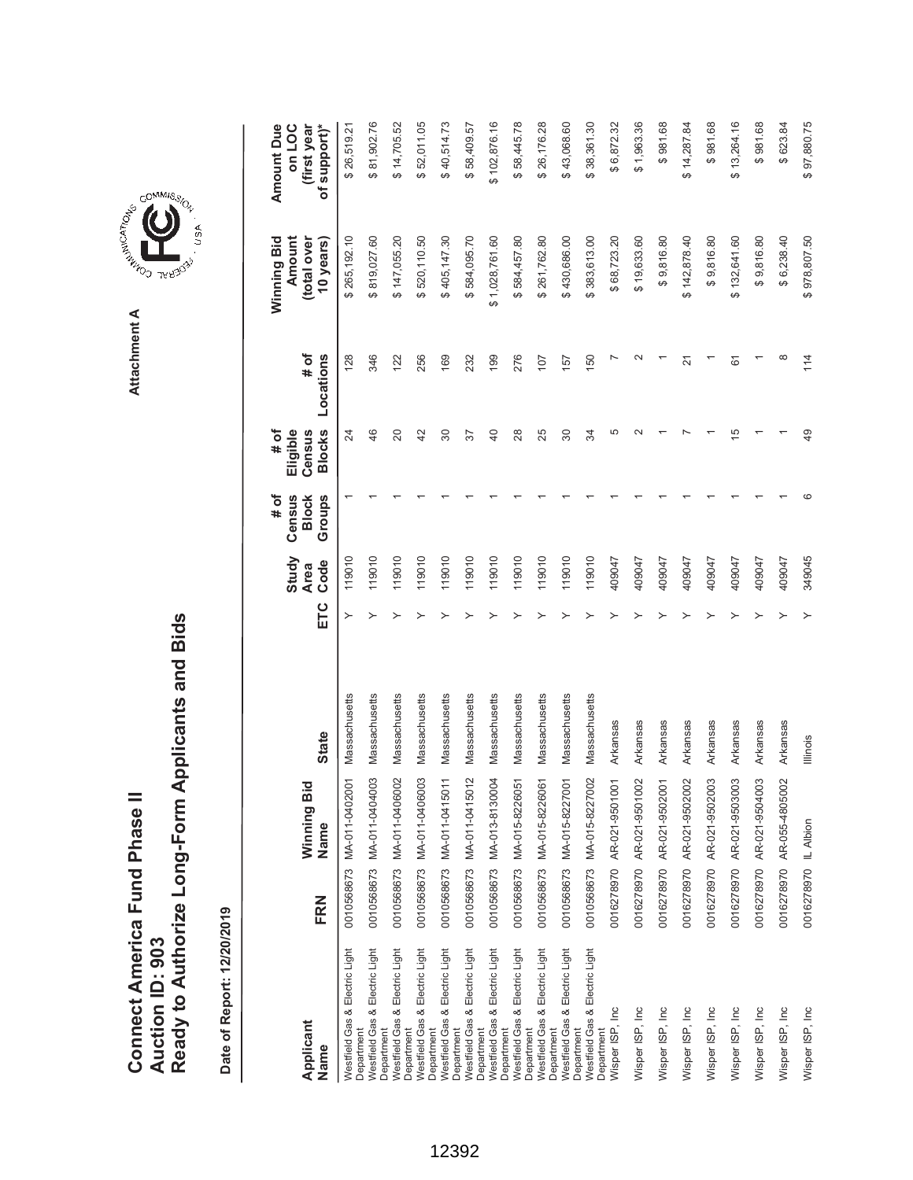# Connect America Fund Phase II
# Auction ID: 903
# Ready to Authorize Long-Form Applicants and Bids

Attachment A

**Date of Report: 12/20/2019**

| Applicant Name | FRN | Winning Bid Name | State | ETC | Study Area Code | # of Census Block Groups | # of Eligible Census Blocks | # of Locations | Winning Bid Amount (total over 10 years) | Amount Due on LOC (first year of support)* |
|---|---|---|---|---|---|---|---|---|---|---|
| Westfield Gas & Electric Light Department | 0010568673 | MA-011-0402001 | Massachusetts | Y | 119010 | 1 | 24 | 128 | $ 265,192.10 | $ 26,519.21 |
| Westfield Gas & Electric Light Department | 0010568673 | MA-011-0404003 | Massachusetts | Y | 119010 | 1 | 46 | 346 | $ 819,027.60 | $ 81,902.76 |
| Westfield Gas & Electric Light Department | 0010568673 | MA-011-0406002 | Massachusetts | Y | 119010 | 1 | 20 | 122 | $ 147,055.20 | $ 14,705.52 |
| Westfield Gas & Electric Light Department | 0010568673 | MA-011-0406003 | Massachusetts | Y | 119010 | 1 | 42 | 256 | $ 520,110.50 | $ 52,011.05 |
| Westfield Gas & Electric Light Department | 0010568673 | MA-011-0415011 | Massachusetts | Y | 119010 | 1 | 30 | 169 | $ 405,147.30 | $ 40,514.73 |
| Westfield Gas & Electric Light Department | 0010568673 | MA-011-0415012 | Massachusetts | Y | 119010 | 1 | 37 | 232 | $ 584,095.70 | $ 58,409.57 |
| Westfield Gas & Electric Light Department | 0010568673 | MA-013-8130004 | Massachusetts | Y | 119010 | 1 | 40 | 199 | $ 1,028,761.60 | $ 102,876.16 |
| Westfield Gas & Electric Light Department | 0010568673 | MA-015-8226051 | Massachusetts | Y | 119010 | 1 | 28 | 276 | $ 584,457.80 | $ 58,445.78 |
| Westfield Gas & Electric Light Department | 0010568673 | MA-015-8226061 | Massachusetts | Y | 119010 | 1 | 25 | 107 | $ 261,762.80 | $ 26,176.28 |
| Westfield Gas & Electric Light Department | 0010568673 | MA-015-8227001 | Massachusetts | Y | 119010 | 1 | 30 | 157 | $ 430,686.00 | $ 43,068.60 |
| Westfield Gas & Electric Light Department | 0010568673 | MA-015-8227002 | Massachusetts | Y | 119010 | 1 | 34 | 150 | $ 383,613.00 | $ 38,361.30 |
| Wisper ISP, Inc | 0016278970 | AR-021-9501001 | Arkansas | Y | 409047 | 1 | 5 | 7 | $ 68,723.20 | $ 6,872.32 |
| Wisper ISP, Inc | 0016278970 | AR-021-9501002 | Arkansas | Y | 409047 | 1 | 2 | 2 | $ 19,633.60 | $ 1,963.36 |
| Wisper ISP, Inc | 0016278970 | AR-021-9502001 | Arkansas | Y | 409047 | 1 | 1 | 1 | $ 9,816.80 | $ 981.68 |
| Wisper ISP, Inc | 0016278970 | AR-021-9502002 | Arkansas | Y | 409047 | 1 | 7 | 21 | $ 142,878.40 | $ 14,287.84 |
| Wisper ISP, Inc | 0016278970 | AR-021-9502003 | Arkansas | Y | 409047 | 1 | 1 | 1 | $ 9,816.80 | $ 981.68 |
| Wisper ISP, Inc | 0016278970 | AR-021-9503003 | Arkansas | Y | 409047 | 1 | 15 | 61 | $ 132,641.60 | $ 13,264.16 |
| Wisper ISP, Inc | 0016278970 | AR-021-9504003 | Arkansas | Y | 409047 | 1 | 1 | 1 | $ 9,816.80 | $ 981.68 |
| Wisper ISP, Inc | 0016278970 | AR-055-4805002 | Arkansas | Y | 409047 | 1 | 1 | 8 | $ 6,238.40 | $ 623.84 |
| Wisper ISP, Inc | 0016278970 | IL Albion | Illinois | Y | 349045 | 6 | 49 | 114 | $ 978,807.50 | $ 97,880.75 |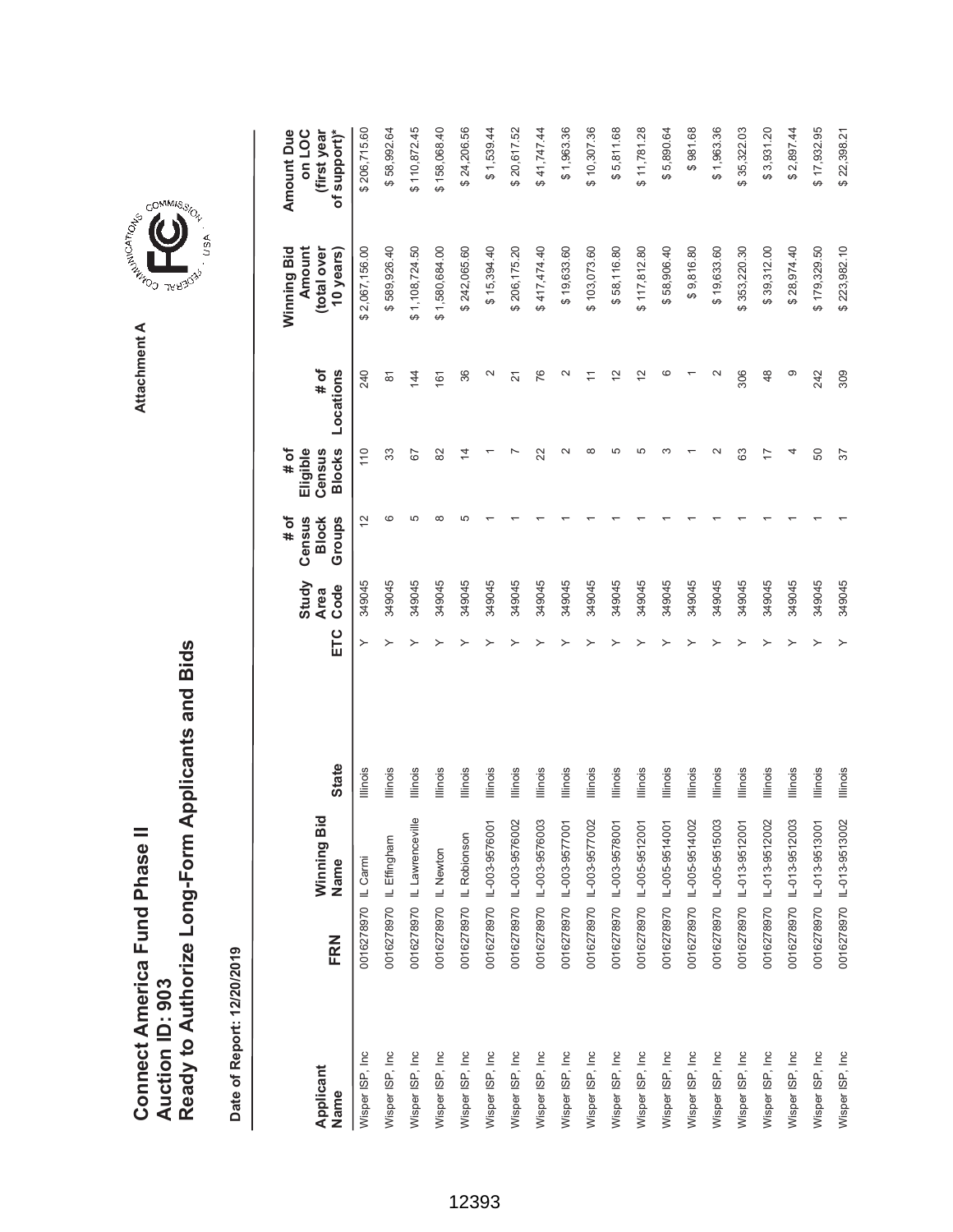# Connect America Fund Phase II
# Auction ID: 903
# Ready to Authorize Long-Form Applicants and Bids

Attachment A

**Date of Report: 12/20/2019**

| Applicant Name | FRN | Winning Bid Name | State | ETC | Study Area Code | # of Census Block Groups | # of Eligible Census Blocks | # of Locations | Winning Bid Amount (total over 10 years) | Amount Due on LOC (first year of support)* |
|---|---|---|---|---|---|---|---|---|---|---|
| Wisper ISP, Inc | 0016278970 | IL Carmi | Illinois | Y | 349045 | 12 | 110 | 240 | $ 2,067,156.00 | $ 206,715.60 |
| Wisper ISP, Inc | 0016278970 | IL Effingham | Illinois | Y | 349045 | 6 | 33 | 81 | $ 589,926.40 | $ 58,992.64 |
| Wisper ISP, Inc | 0016278970 | IL Lawrenceville | Illinois | Y | 349045 | 5 | 67 | 144 | $ 1,108,724.50 | $ 110,872.45 |
| Wisper ISP, Inc | 0016278970 | IL Newton | Illinois | Y | 349045 | 8 | 82 | 161 | $ 1,580,684.00 | $ 158,068.40 |
| Wisper ISP, Inc | 0016278970 | IL Robionson | Illinois | Y | 349045 | 5 | 14 | 36 | $ 242,065.60 | $ 24,206.56 |
| Wisper ISP, Inc | 0016278970 | IL-003-9576001 | Illinois | Y | 349045 | 1 | 1 | 2 | $ 15,394.40 | $ 1,539.44 |
| Wisper ISP, Inc | 0016278970 | IL-003-9576002 | Illinois | Y | 349045 | 1 | 7 | 21 | $ 206,175.20 | $ 20,617.52 |
| Wisper ISP, Inc | 0016278970 | IL-003-9576003 | Illinois | Y | 349045 | 1 | 22 | 76 | $ 417,474.40 | $ 41,747.44 |
| Wisper ISP, Inc | 0016278970 | IL-003-9577001 | Illinois | Y | 349045 | 1 | 2 | 2 | $ 19,633.60 | $ 1,963.36 |
| Wisper ISP, Inc | 0016278970 | IL-003-9577002 | Illinois | Y | 349045 | 1 | 8 | 11 | $ 103,073.60 | $ 10,307.36 |
| Wisper ISP, Inc | 0016278970 | IL-003-9578001 | Illinois | Y | 349045 | 1 | 5 | 12 | $ 58,116.80 | $ 5,811.68 |
| Wisper ISP, Inc | 0016278970 | IL-005-9512001 | Illinois | Y | 349045 | 1 | 5 | 12 | $ 117,812.80 | $ 11,781.28 |
| Wisper ISP, Inc | 0016278970 | IL-005-9514001 | Illinois | Y | 349045 | 1 | 3 | 6 | $ 58,906.40 | $ 5,890.64 |
| Wisper ISP, Inc | 0016278970 | IL-005-9514002 | Illinois | Y | 349045 | 1 | 1 | 1 | $ 9,816.80 | $ 981.68 |
| Wisper ISP, Inc | 0016278970 | IL-005-9515003 | Illinois | Y | 349045 | 1 | 2 | 2 | $ 19,633.60 | $ 1,963.36 |
| Wisper ISP, Inc | 0016278970 | IL-013-9512001 | Illinois | Y | 349045 | 1 | 63 | 306 | $ 353,220.30 | $ 35,322.03 |
| Wisper ISP, Inc | 0016278970 | IL-013-9512002 | Illinois | Y | 349045 | 1 | 17 | 48 | $ 39,312.00 | $ 3,931.20 |
| Wisper ISP, Inc | 0016278970 | IL-013-9512003 | Illinois | Y | 349045 | 1 | 4 | 9 | $ 28,974.40 | $ 2,897.44 |
| Wisper ISP, Inc | 0016278970 | IL-013-9513001 | Illinois | Y | 349045 | 1 | 50 | 242 | $ 179,329.50 | $ 17,932.95 |
| Wisper ISP, Inc | 0016278970 | IL-013-9513002 | Illinois | Y | 349045 | 1 | 37 | 309 | $ 223,982.10 | $ 22,398.21 |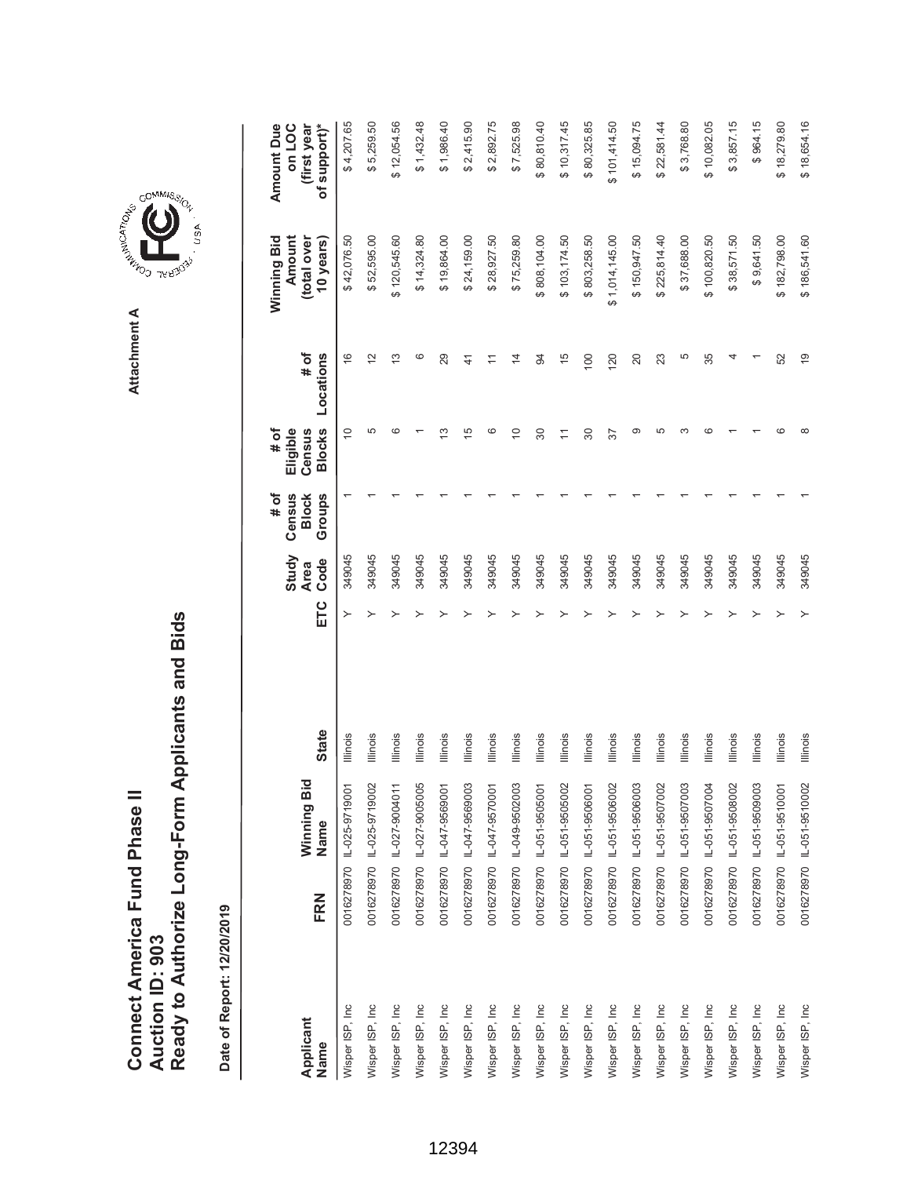# Connect America Fund Phase II
## Auction ID: 903
## Ready to Authorize Long-Form Applicants and Bids

Attachment A

**Date of Report: 12/20/2019**

| Applicant Name | FRN | Winning Bid Name | State | ETC | Study Area Code | # of Census Block Groups | # of Eligible Census Blocks | # of Locations | Winning Bid Amount (total over 10 years) | Amount Due on LOC (first year of support)* |
|---|---|---|---|---|---|---|---|---|---|---|
| Wisper ISP, Inc | 0016278970 | IL-025-9719001 | Illinois | Y | 349045 | 1 | 10 | 16 | $ 42,076.50 | $ 4,207.65 |
| Wisper ISP, Inc | 0016278970 | IL-025-9719002 | Illinois | Y | 349045 | 1 | 5 | 12 | $ 52,595.00 | $ 5,259.50 |
| Wisper ISP, Inc | 0016278970 | IL-027-9004011 | Illinois | Y | 349045 | 1 | 6 | 13 | $ 120,545.60 | $ 12,054.56 |
| Wisper ISP, Inc | 0016278970 | IL-027-9005005 | Illinois | Y | 349045 | 1 | 1 | 6 | $ 14,324.80 | $ 1,432.48 |
| Wisper ISP, Inc | 0016278970 | IL-047-9569001 | Illinois | Y | 349045 | 1 | 13 | 29 | $ 19,864.00 | $ 1,986.40 |
| Wisper ISP, Inc | 0016278970 | IL-047-9569003 | Illinois | Y | 349045 | 1 | 15 | 41 | $ 24,159.00 | $ 2,415.90 |
| Wisper ISP, Inc | 0016278970 | IL-047-9570001 | Illinois | Y | 349045 | 1 | 6 | 11 | $ 28,927.50 | $ 2,892.75 |
| Wisper ISP, Inc | 0016278970 | IL-049-9502003 | Illinois | Y | 349045 | 1 | 10 | 14 | $ 75,259.80 | $ 7,525.98 |
| Wisper ISP, Inc | 0016278970 | IL-051-9505001 | Illinois | Y | 349045 | 1 | 30 | 94 | $ 808,104.00 | $ 80,810.40 |
| Wisper ISP, Inc | 0016278970 | IL-051-9505002 | Illinois | Y | 349045 | 1 | 11 | 15 | $ 103,174.50 | $ 10,317.45 |
| Wisper ISP, Inc | 0016278970 | IL-051-9506001 | Illinois | Y | 349045 | 1 | 30 | 100 | $ 803,258.50 | $ 80,325.85 |
| Wisper ISP, Inc | 0016278970 | IL-051-9506002 | Illinois | Y | 349045 | 1 | 37 | 120 | $ 1,014,145.00 | $ 101,414.50 |
| Wisper ISP, Inc | 0016278970 | IL-051-9506003 | Illinois | Y | 349045 | 1 | 9 | 20 | $ 150,947.50 | $ 15,094.75 |
| Wisper ISP, Inc | 0016278970 | IL-051-9507002 | Illinois | Y | 349045 | 1 | 5 | 23 | $ 225,814.40 | $ 22,581.44 |
| Wisper ISP, Inc | 0016278970 | IL-051-9507003 | Illinois | Y | 349045 | 1 | 3 | 5 | $ 37,688.00 | $ 3,768.80 |
| Wisper ISP, Inc | 0016278970 | IL-051-9507004 | Illinois | Y | 349045 | 1 | 6 | 35 | $ 100,820.50 | $ 10,082.05 |
| Wisper ISP, Inc | 0016278970 | IL-051-9508002 | Illinois | Y | 349045 | 1 | 1 | 4 | $ 38,571.50 | $ 3,857.15 |
| Wisper ISP, Inc | 0016278970 | IL-051-9509003 | Illinois | Y | 349045 | 1 | 1 | 1 | $ 9,641.50 | $ 964.15 |
| Wisper ISP, Inc | 0016278970 | IL-051-9510001 | Illinois | Y | 349045 | 1 | 6 | 52 | $ 182,798.00 | $ 18,279.80 |
| Wisper ISP, Inc | 0016278970 | IL-051-9510002 | Illinois | Y | 349045 | 1 | 8 | 19 | $ 186,541.60 | $ 18,654.16 |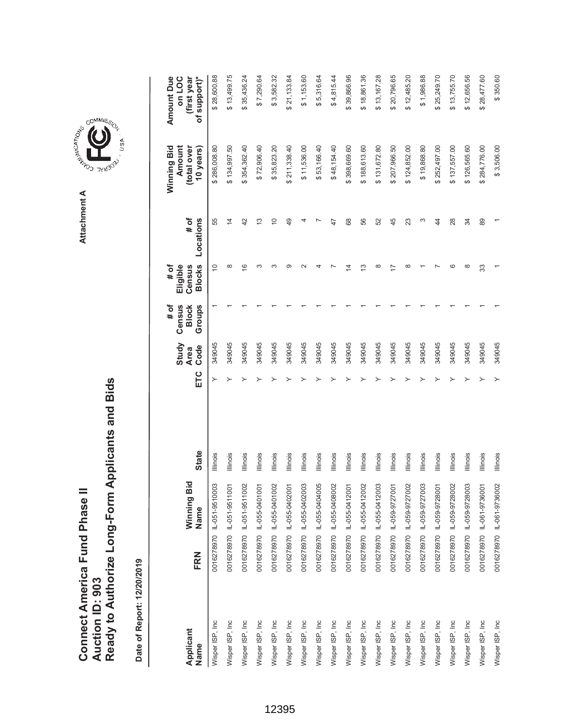# Connect America Fund Phase II
# Auction ID: 903
# Ready to Authorize Long-Form Applicants and Bids

Attachment A

**Date of Report: 12/20/2019**

| Applicant Name | FRN | Winning Bid Name | State | ETC | Study Area Code | # of Census Block Groups | # of Eligible Census Blocks | # of Locations | Winning Bid Amount (total over 10 years) | Amount Due on LOC (first year of support)* |
|---|---|---|---|---|---|---|---|---|---|---|
| Wisper ISP, Inc | 0016278970 | IL-051-9510003 | Illinois | Y | 349045 | 1 | 10 | 55 | $ 286,008.80 | $ 28,600.88 |
| Wisper ISP, Inc | 0016278970 | IL-051-9511001 | Illinois | Y | 349045 | 1 | 8 | 14 | $ 134,997.50 | $ 13,499.75 |
| Wisper ISP, Inc | 0016278970 | IL-051-9511002 | Illinois | Y | 349045 | 1 | 16 | 42 | $ 354,362.40 | $ 35,436.24 |
| Wisper ISP, Inc | 0016278970 | IL-055-0401001 | Illinois | Y | 349045 | 1 | 3 | 13 | $ 72,906.40 | $ 7,290.64 |
| Wisper ISP, Inc | 0016278970 | IL-055-0401002 | Illinois | Y | 349045 | 1 | 3 | 10 | $ 35,823.20 | $ 3,582.32 |
| Wisper ISP, Inc | 0016278970 | IL-055-0402001 | Illinois | Y | 349045 | 1 | 9 | 49 | $ 211,338.40 | $ 21,133.84 |
| Wisper ISP, Inc | 0016278970 | IL-055-0402003 | Illinois | Y | 349045 | 1 | 2 | 4 | $ 11,536.00 | $ 1,153.60 |
| Wisper ISP, Inc | 0016278970 | IL-055-0404005 | Illinois | Y | 349045 | 1 | 4 | 7 | $ 53,166.40 | $ 5,316.64 |
| Wisper ISP, Inc | 0016278970 | IL-055-0408002 | Illinois | Y | 349045 | 1 | 7 | 47 | $ 48,154.40 | $ 4,815.44 |
| Wisper ISP, Inc | 0016278970 | IL-055-0412001 | Illinois | Y | 349045 | 1 | 14 | 68 | $ 398,669.60 | $ 39,866.96 |
| Wisper ISP, Inc | 0016278970 | IL-055-0412002 | Illinois | Y | 349045 | 1 | 13 | 56 | $ 188,613.60 | $ 18,861.36 |
| Wisper ISP, Inc | 0016278970 | IL-055-0412003 | Illinois | Y | 349045 | 1 | 8 | 52 | $ 131,672.80 | $ 13,167.28 |
| Wisper ISP, Inc | 0016278970 | IL-059-9727001 | Illinois | Y | 349045 | 1 | 17 | 45 | $ 207,966.50 | $ 20,796.65 |
| Wisper ISP, Inc | 0016278970 | IL-059-9727002 | Illinois | Y | 349045 | 1 | 8 | 23 | $ 124,852.00 | $ 12,485.20 |
| Wisper ISP, Inc | 0016278970 | IL-059-9727003 | Illinois | Y | 349045 | 1 | 1 | 3 | $ 19,868.80 | $ 1,986.88 |
| Wisper ISP, Inc | 0016278970 | IL-059-9728001 | Illinois | Y | 349045 | 1 | 7 | 44 | $ 252,497.00 | $ 25,249.70 |
| Wisper ISP, Inc | 0016278970 | IL-059-9728002 | Illinois | Y | 349045 | 1 | 6 | 28 | $ 137,557.00 | $ 13,755.70 |
| Wisper ISP, Inc | 0016278970 | IL-059-9728003 | Illinois | Y | 349045 | 1 | 8 | 34 | $ 126,565.60 | $ 12,656.56 |
| Wisper ISP, Inc | 0016278970 | IL-061-9736001 | Illinois | Y | 349045 | 1 | 33 | 89 | $ 284,776.00 | $ 28,477.60 |
| Wisper ISP, Inc | 0016278970 | IL-061-9736002 | Illinois | Y | 349045 | 1 | 1 | 1 | $ 3,506.00 | $ 350.60 |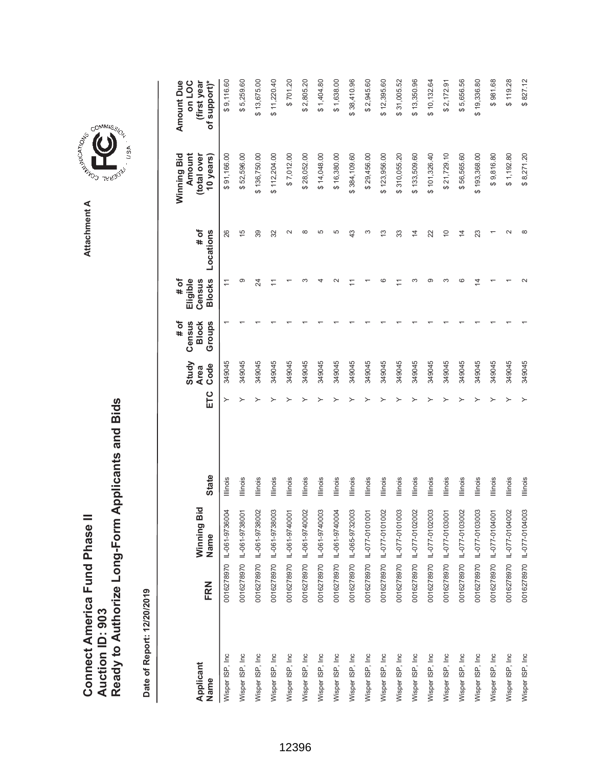# Connect America Fund Phase II
## Auction ID: 903
## Ready to Authorize Long-Form Applicants and Bids

Attachment A

**Date of Report: 12/20/2019**

| Applicant Name | FRN | Winning Bid Name | State | ETC | Study Area Code | # of Census Block Groups | # of Eligible Census Blocks | # of Locations | Winning Bid Amount (total over 10 years) | Amount Due on LOC (first year of support)* |
|---|---|---|---|---|---|---|---|---|---|---|
| Wisper ISP, Inc | 0016278970 | IL-061-9736004 | Illinois | Y | 349045 | 1 | 11 | 26 | $ 91,166.00 | $ 9,116.60 |
| Wisper ISP, Inc | 0016278970 | IL-061-9738001 | Illinois | Y | 349045 | 1 | 9 | 15 | $ 52,596.00 | $ 5,259.60 |
| Wisper ISP, Inc | 0016278970 | IL-061-9738002 | Illinois | Y | 349045 | 1 | 24 | 39 | $ 136,750.00 | $ 13,675.00 |
| Wisper ISP, Inc | 0016278970 | IL-061-9738003 | Illinois | Y | 349045 | 1 | 11 | 32 | $ 112,204.00 | $ 11,220.40 |
| Wisper ISP, Inc | 0016278970 | IL-061-9740001 | Illinois | Y | 349045 | 1 | 1 | 2 | $ 7,012.00 | $ 701.20 |
| Wisper ISP, Inc | 0016278970 | IL-061-9740002 | Illinois | Y | 349045 | 1 | 3 | 8 | $ 28,052.00 | $ 2,805.20 |
| Wisper ISP, Inc | 0016278970 | IL-061-9740003 | Illinois | Y | 349045 | 1 | 4 | 5 | $ 14,048.00 | $ 1,404.80 |
| Wisper ISP, Inc | 0016278970 | IL-061-9740004 | Illinois | Y | 349045 | 1 | 2 | 5 | $ 16,380.00 | $ 1,638.00 |
| Wisper ISP, Inc | 0016278970 | IL-065-9732003 | Illinois | Y | 349045 | 1 | 11 | 43 | $ 384,109.60 | $ 38,410.96 |
| Wisper ISP, Inc | 0016278970 | IL-077-0101001 | Illinois | Y | 349045 | 1 | 1 | 3 | $ 29,456.00 | $ 2,945.60 |
| Wisper ISP, Inc | 0016278970 | IL-077-0101002 | Illinois | Y | 349045 | 1 | 6 | 13 | $ 123,956.00 | $ 12,395.60 |
| Wisper ISP, Inc | 0016278970 | IL-077-0101003 | Illinois | Y | 349045 | 1 | 11 | 33 | $ 310,055.20 | $ 31,005.52 |
| Wisper ISP, Inc | 0016278970 | IL-077-0102002 | Illinois | Y | 349045 | 1 | 3 | 14 | $ 133,509.60 | $ 13,350.96 |
| Wisper ISP, Inc | 0016278970 | IL-077-0102003 | Illinois | Y | 349045 | 1 | 9 | 22 | $ 101,326.40 | $ 10,132.64 |
| Wisper ISP, Inc | 0016278970 | IL-077-0103001 | Illinois | Y | 349045 | 1 | 3 | 10 | $ 21,729.10 | $ 2,172.91 |
| Wisper ISP, Inc | 0016278970 | IL-077-0103002 | Illinois | Y | 349045 | 1 | 6 | 14 | $ 56,565.60 | $ 5,656.56 |
| Wisper ISP, Inc | 0016278970 | IL-077-0103003 | Illinois | Y | 349045 | 1 | 14 | 23 | $ 193,368.00 | $ 19,336.80 |
| Wisper ISP, Inc | 0016278970 | IL-077-0104001 | Illinois | Y | 349045 | 1 | 1 | 1 | $ 9,816.80 | $ 981.68 |
| Wisper ISP, Inc | 0016278970 | IL-077-0104002 | Illinois | Y | 349045 | 1 | 1 | 2 | $ 1,192.80 | $ 119.28 |
| Wisper ISP, Inc | 0016278970 | IL-077-0104003 | Illinois | Y | 349045 | 1 | 2 | 8 | $ 8,271.20 | $ 827.12 |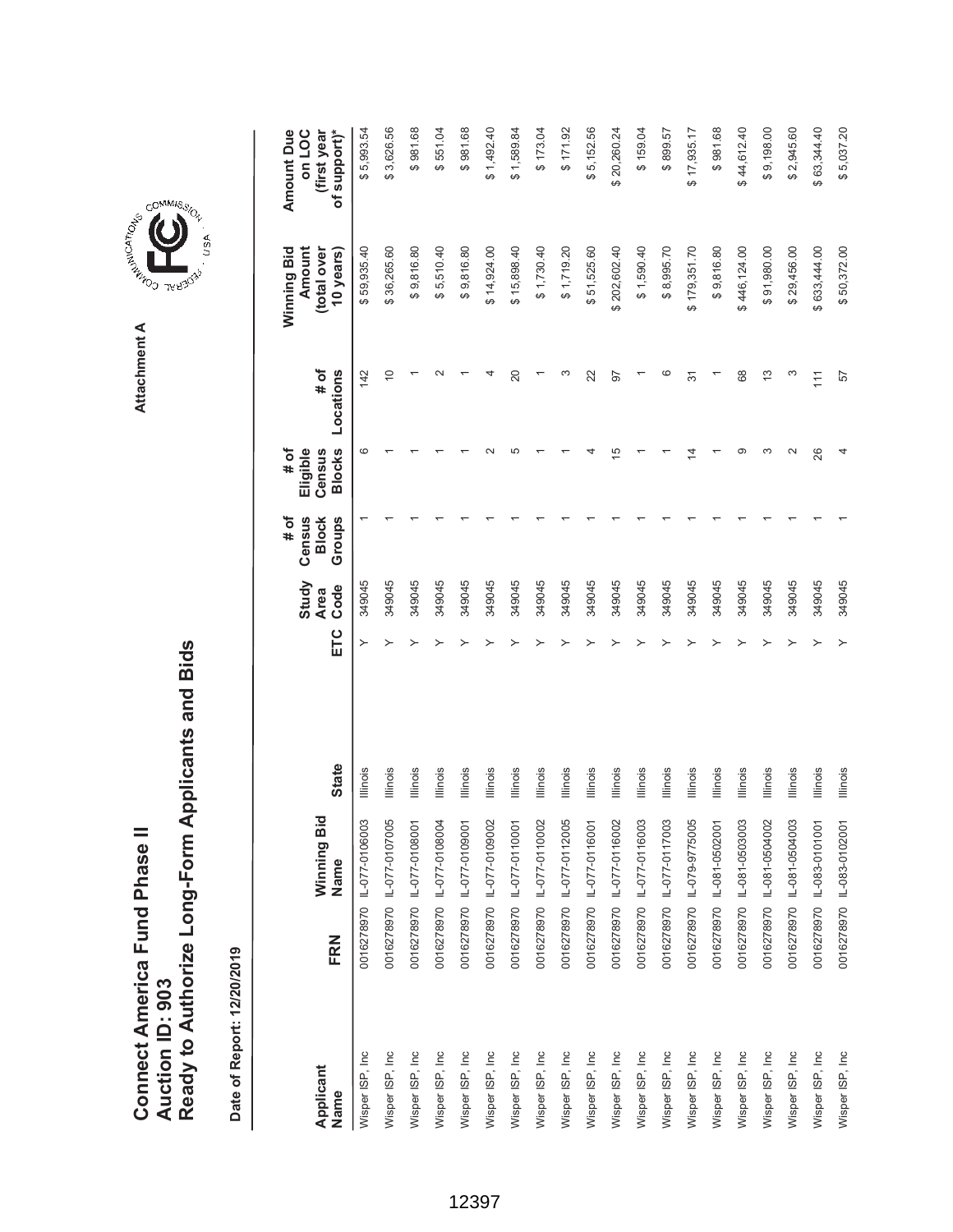# Connect America Fund Phase II
## Auction ID: 903
## Ready to Authorize Long-Form Applicants and Bids

Attachment A

**Date of Report: 12/20/2019**

| Applicant Name | FRN | Winning Bid Name | State | ETC | Study Area Code | # of Census Block Groups | # of Eligible Census Blocks | # of Locations | Winning Bid Amount (total over 10 years) | Amount Due on LOC (first year of support)* |
|---|---|---|---|---|---|---|---|---|---|---|
| Wisper ISP, Inc | 0016278970 | IL-077-0106003 | Illinois | Y | 349045 | 1 | 6 | 142 | $ 59,935.40 | $ 5,993.54 |
| Wisper ISP, Inc | 0016278970 | IL-077-0107005 | Illinois | Y | 349045 | 1 | 1 | 10 | $ 36,265.60 | $ 3,626.56 |
| Wisper ISP, Inc | 0016278970 | IL-077-0108001 | Illinois | Y | 349045 | 1 | 1 | 1 | $ 9,816.80 | $ 981.68 |
| Wisper ISP, Inc | 0016278970 | IL-077-0108004 | Illinois | Y | 349045 | 1 | 1 | 2 | $ 5,510.40 | $ 551.04 |
| Wisper ISP, Inc | 0016278970 | IL-077-0109001 | Illinois | Y | 349045 | 1 | 1 | 1 | $ 9,816.80 | $ 981.68 |
| Wisper ISP, Inc | 0016278970 | IL-077-0109002 | Illinois | Y | 349045 | 1 | 2 | 4 | $ 14,924.00 | $ 1,492.40 |
| Wisper ISP, Inc | 0016278970 | IL-077-0110001 | Illinois | Y | 349045 | 1 | 5 | 20 | $ 15,898.40 | $ 1,589.84 |
| Wisper ISP, Inc | 0016278970 | IL-077-0110002 | Illinois | Y | 349045 | 1 | 1 | 1 | $ 1,730.40 | $ 173.04 |
| Wisper ISP, Inc | 0016278970 | IL-077-0112005 | Illinois | Y | 349045 | 1 | 1 | 3 | $ 1,719.20 | $ 171.92 |
| Wisper ISP, Inc | 0016278970 | IL-077-0116001 | Illinois | Y | 349045 | 1 | 4 | 22 | $ 51,525.60 | $ 5,152.56 |
| Wisper ISP, Inc | 0016278970 | IL-077-0116002 | Illinois | Y | 349045 | 1 | 15 | 97 | $ 202,602.40 | $ 20,260.24 |
| Wisper ISP, Inc | 0016278970 | IL-077-0116003 | Illinois | Y | 349045 | 1 | 1 | 1 | $ 1,590.40 | $ 159.04 |
| Wisper ISP, Inc | 0016278970 | IL-077-0117003 | Illinois | Y | 349045 | 1 | 1 | 6 | $ 8,995.70 | $ 899.57 |
| Wisper ISP, Inc | 0016278970 | IL-079-9775005 | Illinois | Y | 349045 | 1 | 14 | 31 | $ 179,351.70 | $ 17,935.17 |
| Wisper ISP, Inc | 0016278970 | IL-081-0502001 | Illinois | Y | 349045 | 1 | 1 | 1 | $ 9,816.80 | $ 981.68 |
| Wisper ISP, Inc | 0016278970 | IL-081-0503003 | Illinois | Y | 349045 | 1 | 9 | 68 | $ 446,124.00 | $ 44,612.40 |
| Wisper ISP, Inc | 0016278970 | IL-081-0504002 | Illinois | Y | 349045 | 1 | 3 | 13 | $ 91,980.00 | $ 9,198.00 |
| Wisper ISP, Inc | 0016278970 | IL-081-0504003 | Illinois | Y | 349045 | 1 | 2 | 3 | $ 29,456.00 | $ 2,945.60 |
| Wisper ISP, Inc | 0016278970 | IL-083-0101001 | Illinois | Y | 349045 | 1 | 26 | 111 | $ 633,444.00 | $ 63,344.40 |
| Wisper ISP, Inc | 0016278970 | IL-083-0102001 | Illinois | Y | 349045 | 1 | 4 | 57 | $ 50,372.00 | $ 5,037.20 |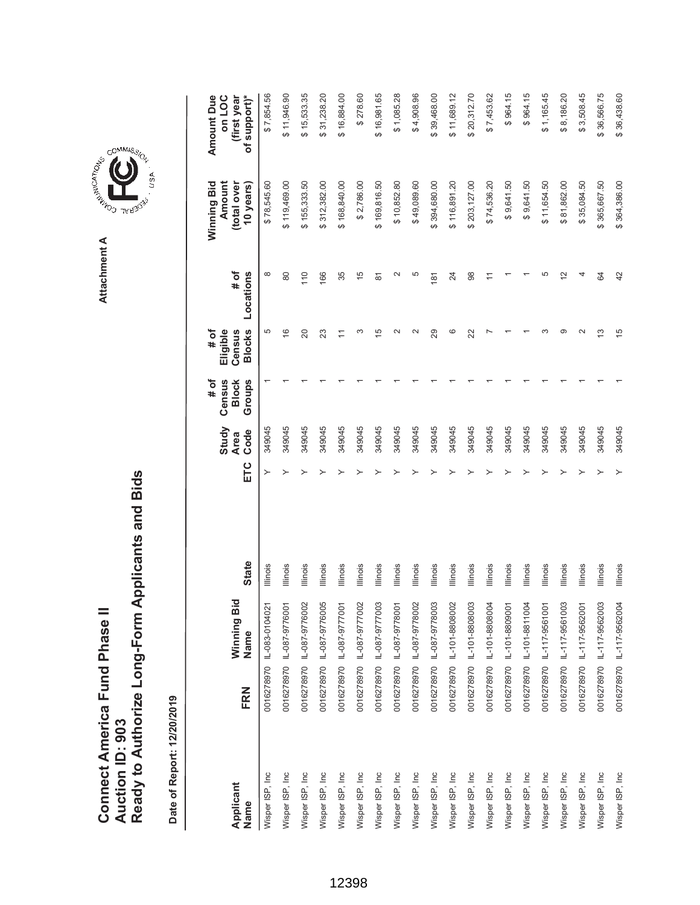# Connect America Fund Phase II
# Auction ID: 903
# Ready to Authorize Long-Form Applicants and Bids

Attachment A

**Date of Report: 12/20/2019**

| Applicant Name | FRN | Winning Bid Name | State | ETC | Study Area Code | # of Census Block Groups | # of Eligible Census Blocks | # of Locations | Winning Bid Amount (total over 10 years) | Amount Due on LOC (first year of support)* |
|---|---|---|---|---|---|---|---|---|---|---|
| Wisper ISP, Inc | 0016278970 | IL-083-0104021 | Illinois | Y | 349045 | 1 | 5 | 8 | $ 78,545.60 | $ 7,854.56 |
| Wisper ISP, Inc | 0016278970 | IL-087-9776001 | Illinois | Y | 349045 | 1 | 16 | 80 | $ 119,469.00 | $ 11,946.90 |
| Wisper ISP, Inc | 0016278970 | IL-087-9776002 | Illinois | Y | 349045 | 1 | 20 | 110 | $ 155,333.50 | $ 15,533.35 |
| Wisper ISP, Inc | 0016278970 | IL-087-9776005 | Illinois | Y | 349045 | 1 | 23 | 166 | $ 312,382.00 | $ 31,238.20 |
| Wisper ISP, Inc | 0016278970 | IL-087-9777001 | Illinois | Y | 349045 | 1 | 11 | 35 | $ 168,840.00 | $ 16,884.00 |
| Wisper ISP, Inc | 0016278970 | IL-087-9777002 | Illinois | Y | 349045 | 1 | 3 | 15 | $ 2,786.00 | $ 278.60 |
| Wisper ISP, Inc | 0016278970 | IL-087-9777003 | Illinois | Y | 349045 | 1 | 15 | 81 | $ 169,816.50 | $ 16,981.65 |
| Wisper ISP, Inc | 0016278970 | IL-087-9778001 | Illinois | Y | 349045 | 1 | 2 | 2 | $ 10,852.80 | $ 1,085.28 |
| Wisper ISP, Inc | 0016278970 | IL-087-9778002 | Illinois | Y | 349045 | 1 | 2 | 5 | $ 49,089.60 | $ 4,908.96 |
| Wisper ISP, Inc | 0016278970 | IL-087-9778003 | Illinois | Y | 349045 | 1 | 29 | 181 | $ 394,680.00 | $ 39,468.00 |
| Wisper ISP, Inc | 0016278970 | IL-101-8808002 | Illinois | Y | 349045 | 1 | 6 | 24 | $ 116,891.20 | $ 11,689.12 |
| Wisper ISP, Inc | 0016278970 | IL-101-8808003 | Illinois | Y | 349045 | 1 | 22 | 98 | $ 203,127.00 | $ 20,312.70 |
| Wisper ISP, Inc | 0016278970 | IL-101-8808004 | Illinois | Y | 349045 | 1 | 7 | 11 | $ 74,536.20 | $ 7,453.62 |
| Wisper ISP, Inc | 0016278970 | IL-101-8809001 | Illinois | Y | 349045 | 1 | 1 | 1 | $ 9,641.50 | $ 964.15 |
| Wisper ISP, Inc | 0016278970 | IL-101-8811004 | Illinois | Y | 349045 | 1 | 1 | 1 | $ 9,641.50 | $ 964.15 |
| Wisper ISP, Inc | 0016278970 | IL-117-9561001 | Illinois | Y | 349045 | 1 | 3 | 5 | $ 11,654.50 | $ 1,165.45 |
| Wisper ISP, Inc | 0016278970 | IL-117-9561003 | Illinois | Y | 349045 | 1 | 9 | 12 | $ 81,862.00 | $ 8,186.20 |
| Wisper ISP, Inc | 0016278970 | IL-117-9562001 | Illinois | Y | 349045 | 1 | 2 | 4 | $ 35,084.50 | $ 3,508.45 |
| Wisper ISP, Inc | 0016278970 | IL-117-9562003 | Illinois | Y | 349045 | 1 | 13 | 64 | $ 365,667.50 | $ 36,566.75 |
| Wisper ISP, Inc | 0016278970 | IL-117-9562004 | Illinois | Y | 349045 | 1 | 15 | 42 | $ 364,386.00 | $ 36,438.60 |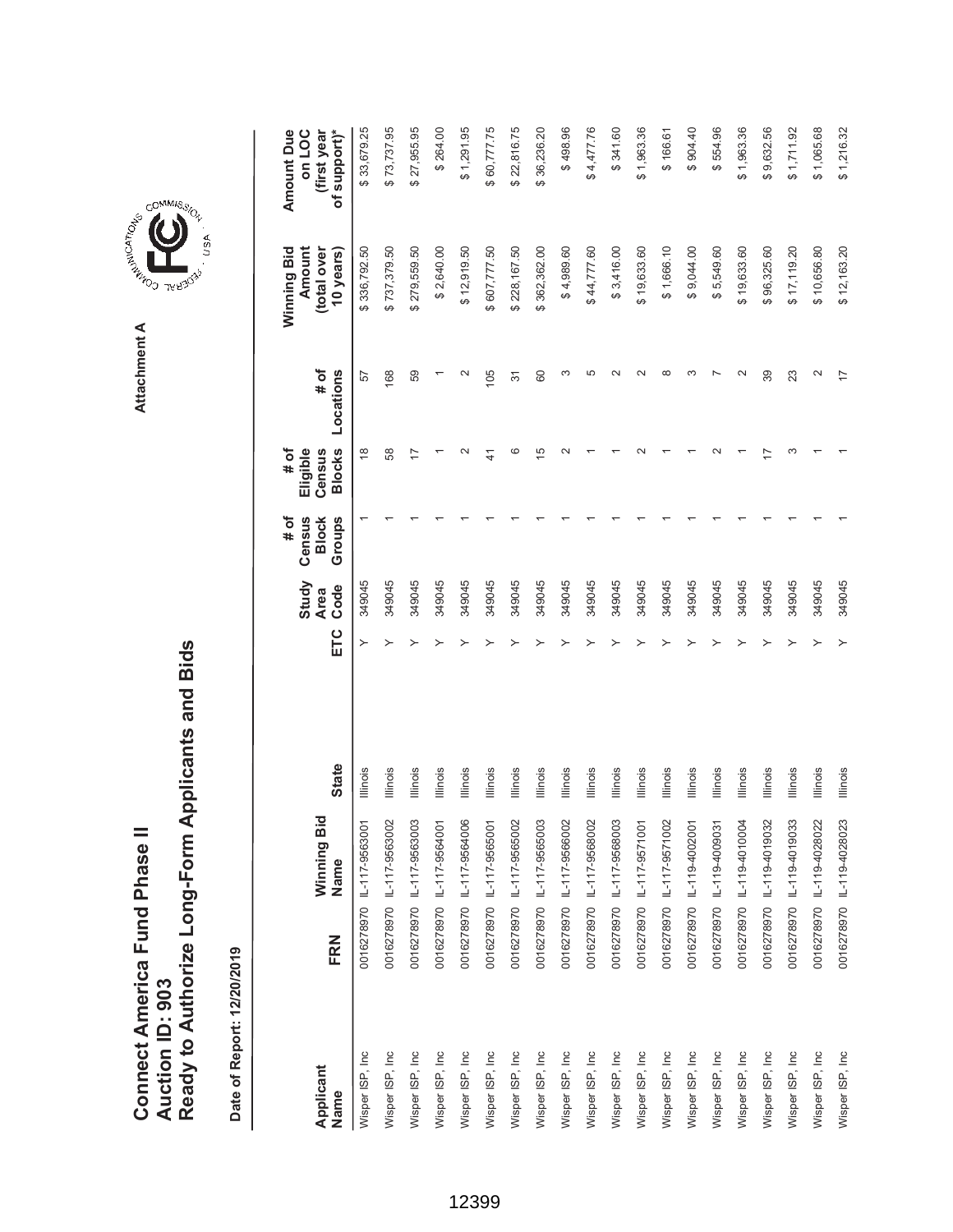# Connect America Fund Phase II
## Auction ID: 903
## Ready to Authorize Long-Form Applicants and Bids

Attachment A

**Date of Report: 12/20/2019**

| Applicant Name | FRN | Winning Bid Name | State | ETC | Study Area Code | # of Census Block Groups | # of Eligible Census Blocks | # of Locations | Winning Bid Amount (total over 10 years) | Amount Due on LOC (first year of support)* |
|---|---|---|---|---|---|---|---|---|---|---|
| Wisper ISP, Inc | 0016278970 | IL-117-9563001 | Illinois | Y | 349045 | 1 | 18 | 57 | $ 336,792.50 | $ 33,679.25 |
| Wisper ISP, Inc | 0016278970 | IL-117-9563002 | Illinois | Y | 349045 | 1 | 58 | 168 | $ 737,379.50 | $ 73,737.95 |
| Wisper ISP, Inc | 0016278970 | IL-117-9563003 | Illinois | Y | 349045 | 1 | 17 | 59 | $ 279,559.50 | $ 27,955.95 |
| Wisper ISP, Inc | 0016278970 | IL-117-9564001 | Illinois | Y | 349045 | 1 | 1 | 1 | $ 2,640.00 | $ 264.00 |
| Wisper ISP, Inc | 0016278970 | IL-117-9564006 | Illinois | Y | 349045 | 1 | 2 | 2 | $ 12,919.50 | $ 1,291.95 |
| Wisper ISP, Inc | 0016278970 | IL-117-9565001 | Illinois | Y | 349045 | 1 | 41 | 105 | $ 607,777.50 | $ 60,777.75 |
| Wisper ISP, Inc | 0016278970 | IL-117-9565002 | Illinois | Y | 349045 | 1 | 6 | 31 | $ 228,167.50 | $ 22,816.75 |
| Wisper ISP, Inc | 0016278970 | IL-117-9565003 | Illinois | Y | 349045 | 1 | 15 | 60 | $ 362,362.00 | $ 36,236.20 |
| Wisper ISP, Inc | 0016278970 | IL-117-9566002 | Illinois | Y | 349045 | 1 | 2 | 3 | $ 4,989.60 | $ 498.96 |
| Wisper ISP, Inc | 0016278970 | IL-117-9568002 | Illinois | Y | 349045 | 1 | 1 | 5 | $ 44,777.60 | $ 4,477.76 |
| Wisper ISP, Inc | 0016278970 | IL-117-9568003 | Illinois | Y | 349045 | 1 | 1 | 2 | $ 3,416.00 | $ 341.60 |
| Wisper ISP, Inc | 0016278970 | IL-117-9571001 | Illinois | Y | 349045 | 1 | 2 | 2 | $ 19,633.60 | $ 1,963.36 |
| Wisper ISP, Inc | 0016278970 | IL-117-9571002 | Illinois | Y | 349045 | 1 | 1 | 8 | $ 1,666.10 | $ 166.61 |
| Wisper ISP, Inc | 0016278970 | IL-119-4002001 | Illinois | Y | 349045 | 1 | 1 | 3 | $ 9,044.00 | $ 904.40 |
| Wisper ISP, Inc | 0016278970 | IL-119-4009031 | Illinois | Y | 349045 | 1 | 2 | 7 | $ 5,549.60 | $ 554.96 |
| Wisper ISP, Inc | 0016278970 | IL-119-4010004 | Illinois | Y | 349045 | 1 | 1 | 2 | $ 19,633.60 | $ 1,963.36 |
| Wisper ISP, Inc | 0016278970 | IL-119-4019032 | Illinois | Y | 349045 | 1 | 17 | 39 | $ 96,325.60 | $ 9,632.56 |
| Wisper ISP, Inc | 0016278970 | IL-119-4019033 | Illinois | Y | 349045 | 1 | 3 | 23 | $ 17,119.20 | $ 1,711.92 |
| Wisper ISP, Inc | 0016278970 | IL-119-4028022 | Illinois | Y | 349045 | 1 | 1 | 2 | $ 10,656.80 | $ 1,065.68 |
| Wisper ISP, Inc | 0016278970 | IL-119-4028023 | Illinois | Y | 349045 | 1 | 1 | 17 | $ 12,163.20 | $ 1,216.32 |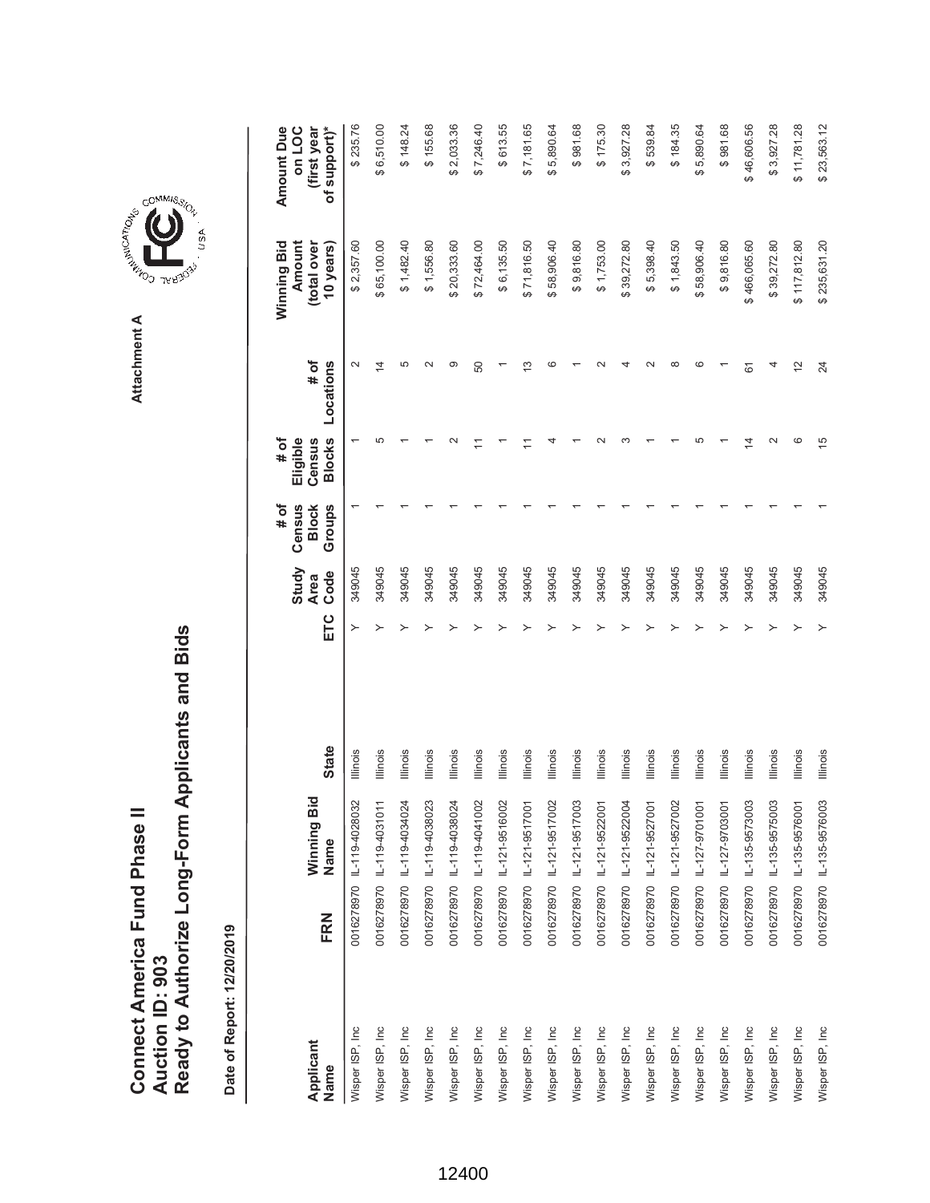# Connect America Fund Phase II
# Auction ID: 903
# Ready to Authorize Long-Form Applicants and Bids

Attachment A

**Date of Report: 12/20/2019**

| Applicant Name | FRN | Winning Bid Name | State | ETC | Study Area Code | # of Census Block Groups | # of Eligible Census Blocks | # of Locations | Winning Bid Amount (total over 10 years) | Amount Due on LOC (first year of support)* |
|---|---|---|---|---|---|---|---|---|---|---|
| Wisper ISP, Inc | 0016278970 | IL-119-4028032 | Illinois | Y | 349045 | 1 | 1 | 2 | $ 2,357.60 | $ 235.76 |
| Wisper ISP, Inc | 0016278970 | IL-119-4031011 | Illinois | Y | 349045 | 1 | 5 | 14 | $ 65,100.00 | $ 6,510.00 |
| Wisper ISP, Inc | 0016278970 | IL-119-4034024 | Illinois | Y | 349045 | 1 | 1 | 5 | $ 1,482.40 | $ 148.24 |
| Wisper ISP, Inc | 0016278970 | IL-119-4038023 | Illinois | Y | 349045 | 1 | 1 | 2 | $ 1,556.80 | $ 155.68 |
| Wisper ISP, Inc | 0016278970 | IL-119-4038024 | Illinois | Y | 349045 | 1 | 2 | 9 | $ 20,333.60 | $ 2,033.36 |
| Wisper ISP, Inc | 0016278970 | IL-119-4041002 | Illinois | Y | 349045 | 1 | 11 | 50 | $ 72,464.00 | $ 7,246.40 |
| Wisper ISP, Inc | 0016278970 | IL-121-9516002 | Illinois | Y | 349045 | 1 | 1 | 1 | $ 6,135.50 | $ 613.55 |
| Wisper ISP, Inc | 0016278970 | IL-121-9517001 | Illinois | Y | 349045 | 1 | 11 | 13 | $ 71,816.50 | $ 7,181.65 |
| Wisper ISP, Inc | 0016278970 | IL-121-9517002 | Illinois | Y | 349045 | 1 | 4 | 6 | $ 58,906.40 | $ 5,890.64 |
| Wisper ISP, Inc | 0016278970 | IL-121-9517003 | Illinois | Y | 349045 | 1 | 1 | 1 | $ 9,816.80 | $ 981.68 |
| Wisper ISP, Inc | 0016278970 | IL-121-9522001 | Illinois | Y | 349045 | 1 | 2 | 2 | $ 1,753.00 | $ 175.30 |
| Wisper ISP, Inc | 0016278970 | IL-121-9522004 | Illinois | Y | 349045 | 1 | 3 | 4 | $ 39,272.80 | $ 3,927.28 |
| Wisper ISP, Inc | 0016278970 | IL-121-9527001 | Illinois | Y | 349045 | 1 | 1 | 2 | $ 5,398.40 | $ 539.84 |
| Wisper ISP, Inc | 0016278970 | IL-121-9527002 | Illinois | Y | 349045 | 1 | 1 | 8 | $ 1,843.50 | $ 184.35 |
| Wisper ISP, Inc | 0016278970 | IL-127-9701001 | Illinois | Y | 349045 | 1 | 5 | 6 | $ 58,906.40 | $ 5,890.64 |
| Wisper ISP, Inc | 0016278970 | IL-127-9703001 | Illinois | Y | 349045 | 1 | 1 | 1 | $ 9,816.80 | $ 981.68 |
| Wisper ISP, Inc | 0016278970 | IL-135-9573003 | Illinois | Y | 349045 | 1 | 14 | 61 | $ 466,065.60 | $ 46,606.56 |
| Wisper ISP, Inc | 0016278970 | IL-135-9575003 | Illinois | Y | 349045 | 1 | 2 | 4 | $ 39,272.80 | $ 3,927.28 |
| Wisper ISP, Inc | 0016278970 | IL-135-9576001 | Illinois | Y | 349045 | 1 | 6 | 12 | $ 117,812.80 | $ 11,781.28 |
| Wisper ISP, Inc | 0016278970 | IL-135-9576003 | Illinois | Y | 349045 | 1 | 15 | 24 | $ 235,631.20 | $ 23,563.12 |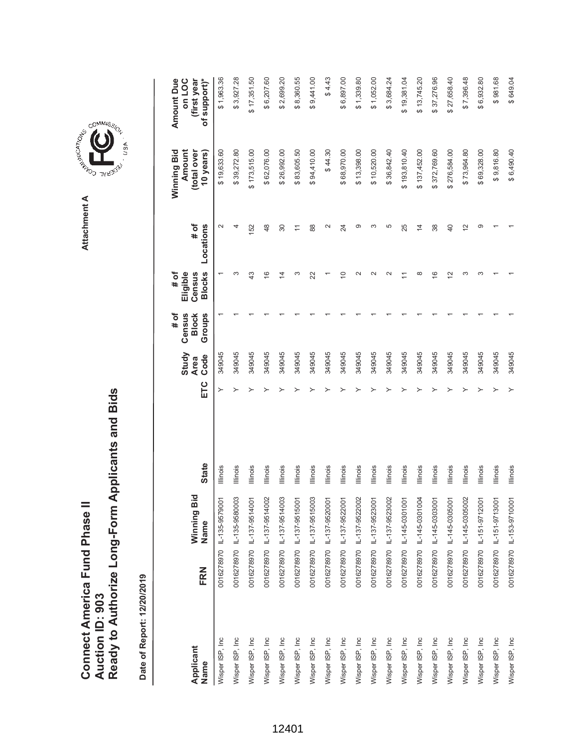# Connect America Fund Phase II
# Auction ID: 903
# Ready to Authorize Long-Form Applicants and Bids

Attachment A

**Date of Report: 12/20/2019**

| Applicant Name | FRN | Winning Bid Name | State | ETC | Study Area Code | # of Census Block Groups | # of Eligible Census Blocks | # of Locations | Winning Bid Amount (total over 10 years) | Amount Due on LOC (first year of support)* |
|---|---|---|---|---|---|---|---|---|---|---|
| Wisper ISP, Inc | 0016278970 | IL-135-9579001 | Illinois | Y | 349045 | 1 | 1 | 2 | $ 19,633.60 | $ 1,963.36 |
| Wisper ISP, Inc | 0016278970 | IL-135-9580003 | Illinois | Y | 349045 | 1 | 3 | 4 | $ 39,272.80 | $ 3,927.28 |
| Wisper ISP, Inc | 0016278970 | IL-137-9514001 | Illinois | Y | 349045 | 1 | 43 | 152 | $ 173,515.00 | $ 17,351.50 |
| Wisper ISP, Inc | 0016278970 | IL-137-9514002 | Illinois | Y | 349045 | 1 | 16 | 48 | $ 62,076.00 | $ 6,207.60 |
| Wisper ISP, Inc | 0016278970 | IL-137-9514003 | Illinois | Y | 349045 | 1 | 14 | 30 | $ 26,992.00 | $ 2,699.20 |
| Wisper ISP, Inc | 0016278970 | IL-137-9515001 | Illinois | Y | 349045 | 1 | 3 | 11 | $ 83,605.50 | $ 8,360.55 |
| Wisper ISP, Inc | 0016278970 | IL-137-9515003 | Illinois | Y | 349045 | 1 | 22 | 88 | $ 94,410.00 | $ 9,441.00 |
| Wisper ISP, Inc | 0016278970 | IL-137-9520001 | Illinois | Y | 349045 | 1 | 1 | 2 | $ 44.30 | $ 4.43 |
| Wisper ISP, Inc | 0016278970 | IL-137-9522001 | Illinois | Y | 349045 | 1 | 10 | 24 | $ 68,970.00 | $ 6,897.00 |
| Wisper ISP, Inc | 0016278970 | IL-137-9522002 | Illinois | Y | 349045 | 1 | 2 | 9 | $ 13,398.00 | $ 1,339.80 |
| Wisper ISP, Inc | 0016278970 | IL-137-9523001 | Illinois | Y | 349045 | 1 | 2 | 3 | $ 10,520.00 | $ 1,052.00 |
| Wisper ISP, Inc | 0016278970 | IL-137-9523002 | Illinois | Y | 349045 | 1 | 2 | 5 | $ 36,842.40 | $ 3,684.24 |
| Wisper ISP, Inc | 0016278970 | IL-145-0301001 | Illinois | Y | 349045 | 1 | 11 | 25 | $ 193,810.40 | $ 19,381.04 |
| Wisper ISP, Inc | 0016278970 | IL-145-0301004 | Illinois | Y | 349045 | 1 | 8 | 14 | $ 137,452.00 | $ 13,745.20 |
| Wisper ISP, Inc | 0016278970 | IL-145-0303001 | Illinois | Y | 349045 | 1 | 16 | 38 | $ 372,769.60 | $ 37,276.96 |
| Wisper ISP, Inc | 0016278970 | IL-145-0305001 | Illinois | Y | 349045 | 1 | 12 | 40 | $ 276,584.00 | $ 27,658.40 |
| Wisper ISP, Inc | 0016278970 | IL-145-0305002 | Illinois | Y | 349045 | 1 | 3 | 12 | $ 73,964.80 | $ 7,396.48 |
| Wisper ISP, Inc | 0016278970 | IL-151-9712001 | Illinois | Y | 349045 | 1 | 3 | 9 | $ 69,328.00 | $ 6,932.80 |
| Wisper ISP, Inc | 0016278970 | IL-151-9713001 | Illinois | Y | 349045 | 1 | 1 | 1 | $ 9,816.80 | $ 981.68 |
| Wisper ISP, Inc | 0016278970 | IL-153-9710001 | Illinois | Y | 349045 | 1 | 1 | 1 | $ 6,490.40 | $ 649.04 |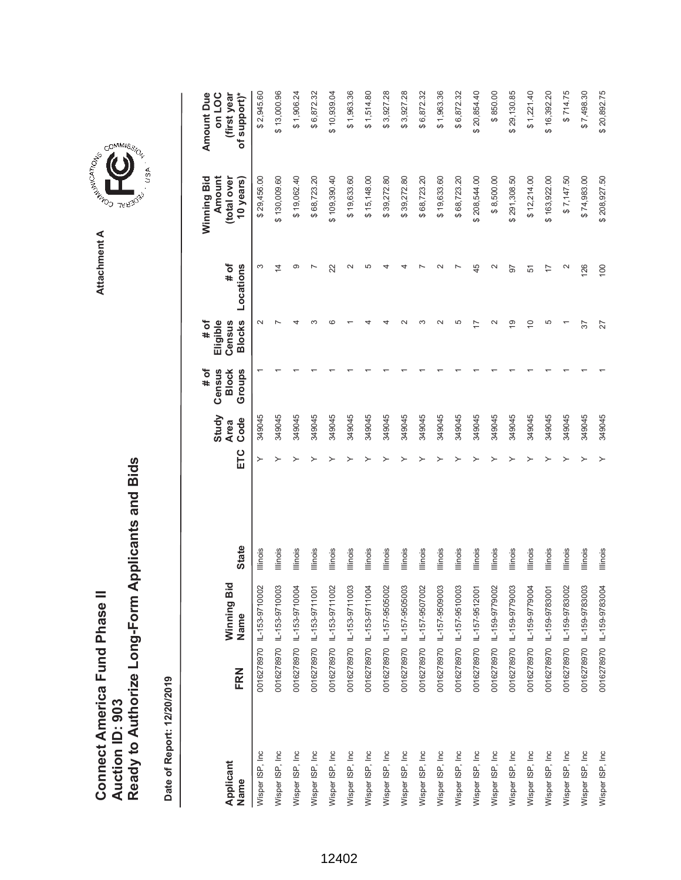# Connect America Fund Phase II
# Auction ID: 903
# Ready to Authorize Long-Form Applicants and Bids

Attachment A

**Date of Report: 12/20/2019**

| Applicant Name | FRN | Winning Bid Name | State | ETC | Study Area Code | # of Census Block Groups | # of Eligible Census Blocks | # of Locations | Winning Bid Amount (total over 10 years) | Amount Due on LOC (first year of support)* |
|---|---|---|---|---|---|---|---|---|---|---|
| Wisper ISP, Inc | 0016278970 | IL-153-9710002 | Illinois | Y | 349045 | 1 | 2 | 3 | $ 29,456.00 | $ 2,945.60 |
| Wisper ISP, Inc | 0016278970 | IL-153-9710003 | Illinois | Y | 349045 | 1 | 7 | 14 | $ 130,009.60 | $ 13,000.96 |
| Wisper ISP, Inc | 0016278970 | IL-153-9710004 | Illinois | Y | 349045 | 1 | 4 | 9 | $ 19,062.40 | $ 1,906.24 |
| Wisper ISP, Inc | 0016278970 | IL-153-9711001 | Illinois | Y | 349045 | 1 | 3 | 7 | $ 68,723.20 | $ 6,872.32 |
| Wisper ISP, Inc | 0016278970 | IL-153-9711002 | Illinois | Y | 349045 | 1 | 6 | 22 | $ 109,390.40 | $ 10,939.04 |
| Wisper ISP, Inc | 0016278970 | IL-153-9711003 | Illinois | Y | 349045 | 1 | 1 | 2 | $ 19,633.60 | $ 1,963.36 |
| Wisper ISP, Inc | 0016278970 | IL-153-9711004 | Illinois | Y | 349045 | 1 | 4 | 5 | $ 15,148.00 | $ 1,514.80 |
| Wisper ISP, Inc | 0016278970 | IL-157-9505002 | Illinois | Y | 349045 | 1 | 4 | 4 | $ 39,272.80 | $ 3,927.28 |
| Wisper ISP, Inc | 0016278970 | IL-157-9505003 | Illinois | Y | 349045 | 1 | 2 | 4 | $ 39,272.80 | $ 3,927.28 |
| Wisper ISP, Inc | 0016278970 | IL-157-9507002 | Illinois | Y | 349045 | 1 | 3 | 7 | $ 68,723.20 | $ 6,872.32 |
| Wisper ISP, Inc | 0016278970 | IL-157-9509003 | Illinois | Y | 349045 | 1 | 2 | 2 | $ 19,633.60 | $ 1,963.36 |
| Wisper ISP, Inc | 0016278970 | IL-157-9510003 | Illinois | Y | 349045 | 1 | 5 | 7 | $ 68,723.20 | $ 6,872.32 |
| Wisper ISP, Inc | 0016278970 | IL-157-9512001 | Illinois | Y | 349045 | 1 | 17 | 45 | $ 208,544.00 | $ 20,854.40 |
| Wisper ISP, Inc | 0016278970 | IL-159-9779002 | Illinois | Y | 349045 | 1 | 2 | 2 | $ 8,500.00 | $ 850.00 |
| Wisper ISP, Inc | 0016278970 | IL-159-9779003 | Illinois | Y | 349045 | 1 | 19 | 97 | $ 291,308.50 | $ 29,130.85 |
| Wisper ISP, Inc | 0016278970 | IL-159-9779004 | Illinois | Y | 349045 | 1 | 10 | 51 | $ 12,214.00 | $ 1,221.40 |
| Wisper ISP, Inc | 0016278970 | IL-159-9783001 | Illinois | Y | 349045 | 1 | 5 | 17 | $ 163,922.00 | $ 16,392.20 |
| Wisper ISP, Inc | 0016278970 | IL-159-9783002 | Illinois | Y | 349045 | 1 | 1 | 2 | $ 7,147.50 | $ 714.75 |
| Wisper ISP, Inc | 0016278970 | IL-159-9783003 | Illinois | Y | 349045 | 1 | 37 | 126 | $ 74,983.00 | $ 7,498.30 |
| Wisper ISP, Inc | 0016278970 | IL-159-9783004 | Illinois | Y | 349045 | 1 | 27 | 100 | $ 208,927.50 | $ 20,892.75 |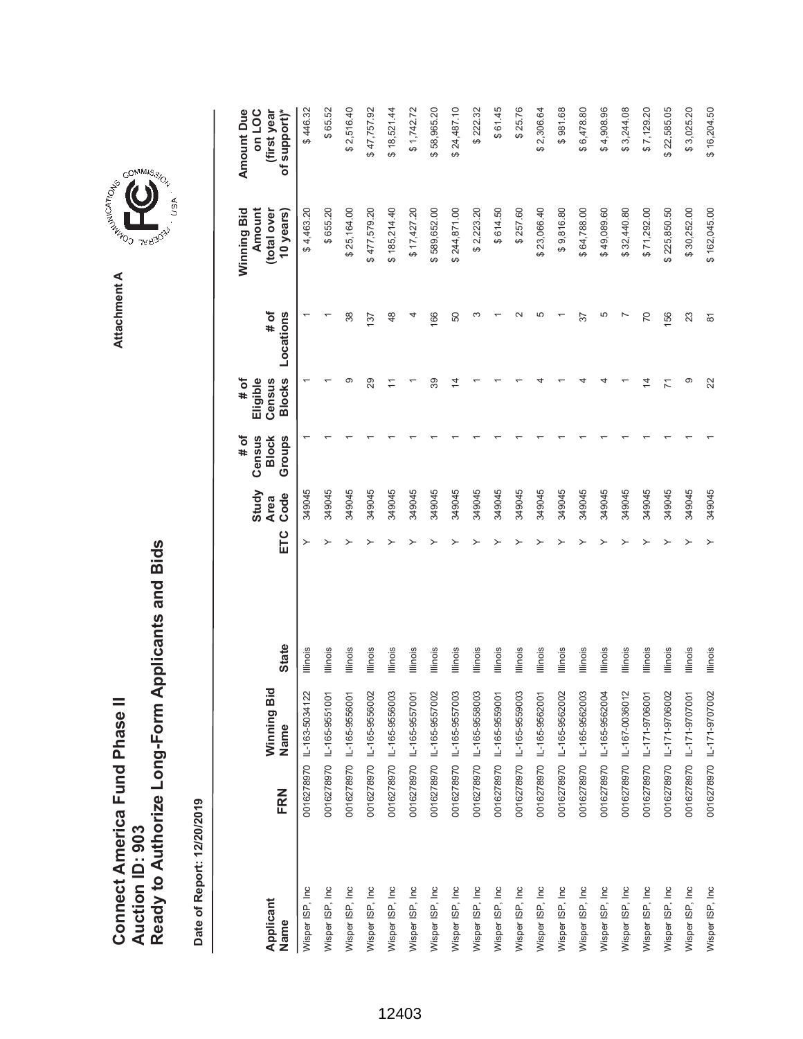# Connect America Fund Phase II
# Auction ID: 903
# Ready to Authorize Long-Form Applicants and Bids

Attachment A

Date of Report: 12/20/2019

| Applicant Name | FRN | Winning Bid Name | State | ETC | Study Area Code | # of Census Block Groups | # of Eligible Census Blocks | # of Locations | Winning Bid Amount (total over 10 years) | Amount Due on LOC (first year of support)* |
|---|---|---|---|---|---|---|---|---|---|---|
| Wisper ISP, Inc | 0016278970 | IL-163-5034122 | Illinois | Y | 349045 | 1 | 1 | 1 | $ 4,463.20 | $ 446.32 |
| Wisper ISP, Inc | 0016278970 | IL-165-9551001 | Illinois | Y | 349045 | 1 | 1 | 1 | $ 655.20 | $ 65.52 |
| Wisper ISP, Inc | 0016278970 | IL-165-9556001 | Illinois | Y | 349045 | 1 | 9 | 38 | $ 25,164.00 | $ 2,516.40 |
| Wisper ISP, Inc | 0016278970 | IL-165-9556002 | Illinois | Y | 349045 | 1 | 29 | 137 | $ 477,579.20 | $ 47,757.92 |
| Wisper ISP, Inc | 0016278970 | IL-165-9556003 | Illinois | Y | 349045 | 1 | 11 | 48 | $ 185,214.40 | $ 18,521.44 |
| Wisper ISP, Inc | 0016278970 | IL-165-9557001 | Illinois | Y | 349045 | 1 | 1 | 4 | $ 17,427.20 | $ 1,742.72 |
| Wisper ISP, Inc | 0016278970 | IL-165-9557002 | Illinois | Y | 349045 | 1 | 39 | 166 | $ 589,652.00 | $ 58,965.20 |
| Wisper ISP, Inc | 0016278970 | IL-165-9557003 | Illinois | Y | 349045 | 1 | 14 | 50 | $ 244,871.00 | $ 24,487.10 |
| Wisper ISP, Inc | 0016278970 | IL-165-9558003 | Illinois | Y | 349045 | 1 | 1 | 3 | $ 2,223.20 | $ 222.32 |
| Wisper ISP, Inc | 0016278970 | IL-165-9559001 | Illinois | Y | 349045 | 1 | 1 | 1 | $ 614.50 | $ 61.45 |
| Wisper ISP, Inc | 0016278970 | IL-165-9559003 | Illinois | Y | 349045 | 1 | 1 | 2 | $ 257.60 | $ 25.76 |
| Wisper ISP, Inc | 0016278970 | IL-165-9562001 | Illinois | Y | 349045 | 1 | 4 | 5 | $ 23,066.40 | $ 2,306.64 |
| Wisper ISP, Inc | 0016278970 | IL-165-9562002 | Illinois | Y | 349045 | 1 | 1 | 1 | $ 9,816.80 | $ 981.68 |
| Wisper ISP, Inc | 0016278970 | IL-165-9562003 | Illinois | Y | 349045 | 1 | 4 | 37 | $ 64,788.00 | $ 6,478.80 |
| Wisper ISP, Inc | 0016278970 | IL-165-9562004 | Illinois | Y | 349045 | 1 | 4 | 5 | $ 49,089.60 | $ 4,908.96 |
| Wisper ISP, Inc | 0016278970 | IL-167-0036012 | Illinois | Y | 349045 | 1 | 1 | 7 | $ 32,440.80 | $ 3,244.08 |
| Wisper ISP, Inc | 0016278970 | IL-171-9706001 | Illinois | Y | 349045 | 1 | 14 | 70 | $ 71,292.00 | $ 7,129.20 |
| Wisper ISP, Inc | 0016278970 | IL-171-9706002 | Illinois | Y | 349045 | 1 | 71 | 156 | $ 225,850.50 | $ 22,585.05 |
| Wisper ISP, Inc | 0016278970 | IL-171-9707001 | Illinois | Y | 349045 | 1 | 9 | 23 | $ 30,252.00 | $ 3,025.20 |
| Wisper ISP, Inc | 0016278970 | IL-171-9707002 | Illinois | Y | 349045 | 1 | 22 | 81 | $ 162,045.00 | $ 16,204.50 |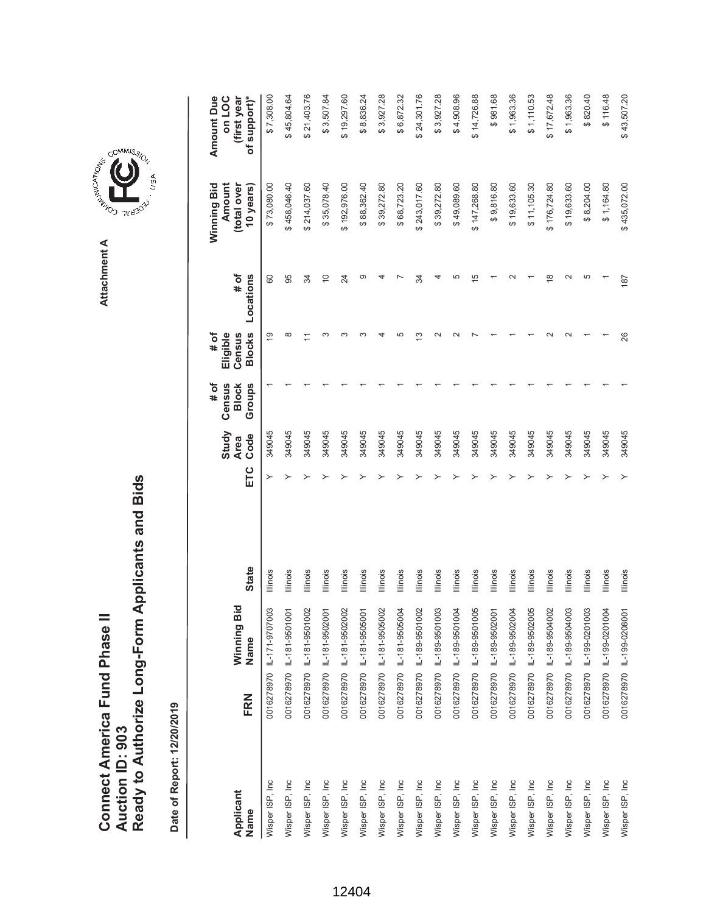# Connect America Fund Phase II
# Auction ID: 903
# Ready to Authorize Long-Form Applicants and Bids

Attachment A

**Date of Report: 12/20/2019**

| Applicant Name | FRN | Winning Bid Name | State | ETC | Study Area Code | # of Census Block Groups | # of Eligible Census Blocks | # of Locations | Winning Bid Amount (total over 10 years) | Amount Due on LOC (first year of support)* |
|---|---|---|---|---|---|---|---|---|---|---|
| Wisper ISP, Inc | 0016278970 | IL-171-9707003 | Illinois | Y | 349045 | 1 | 19 | 60 | $ 73,080.00 | $ 7,308.00 |
| Wisper ISP, Inc | 0016278970 | IL-181-9501001 | Illinois | Y | 349045 | 1 | 8 | 95 | $ 458,046.40 | $ 45,804.64 |
| Wisper ISP, Inc | 0016278970 | IL-181-9501002 | Illinois | Y | 349045 | 1 | 11 | 34 | $ 214,037.60 | $ 21,403.76 |
| Wisper ISP, Inc | 0016278970 | IL-181-9502001 | Illinois | Y | 349045 | 1 | 3 | 10 | $ 35,078.40 | $ 3,507.84 |
| Wisper ISP, Inc | 0016278970 | IL-181-9502002 | Illinois | Y | 349045 | 1 | 3 | 24 | $ 192,976.00 | $ 19,297.60 |
| Wisper ISP, Inc | 0016278970 | IL-181-9505001 | Illinois | Y | 349045 | 1 | 3 | 9 | $ 88,362.40 | $ 8,836.24 |
| Wisper ISP, Inc | 0016278970 | IL-181-9505002 | Illinois | Y | 349045 | 1 | 4 | 4 | $ 39,272.80 | $ 3,927.28 |
| Wisper ISP, Inc | 0016278970 | IL-181-9505004 | Illinois | Y | 349045 | 1 | 5 | 7 | $ 68,723.20 | $ 6,872.32 |
| Wisper ISP, Inc | 0016278970 | IL-189-9501002 | Illinois | Y | 349045 | 1 | 13 | 34 | $ 243,017.60 | $ 24,301.76 |
| Wisper ISP, Inc | 0016278970 | IL-189-9501003 | Illinois | Y | 349045 | 1 | 2 | 4 | $ 39,272.80 | $ 3,927.28 |
| Wisper ISP, Inc | 0016278970 | IL-189-9501004 | Illinois | Y | 349045 | 1 | 2 | 5 | $ 49,089.60 | $ 4,908.96 |
| Wisper ISP, Inc | 0016278970 | IL-189-9501005 | Illinois | Y | 349045 | 1 | 7 | 15 | $ 147,268.80 | $ 14,726.88 |
| Wisper ISP, Inc | 0016278970 | IL-189-9502001 | Illinois | Y | 349045 | 1 | 1 | 1 | $ 9,816.80 | $ 981.68 |
| Wisper ISP, Inc | 0016278970 | IL-189-9502004 | Illinois | Y | 349045 | 1 | 1 | 2 | $ 19,633.60 | $ 1,963.36 |
| Wisper ISP, Inc | 0016278970 | IL-189-9502005 | Illinois | Y | 349045 | 1 | 1 | 1 | $ 11,105.30 | $ 1,110.53 |
| Wisper ISP, Inc | 0016278970 | IL-189-9504002 | Illinois | Y | 349045 | 1 | 2 | 18 | $ 176,724.80 | $ 17,672.48 |
| Wisper ISP, Inc | 0016278970 | IL-189-9504003 | Illinois | Y | 349045 | 1 | 2 | 2 | $ 19,633.60 | $ 1,963.36 |
| Wisper ISP, Inc | 0016278970 | IL-199-0201003 | Illinois | Y | 349045 | 1 | 1 | 5 | $ 8,204.00 | $ 820.40 |
| Wisper ISP, Inc | 0016278970 | IL-199-0201004 | Illinois | Y | 349045 | 1 | 1 | 1 | $ 1,164.80 | $ 116.48 |
| Wisper ISP, Inc | 0016278970 | IL-199-0208001 | Illinois | Y | 349045 | 1 | 26 | 187 | $ 435,072.00 | $ 43,507.20 |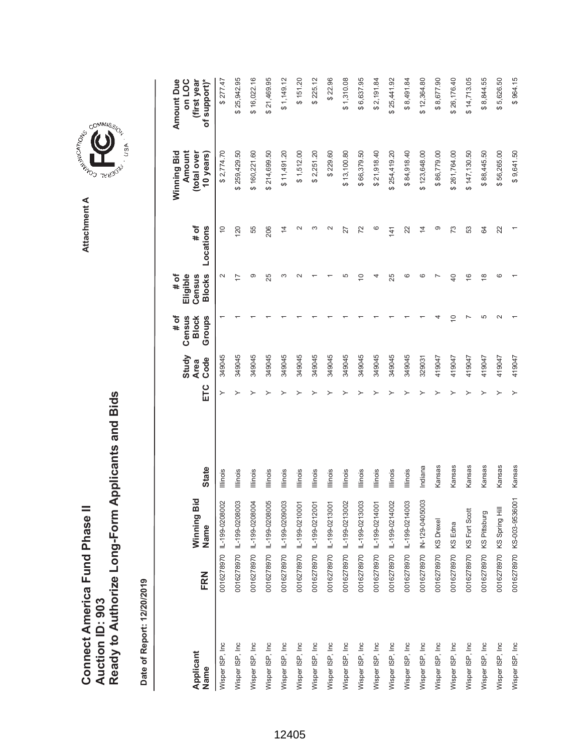# Connect America Fund Phase II
## Auction ID: 903
## Ready to Authorize Long-Form Applicants and Bids

Attachment A

**Date of Report: 12/20/2019**

| Applicant Name | FRN | Winning Bid Name | State | ETC | Study Area Code | # of Census Block Groups | # of Eligible Census Blocks | # of Locations | Winning Bid Amount (total over 10 years) | Amount Due on LOC (first year of support)* |
|---|---|---|---|---|---|---|---|---|---|---|
| Wisper ISP, Inc | 0016278970 | IL-199-0208002 | Illinois | Y | 349045 | 1 | 2 | 10 | $ 2,774.70 | $ 277.47 |
| Wisper ISP, Inc | 0016278970 | IL-199-0208003 | Illinois | Y | 349045 | 1 | 17 | 120 | $ 259,429.50 | $ 25,942.95 |
| Wisper ISP, Inc | 0016278970 | IL-199-0208004 | Illinois | Y | 349045 | 1 | 9 | 55 | $ 160,221.60 | $ 16,022.16 |
| Wisper ISP, Inc | 0016278970 | IL-199-0208005 | Illinois | Y | 349045 | 1 | 25 | 206 | $ 214,699.50 | $ 21,469.95 |
| Wisper ISP, Inc | 0016278970 | IL-199-0209003 | Illinois | Y | 349045 | 1 | 3 | 14 | $ 11,491.20 | $ 1,149.12 |
| Wisper ISP, Inc | 0016278970 | IL-199-0210001 | Illinois | Y | 349045 | 1 | 2 | 2 | $ 1,512.00 | $ 151.20 |
| Wisper ISP, Inc | 0016278970 | IL-199-0212001 | Illinois | Y | 349045 | 1 | 1 | 3 | $ 2,251.20 | $ 225.12 |
| Wisper ISP, Inc | 0016278970 | IL-199-0213001 | Illinois | Y | 349045 | 1 | 1 | 2 | $ 229.60 | $ 22.96 |
| Wisper ISP, Inc | 0016278970 | IL-199-0213002 | Illinois | Y | 349045 | 1 | 5 | 27 | $ 13,100.80 | $ 1,310.08 |
| Wisper ISP, Inc | 0016278970 | IL-199-0213003 | Illinois | Y | 349045 | 1 | 10 | 72 | $ 66,379.50 | $ 6,637.95 |
| Wisper ISP, Inc | 0016278970 | IL-199-0214001 | Illinois | Y | 349045 | 1 | 4 | 6 | $ 21,918.40 | $ 2,191.84 |
| Wisper ISP, Inc | 0016278970 | IL-199-0214002 | Illinois | Y | 349045 | 1 | 25 | 141 | $ 254,419.20 | $ 25,441.92 |
| Wisper ISP, Inc | 0016278970 | IL-199-0214003 | Illinois | Y | 349045 | 1 | 6 | 22 | $ 84,918.40 | $ 8,491.84 |
| Wisper ISP, Inc | 0016278970 | IN-129-0405003 | Indiana | Y | 329031 | 1 | 6 | 14 | $ 123,648.00 | $ 12,364.80 |
| Wisper ISP, Inc | 0016278970 | KS Drexel | Kansas | Y | 419047 | 4 | 7 | 9 | $ 86,779.00 | $ 8,677.90 |
| Wisper ISP, Inc | 0016278970 | KS Edna | Kansas | Y | 419047 | 10 | 40 | 73 | $ 261,764.00 | $ 26,176.40 |
| Wisper ISP, Inc | 0016278970 | KS Fort Scott | Kansas | Y | 419047 | 7 | 16 | 53 | $ 147,130.50 | $ 14,713.05 |
| Wisper ISP, Inc | 0016278970 | KS Pittsburg | Kansas | Y | 419047 | 5 | 18 | 64 | $ 88,445.50 | $ 8,844.55 |
| Wisper ISP, Inc | 0016278970 | KS Spring Hill | Kansas | Y | 419047 | 2 | 6 | 22 | $ 56,265.00 | $ 5,626.50 |
| Wisper ISP, Inc | 0016278970 | KS-003-9536001 | Kansas | Y | 419047 | 1 | 1 | 1 | $ 9,641.50 | $ 964.15 |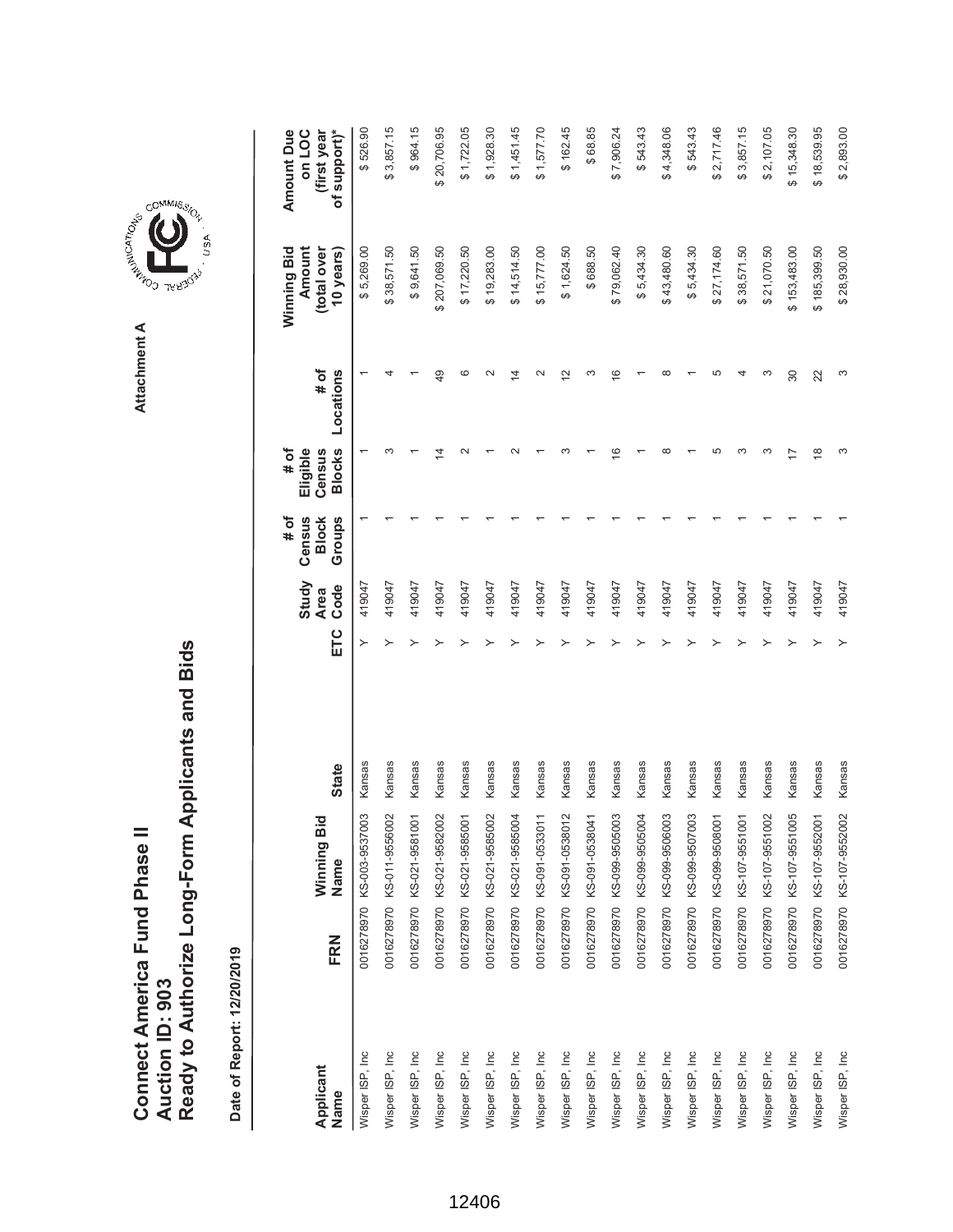# Connect America Fund Phase II
# Auction ID: 903
# Ready to Authorize Long-Form Applicants and Bids

**Attachment A**

**Date of Report: 12/20/2019**

| Applicant Name | FRN | Winning Bid Name | State | ETC | Study Area Code | # of Census Block Groups | # of Eligible Census Blocks | # of Locations | Winning Bid Amount (total over 10 years) | Amount Due on LOC (first year of support)* |
|---|---|---|---|---|---|---|---|---|---|---|
| Wisper ISP, Inc | 0016278970 | KS-003-9537003 | Kansas | Y | 419047 | 1 | 1 | 1 | $ 5,269.00 | $ 526.90 |
| Wisper ISP, Inc | 0016278970 | KS-011-9556002 | Kansas | Y | 419047 | 1 | 3 | 4 | $ 38,571.50 | $ 3,857.15 |
| Wisper ISP, Inc | 0016278970 | KS-021-9581001 | Kansas | Y | 419047 | 1 | 1 | 1 | $ 9,641.50 | $ 964.15 |
| Wisper ISP, Inc | 0016278970 | KS-021-9582002 | Kansas | Y | 419047 | 1 | 14 | 49 | $ 207,069.50 | $ 20,706.95 |
| Wisper ISP, Inc | 0016278970 | KS-021-9585001 | Kansas | Y | 419047 | 1 | 2 | 6 | $ 17,220.50 | $ 1,722.05 |
| Wisper ISP, Inc | 0016278970 | KS-021-9585002 | Kansas | Y | 419047 | 1 | 1 | 2 | $ 19,283.00 | $ 1,928.30 |
| Wisper ISP, Inc | 0016278970 | KS-021-9585004 | Kansas | Y | 419047 | 1 | 2 | 14 | $ 14,514.50 | $ 1,451.45 |
| Wisper ISP, Inc | 0016278970 | KS-091-0533011 | Kansas | Y | 419047 | 1 | 1 | 2 | $ 15,777.00 | $ 1,577.70 |
| Wisper ISP, Inc | 0016278970 | KS-091-0538012 | Kansas | Y | 419047 | 1 | 3 | 12 | $ 1,624.50 | $ 162.45 |
| Wisper ISP, Inc | 0016278970 | KS-091-0538041 | Kansas | Y | 419047 | 1 | 1 | 3 | $ 688.50 | $ 68.85 |
| Wisper ISP, Inc | 0016278970 | KS-099-9505003 | Kansas | Y | 419047 | 1 | 16 | 16 | $ 79,062.40 | $ 7,906.24 |
| Wisper ISP, Inc | 0016278970 | KS-099-9505004 | Kansas | Y | 419047 | 1 | 1 | 1 | $ 5,434.30 | $ 543.43 |
| Wisper ISP, Inc | 0016278970 | KS-099-9506003 | Kansas | Y | 419047 | 1 | 8 | 8 | $ 43,480.60 | $ 4,348.06 |
| Wisper ISP, Inc | 0016278970 | KS-099-9507003 | Kansas | Y | 419047 | 1 | 1 | 1 | $ 5,434.30 | $ 543.43 |
| Wisper ISP, Inc | 0016278970 | KS-099-9508001 | Kansas | Y | 419047 | 1 | 5 | 5 | $ 27,174.60 | $ 2,717.46 |
| Wisper ISP, Inc | 0016278970 | KS-107-9551001 | Kansas | Y | 419047 | 1 | 3 | 4 | $ 38,571.50 | $ 3,857.15 |
| Wisper ISP, Inc | 0016278970 | KS-107-9551002 | Kansas | Y | 419047 | 1 | 3 | 3 | $ 21,070.50 | $ 2,107.05 |
| Wisper ISP, Inc | 0016278970 | KS-107-9551005 | Kansas | Y | 419047 | 1 | 17 | 30 | $ 153,483.00 | $ 15,348.30 |
| Wisper ISP, Inc | 0016278970 | KS-107-9552001 | Kansas | Y | 419047 | 1 | 18 | 22 | $ 185,399.50 | $ 18,539.95 |
| Wisper ISP, Inc | 0016278970 | KS-107-9552002 | Kansas | Y | 419047 | 1 | 3 | 3 | $ 28,930.00 | $ 2,893.00 |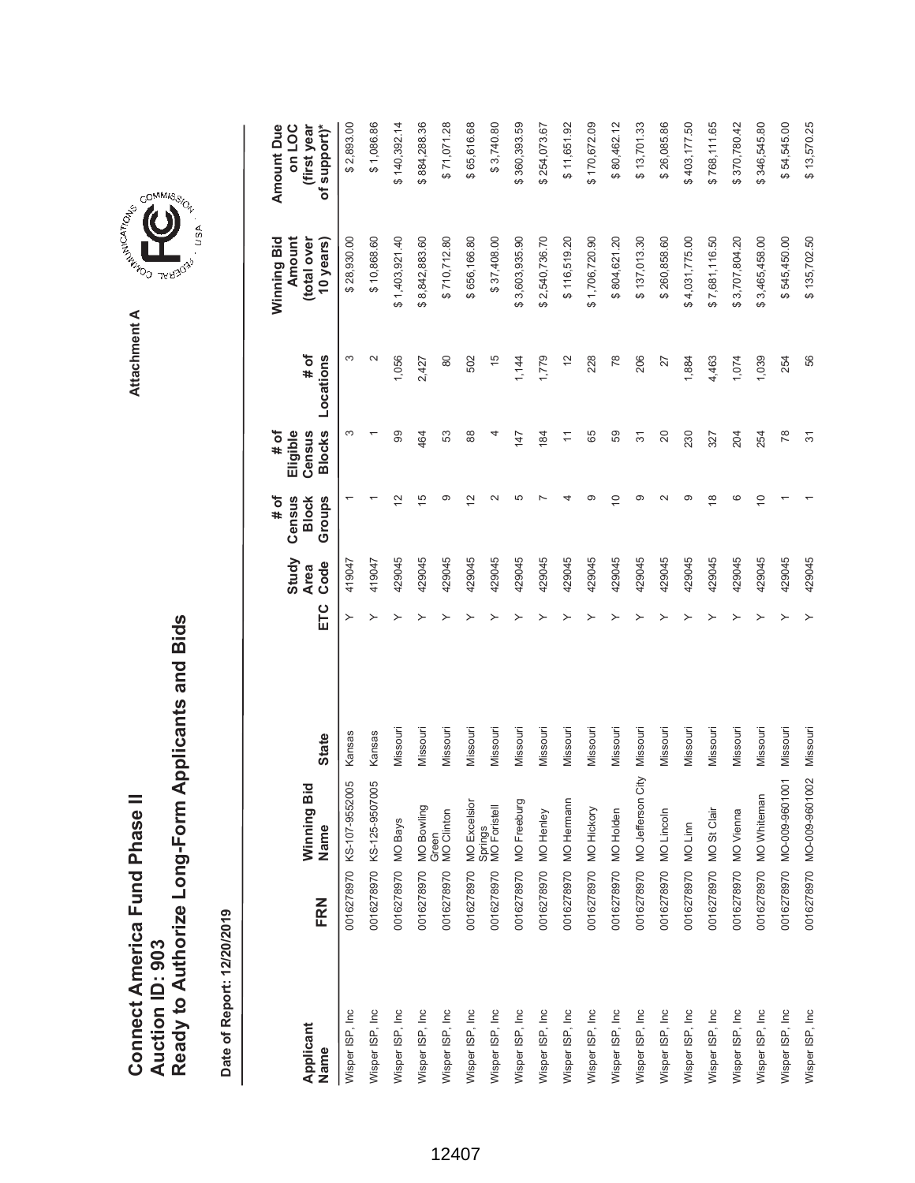# Connect America Fund Phase II
# Auction ID: 903
# Ready to Authorize Long-Form Applicants and Bids

Attachment A

**Date of Report: 12/20/2019**

| Applicant Name | FRN | Winning Bid Name | State | ETC | Study Area Code | # of Census Block Groups | # of Eligible Census Blocks | # of Locations | Winning Bid Amount (total over 10 years) | Amount Due on LOC (first year of support)* |
|---|---|---|---|---|---|---|---|---|---|---|
| Wisper ISP, Inc | 0016278970 | KS-107-9552005 | Kansas | Y | 419047 | 1 | 3 | 3 | $ 28,930.00 | $ 2,893.00 |
| Wisper ISP, Inc | 0016278970 | KS-125-9507005 | Kansas | Y | 419047 | 1 | 1 | 2 | $ 10,868.60 | $ 1,086.86 |
| Wisper ISP, Inc | 0016278970 | MO Bays | Missouri | Y | 429045 | 12 | 99 | 1,056 | $ 1,403,921.40 | $ 140,392.14 |
| Wisper ISP, Inc | 0016278970 | MO Bowling Green | Missouri | Y | 429045 | 15 | 464 | 2,427 | $ 8,842,883.60 | $ 884,288.36 |
| Wisper ISP, Inc | 0016278970 | MO Clinton | Missouri | Y | 429045 | 9 | 53 | 80 | $ 710,712.80 | $ 71,071.28 |
| Wisper ISP, Inc | 0016278970 | MO Excelsior Springs | Missouri | Y | 429045 | 12 | 88 | 502 | $ 656,166.80 | $ 65,616.68 |
| Wisper ISP, Inc | 0016278970 | MO Foristell | Missouri | Y | 429045 | 2 | 4 | 15 | $ 37,408.00 | $ 3,740.80 |
| Wisper ISP, Inc | 0016278970 | MO Freeburg | Missouri | Y | 429045 | 5 | 147 | 1,144 | $ 3,603,935.90 | $ 360,393.59 |
| Wisper ISP, Inc | 0016278970 | MO Henley | Missouri | Y | 429045 | 7 | 184 | 1,779 | $ 2,540,736.70 | $ 254,073.67 |
| Wisper ISP, Inc | 0016278970 | MO Hermann | Missouri | Y | 429045 | 4 | 11 | 12 | $ 116,519.20 | $ 11,651.92 |
| Wisper ISP, Inc | 0016278970 | MO Hickory | Missouri | Y | 429045 | 9 | 65 | 228 | $ 1,706,720.90 | $ 170,672.09 |
| Wisper ISP, Inc | 0016278970 | MO Holden | Missouri | Y | 429045 | 10 | 59 | 78 | $ 804,621.20 | $ 80,462.12 |
| Wisper ISP, Inc | 0016278970 | MO Jefferson City | Missouri | Y | 429045 | 9 | 31 | 206 | $ 137,013.30 | $ 13,701.33 |
| Wisper ISP, Inc | 0016278970 | MO Lincoln | Missouri | Y | 429045 | 2 | 20 | 27 | $ 260,858.60 | $ 26,085.86 |
| Wisper ISP, Inc | 0016278970 | MO Linn | Missouri | Y | 429045 | 9 | 230 | 1,884 | $ 4,031,775.00 | $ 403,177.50 |
| Wisper ISP, Inc | 0016278970 | MO St Clair | Missouri | Y | 429045 | 18 | 327 | 4,463 | $ 7,681,116.50 | $ 768,111.65 |
| Wisper ISP, Inc | 0016278970 | MO Vienna | Missouri | Y | 429045 | 6 | 204 | 1,074 | $ 3,707,804.20 | $ 370,780.42 |
| Wisper ISP, Inc | 0016278970 | MO Whiteman | Missouri | Y | 429045 | 10 | 254 | 1,039 | $ 3,465,458.00 | $ 346,545.80 |
| Wisper ISP, Inc | 0016278970 | MO-009-9601001 | Missouri | Y | 429045 | 1 | 78 | 254 | $ 545,450.00 | $ 54,545.00 |
| Wisper ISP, Inc | 0016278970 | MO-009-9601002 | Missouri | Y | 429045 | 1 | 31 | 56 | $ 135,702.50 | $ 13,570.25 |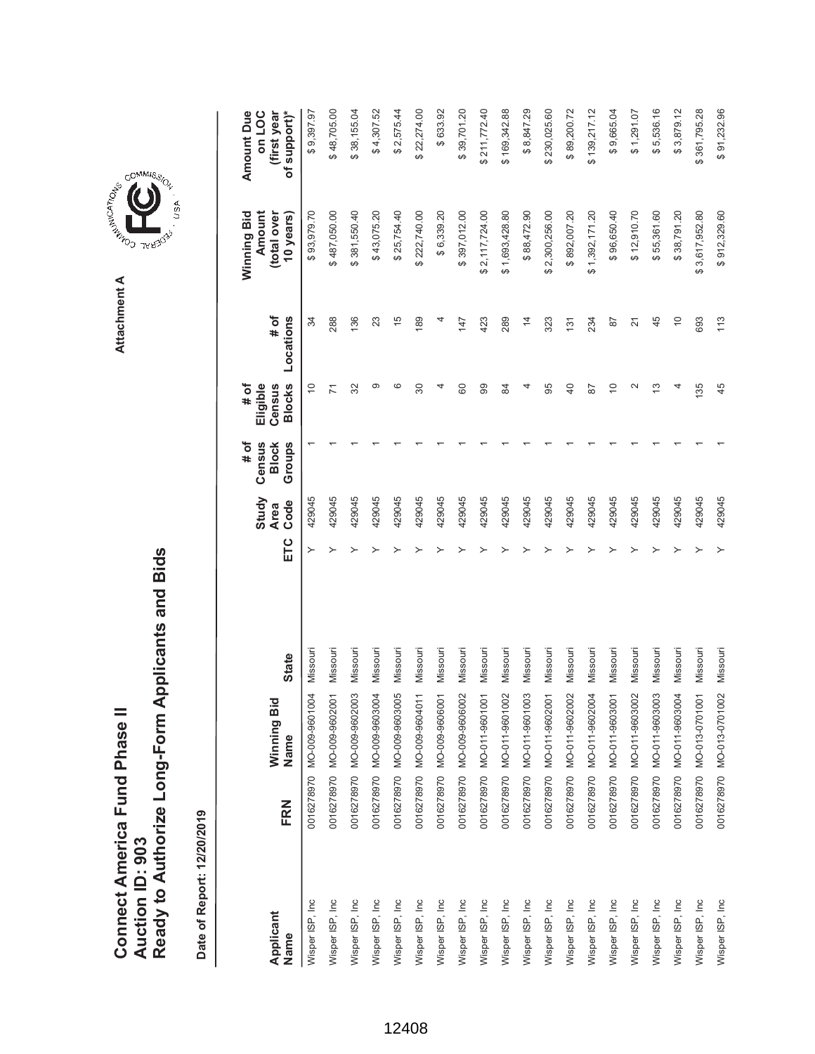# Connect America Fund Phase II
# Auction ID: 903
# Ready to Authorize Long-Form Applicants and Bids

Attachment A

**Date of Report: 12/20/2019**

| Applicant Name | FRN | Winning Bid Name | State | ETC | Study Area Code | # of Census Block Groups | # of Eligible Census Blocks | # of Locations | Winning Bid Amount (total over 10 years) | Amount Due on LOC (first year of support)* |
|---|---|---|---|---|---|---|---|---|---|---|
| Wisper ISP, Inc | 0016278970 | MO-009-9601004 | Missouri | Y | 429045 | 1 | 10 | 34 | $ 93,979.70 | $ 9,397.97 |
| Wisper ISP, Inc | 0016278970 | MO-009-9602001 | Missouri | Y | 429045 | 1 | 71 | 288 | $ 487,050.00 | $ 48,705.00 |
| Wisper ISP, Inc | 0016278970 | MO-009-9602003 | Missouri | Y | 429045 | 1 | 32 | 136 | $ 381,550.40 | $ 38,155.04 |
| Wisper ISP, Inc | 0016278970 | MO-009-9603004 | Missouri | Y | 429045 | 1 | 9 | 23 | $ 43,075.20 | $ 4,307.52 |
| Wisper ISP, Inc | 0016278970 | MO-009-9603005 | Missouri | Y | 429045 | 1 | 6 | 15 | $ 25,754.40 | $ 2,575.44 |
| Wisper ISP, Inc | 0016278970 | MO-009-9604011 | Missouri | Y | 429045 | 1 | 30 | 189 | $ 222,740.00 | $ 22,274.00 |
| Wisper ISP, Inc | 0016278970 | MO-009-9606001 | Missouri | Y | 429045 | 1 | 4 | 4 | $ 6,339.20 | $ 633.92 |
| Wisper ISP, Inc | 0016278970 | MO-009-9606002 | Missouri | Y | 429045 | 1 | 60 | 147 | $ 397,012.00 | $ 39,701.20 |
| Wisper ISP, Inc | 0016278970 | MO-011-9601001 | Missouri | Y | 429045 | 1 | 99 | 423 | $ 2,117,724.00 | $ 211,772.40 |
| Wisper ISP, Inc | 0016278970 | MO-011-9601002 | Missouri | Y | 429045 | 1 | 84 | 289 | $ 1,693,428.80 | $ 169,342.88 |
| Wisper ISP, Inc | 0016278970 | MO-011-9601003 | Missouri | Y | 429045 | 1 | 4 | 14 | $ 88,472.90 | $ 8,847.29 |
| Wisper ISP, Inc | 0016278970 | MO-011-9602001 | Missouri | Y | 429045 | 1 | 95 | 323 | $ 2,300,256.00 | $ 230,025.60 |
| Wisper ISP, Inc | 0016278970 | MO-011-9602002 | Missouri | Y | 429045 | 1 | 40 | 131 | $ 892,007.20 | $ 89,200.72 |
| Wisper ISP, Inc | 0016278970 | MO-011-9602004 | Missouri | Y | 429045 | 1 | 87 | 234 | $ 1,392,171.20 | $ 139,217.12 |
| Wisper ISP, Inc | 0016278970 | MO-011-9603001 | Missouri | Y | 429045 | 1 | 10 | 87 | $ 96,650.40 | $ 9,665.04 |
| Wisper ISP, Inc | 0016278970 | MO-011-9603002 | Missouri | Y | 429045 | 1 | 2 | 21 | $ 12,910.70 | $ 1,291.07 |
| Wisper ISP, Inc | 0016278970 | MO-011-9603003 | Missouri | Y | 429045 | 1 | 13 | 45 | $ 55,361.60 | $ 5,536.16 |
| Wisper ISP, Inc | 0016278970 | MO-011-9603004 | Missouri | Y | 429045 | 1 | 4 | 10 | $ 38,791.20 | $ 3,879.12 |
| Wisper ISP, Inc | 0016278970 | MO-013-0701001 | Missouri | Y | 429045 | 1 | 135 | 693 | $ 3,617,952.80 | $ 361,795.28 |
| Wisper ISP, Inc | 0016278970 | MO-013-0701002 | Missouri | Y | 429045 | 1 | 45 | 113 | $ 912,329.60 | $ 91,232.96 |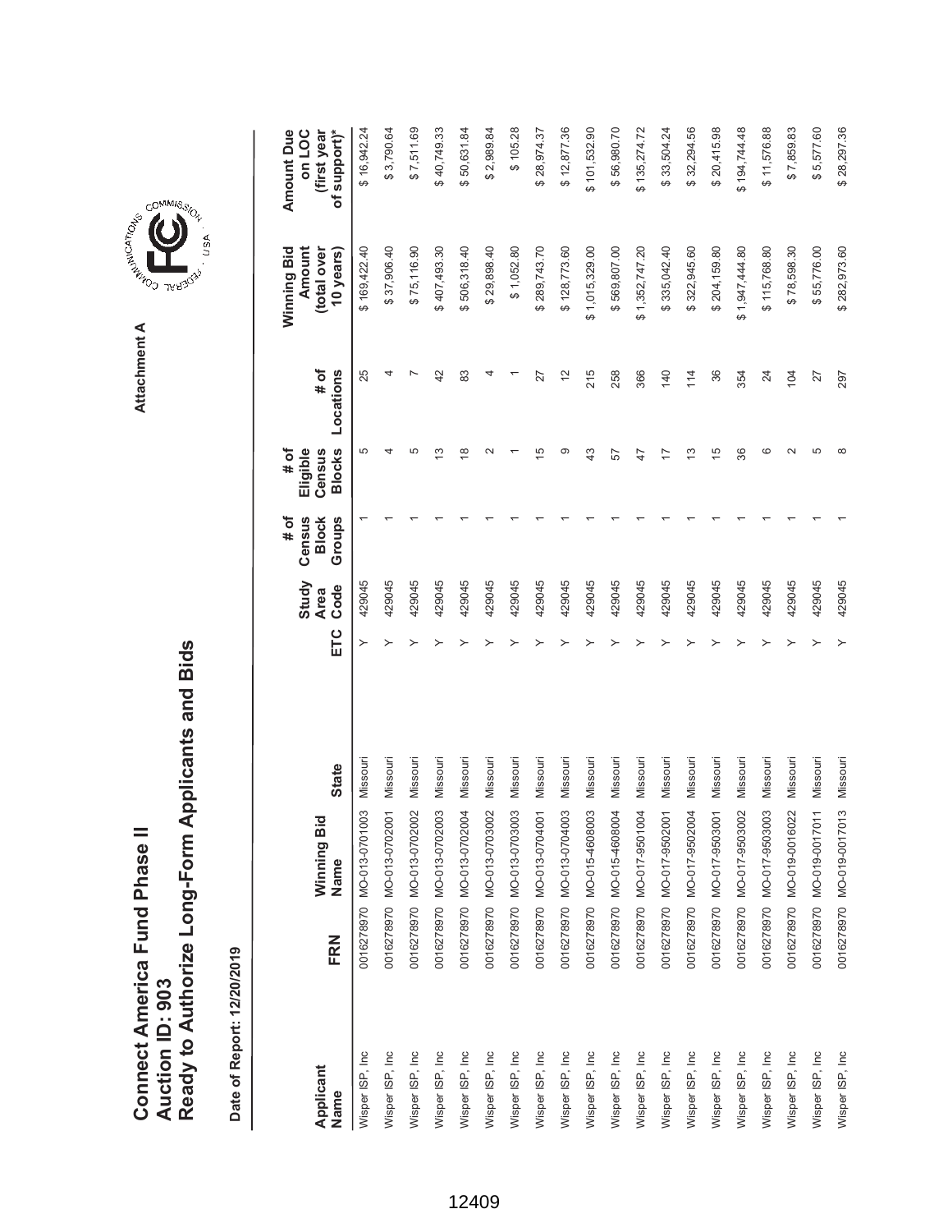# Connect America Fund Phase II
# Auction ID: 903
# Ready to Authorize Long-Form Applicants and Bids

**Attachment A**

**Date of Report: 12/20/2019**

| Applicant Name | FRN | Winning Bid Name | State | ETC | Study Area Code | # of Census Block Groups | # of Eligible Census Blocks | # of Locations | Winning Bid Amount (total over 10 years) | Amount Due on LOC (first year of support)* |
|---|---|---|---|---|---|---|---|---|---|---|
| Wisper ISP, Inc | 0016278970 | MO-013-0701003 | Missouri | Y | 429045 | 1 | 5 | 25 | $ 169,422.40 | $ 16,942.24 |
| Wisper ISP, Inc | 0016278970 | MO-013-0702001 | Missouri | Y | 429045 | 1 | 4 | 4 | $ 37,906.40 | $ 3,790.64 |
| Wisper ISP, Inc | 0016278970 | MO-013-0702002 | Missouri | Y | 429045 | 1 | 5 | 7 | $ 75,116.90 | $ 7,511.69 |
| Wisper ISP, Inc | 0016278970 | MO-013-0702003 | Missouri | Y | 429045 | 1 | 13 | 42 | $ 407,493.30 | $ 40,749.33 |
| Wisper ISP, Inc | 0016278970 | MO-013-0702004 | Missouri | Y | 429045 | 1 | 18 | 83 | $ 506,318.40 | $ 50,631.84 |
| Wisper ISP, Inc | 0016278970 | MO-013-0703002 | Missouri | Y | 429045 | 1 | 2 | 4 | $ 29,898.40 | $ 2,989.84 |
| Wisper ISP, Inc | 0016278970 | MO-013-0703003 | Missouri | Y | 429045 | 1 | 1 | 1 | $ 1,052.80 | $ 105.28 |
| Wisper ISP, Inc | 0016278970 | MO-013-0704001 | Missouri | Y | 429045 | 1 | 15 | 27 | $ 289,743.70 | $ 28,974.37 |
| Wisper ISP, Inc | 0016278970 | MO-013-0704003 | Missouri | Y | 429045 | 1 | 9 | 12 | $ 128,773.60 | $ 12,877.36 |
| Wisper ISP, Inc | 0016278970 | MO-015-4608003 | Missouri | Y | 429045 | 1 | 43 | 215 | $ 1,015,329.00 | $ 101,532.90 |
| Wisper ISP, Inc | 0016278970 | MO-015-4608004 | Missouri | Y | 429045 | 1 | 57 | 258 | $ 569,807.00 | $ 56,980.70 |
| Wisper ISP, Inc | 0016278970 | MO-017-9501004 | Missouri | Y | 429045 | 1 | 47 | 366 | $ 1,352,747.20 | $ 135,274.72 |
| Wisper ISP, Inc | 0016278970 | MO-017-9502001 | Missouri | Y | 429045 | 1 | 17 | 140 | $ 335,042.40 | $ 33,504.24 |
| Wisper ISP, Inc | 0016278970 | MO-017-9502004 | Missouri | Y | 429045 | 1 | 13 | 114 | $ 322,945.60 | $ 32,294.56 |
| Wisper ISP, Inc | 0016278970 | MO-017-9503001 | Missouri | Y | 429045 | 1 | 15 | 36 | $ 204,159.80 | $ 20,415.98 |
| Wisper ISP, Inc | 0016278970 | MO-017-9503002 | Missouri | Y | 429045 | 1 | 36 | 354 | $ 1,947,444.80 | $ 194,744.48 |
| Wisper ISP, Inc | 0016278970 | MO-017-9503003 | Missouri | Y | 429045 | 1 | 6 | 24 | $ 115,768.80 | $ 11,576.88 |
| Wisper ISP, Inc | 0016278970 | MO-019-0016022 | Missouri | Y | 429045 | 1 | 2 | 104 | $ 78,598.30 | $ 7,859.83 |
| Wisper ISP, Inc | 0016278970 | MO-019-0017011 | Missouri | Y | 429045 | 1 | 5 | 27 | $ 55,776.00 | $ 5,577.60 |
| Wisper ISP, Inc | 0016278970 | MO-019-0017013 | Missouri | Y | 429045 | 1 | 8 | 297 | $ 282,973.60 | $ 28,297.36 |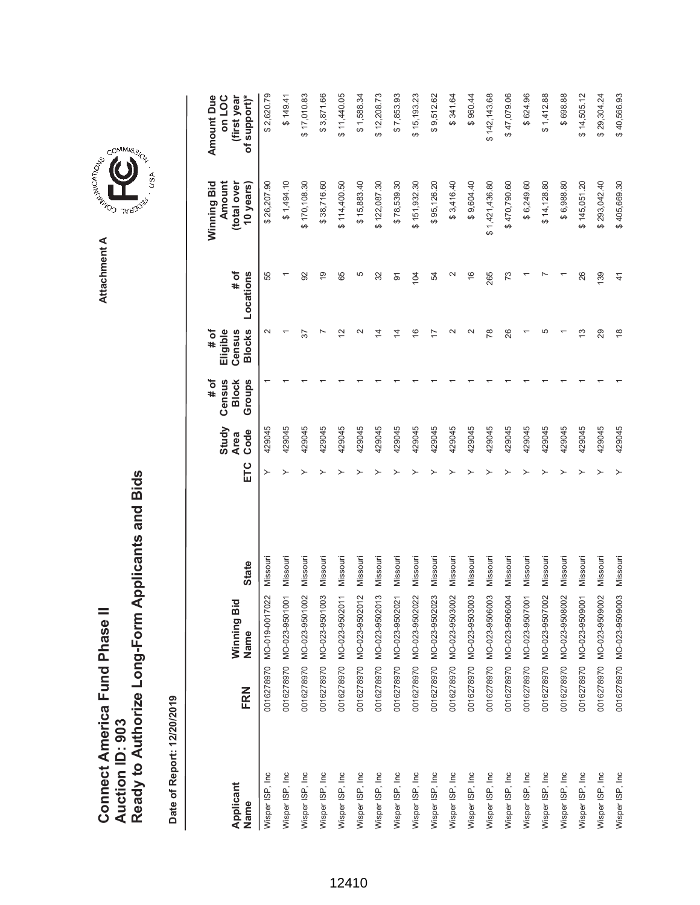# Connect America Fund Phase II
## Auction ID: 903
## Ready to Authorize Long-Form Applicants and Bids

Attachment A

**Date of Report: 12/20/2019**

| Applicant Name | FRN | Winning Bid Name | State | ETC | Study Area Code | # of Census Block Groups | # of Eligible Census Blocks | # of Locations | Winning Bid Amount (total over 10 years) | Amount Due on LOC (first year of support)* |
|---|---|---|---|---|---|---|---|---|---|---|
| Wisper ISP, Inc | 0016278970 | MO-019-0017022 | Missouri | Y | 429045 | 1 | 2 | 55 | $ 26,207.90 | $ 2,620.79 |
| Wisper ISP, Inc | 0016278970 | MO-023-9501001 | Missouri | Y | 429045 | 1 | 1 | 1 | $ 1,494.10 | $ 149.41 |
| Wisper ISP, Inc | 0016278970 | MO-023-9501002 | Missouri | Y | 429045 | 1 | 37 | 92 | $ 170,108.30 | $ 17,010.83 |
| Wisper ISP, Inc | 0016278970 | MO-023-9501003 | Missouri | Y | 429045 | 1 | 7 | 19 | $ 38,716.60 | $ 3,871.66 |
| Wisper ISP, Inc | 0016278970 | MO-023-9502011 | Missouri | Y | 429045 | 1 | 12 | 65 | $ 114,400.50 | $ 11,440.05 |
| Wisper ISP, Inc | 0016278970 | MO-023-9502012 | Missouri | Y | 429045 | 1 | 2 | 5 | $ 15,883.40 | $ 1,588.34 |
| Wisper ISP, Inc | 0016278970 | MO-023-9502013 | Missouri | Y | 429045 | 1 | 14 | 32 | $ 122,087.30 | $ 12,208.73 |
| Wisper ISP, Inc | 0016278970 | MO-023-9502021 | Missouri | Y | 429045 | 1 | 14 | 91 | $ 78,539.30 | $ 7,853.93 |
| Wisper ISP, Inc | 0016278970 | MO-023-9502022 | Missouri | Y | 429045 | 1 | 16 | 104 | $ 151,932.30 | $ 15,193.23 |
| Wisper ISP, Inc | 0016278970 | MO-023-9502023 | Missouri | Y | 429045 | 1 | 17 | 54 | $ 95,126.20 | $ 9,512.62 |
| Wisper ISP, Inc | 0016278970 | MO-023-9503002 | Missouri | Y | 429045 | 1 | 2 | 2 | $ 3,416.40 | $ 341.64 |
| Wisper ISP, Inc | 0016278970 | MO-023-9503003 | Missouri | Y | 429045 | 1 | 2 | 16 | $ 9,604.40 | $ 960.44 |
| Wisper ISP, Inc | 0016278970 | MO-023-9506003 | Missouri | Y | 429045 | 1 | 78 | 265 | $ 1,421,436.80 | $ 142,143.68 |
| Wisper ISP, Inc | 0016278970 | MO-023-9506004 | Missouri | Y | 429045 | 1 | 26 | 73 | $ 470,790.60 | $ 47,079.06 |
| Wisper ISP, Inc | 0016278970 | MO-023-9507001 | Missouri | Y | 429045 | 1 | 1 | 1 | $ 6,249.60 | $ 624.96 |
| Wisper ISP, Inc | 0016278970 | MO-023-9507002 | Missouri | Y | 429045 | 1 | 5 | 7 | $ 14,128.80 | $ 1,412.88 |
| Wisper ISP, Inc | 0016278970 | MO-023-9508002 | Missouri | Y | 429045 | 1 | 1 | 1 | $ 6,988.80 | $ 698.88 |
| Wisper ISP, Inc | 0016278970 | MO-023-9509001 | Missouri | Y | 429045 | 1 | 13 | 26 | $ 145,051.20 | $ 14,505.12 |
| Wisper ISP, Inc | 0016278970 | MO-023-9509002 | Missouri | Y | 429045 | 1 | 29 | 139 | $ 293,042.40 | $ 29,304.24 |
| Wisper ISP, Inc | 0016278970 | MO-023-9509003 | Missouri | Y | 429045 | 1 | 18 | 41 | $ 405,669.30 | $ 40,566.93 |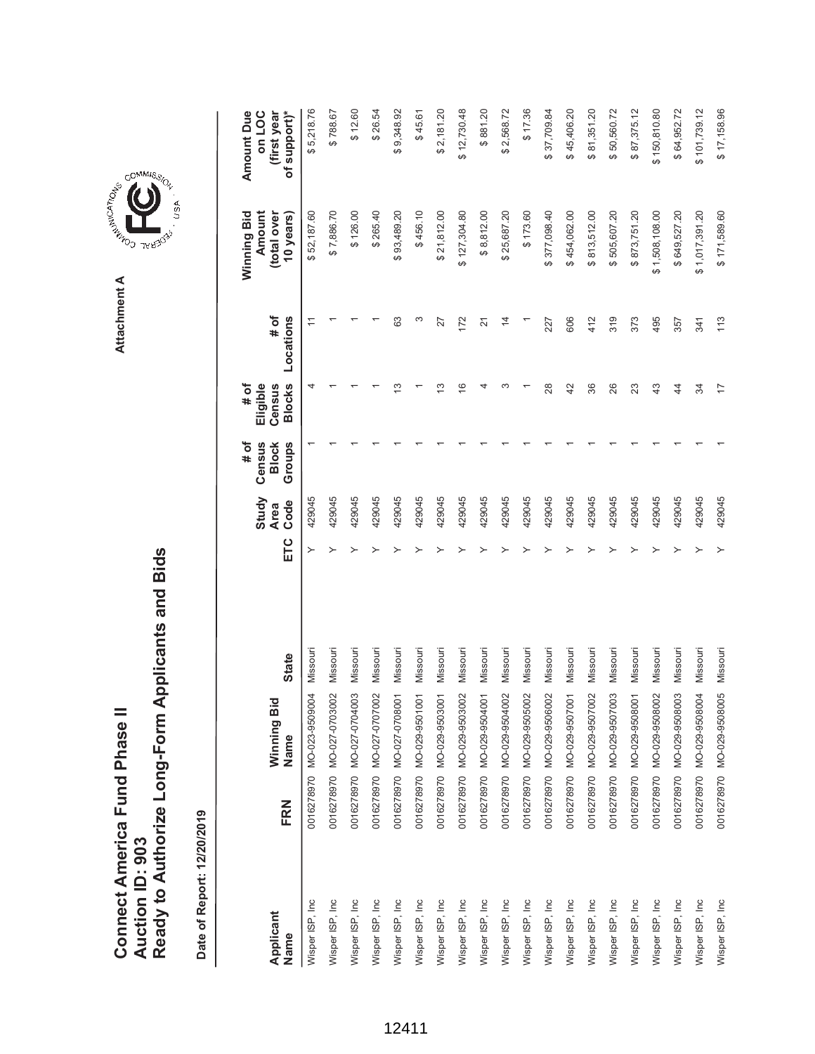# Connect America Fund Phase II
# Auction ID: 903
# Ready to Authorize Long-Form Applicants and Bids

Attachment A

**Date of Report: 12/20/2019**

| Applicant Name | FRN | Winning Bid Name | State | ETC | Study Area Code | # of Census Block Groups | # of Eligible Census Blocks | # of Locations | Winning Bid Amount (total over 10 years) | Amount Due on LOC (first year of support)* |
|---|---|---|---|---|---|---|---|---|---|---|
| Wisper ISP, Inc | 0016278970 | MO-023-9509004 | Missouri | Y | 429045 | 1 | 4 | 11 | $ 52,187.60 | $ 5,218.76 |
| Wisper ISP, Inc | 0016278970 | MO-027-0703002 | Missouri | Y | 429045 | 1 | 1 | 1 | $ 7,886.70 | $ 788.67 |
| Wisper ISP, Inc | 0016278970 | MO-027-0704003 | Missouri | Y | 429045 | 1 | 1 | 1 | $ 126.00 | $ 12.60 |
| Wisper ISP, Inc | 0016278970 | MO-027-0707002 | Missouri | Y | 429045 | 1 | 1 | 1 | $ 265.40 | $ 26.54 |
| Wisper ISP, Inc | 0016278970 | MO-027-0708001 | Missouri | Y | 429045 | 1 | 13 | 63 | $ 93,489.20 | $ 9,348.92 |
| Wisper ISP, Inc | 0016278970 | MO-029-9501001 | Missouri | Y | 429045 | 1 | 1 | 3 | $ 456.10 | $ 45.61 |
| Wisper ISP, Inc | 0016278970 | MO-029-9503001 | Missouri | Y | 429045 | 1 | 13 | 27 | $ 21,812.00 | $ 2,181.20 |
| Wisper ISP, Inc | 0016278970 | MO-029-9503002 | Missouri | Y | 429045 | 1 | 16 | 172 | $ 127,304.80 | $ 12,730.48 |
| Wisper ISP, Inc | 0016278970 | MO-029-9504001 | Missouri | Y | 429045 | 1 | 4 | 21 | $ 8,812.00 | $ 881.20 |
| Wisper ISP, Inc | 0016278970 | MO-029-9504002 | Missouri | Y | 429045 | 1 | 3 | 14 | $ 25,687.20 | $ 2,568.72 |
| Wisper ISP, Inc | 0016278970 | MO-029-9505002 | Missouri | Y | 429045 | 1 | 1 | 1 | $ 173.60 | $ 17.36 |
| Wisper ISP, Inc | 0016278970 | MO-029-9506002 | Missouri | Y | 429045 | 1 | 28 | 227 | $ 377,098.40 | $ 37,709.84 |
| Wisper ISP, Inc | 0016278970 | MO-029-9507001 | Missouri | Y | 429045 | 1 | 42 | 606 | $ 454,062.00 | $ 45,406.20 |
| Wisper ISP, Inc | 0016278970 | MO-029-9507002 | Missouri | Y | 429045 | 1 | 36 | 412 | $ 813,512.00 | $ 81,351.20 |
| Wisper ISP, Inc | 0016278970 | MO-029-9507003 | Missouri | Y | 429045 | 1 | 26 | 319 | $ 505,607.20 | $ 50,560.72 |
| Wisper ISP, Inc | 0016278970 | MO-029-9508001 | Missouri | Y | 429045 | 1 | 23 | 373 | $ 873,751.20 | $ 87,375.12 |
| Wisper ISP, Inc | 0016278970 | MO-029-9508002 | Missouri | Y | 429045 | 1 | 43 | 495 | $ 1,508,108.00 | $ 150,810.80 |
| Wisper ISP, Inc | 0016278970 | MO-029-9508003 | Missouri | Y | 429045 | 1 | 44 | 357 | $ 649,527.20 | $ 64,952.72 |
| Wisper ISP, Inc | 0016278970 | MO-029-9508004 | Missouri | Y | 429045 | 1 | 34 | 341 | $ 1,017,391.20 | $ 101,739.12 |
| Wisper ISP, Inc | 0016278970 | MO-029-9508005 | Missouri | Y | 429045 | 1 | 17 | 113 | $ 171,589.60 | $ 17,158.96 |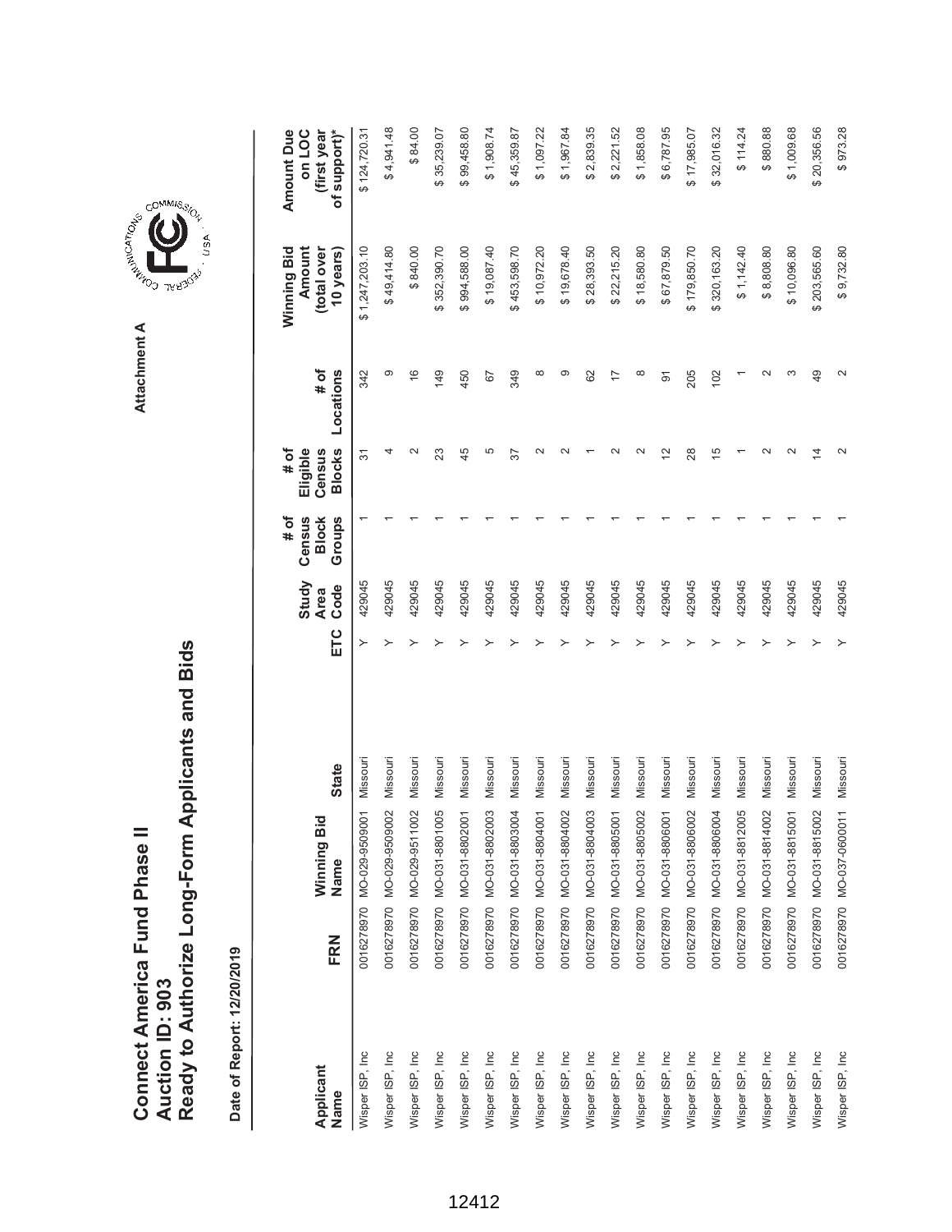# Connect America Fund Phase II
# Auction ID: 903
# Ready to Authorize Long-Form Applicants and Bids

Attachment A

Date of Report: 12/20/2019

| Applicant Name | FRN | Winning Bid Name | State | ETC | Study Area Code | # of Census Block Groups | # of Eligible Census Blocks | # of Locations | Winning Bid Amount (total over 10 years) | Amount Due on LOC (first year of support)* |
|---|---|---|---|---|---|---|---|---|---|---|
| Wisper ISP, Inc | 0016278970 | MO-029-9509001 | Missouri | Y | 429045 | 1 | 31 | 342 | $ 1,247,203.10 | $ 124,720.31 |
| Wisper ISP, Inc | 0016278970 | MO-029-9509002 | Missouri | Y | 429045 | 1 | 4 | 9 | $ 49,414.80 | $ 4,941.48 |
| Wisper ISP, Inc | 0016278970 | MO-029-9511002 | Missouri | Y | 429045 | 1 | 2 | 16 | $ 840.00 | $ 84.00 |
| Wisper ISP, Inc | 0016278970 | MO-031-8801005 | Missouri | Y | 429045 | 1 | 23 | 149 | $ 352,390.70 | $ 35,239.07 |
| Wisper ISP, Inc | 0016278970 | MO-031-8802001 | Missouri | Y | 429045 | 1 | 45 | 450 | $ 994,588.00 | $ 99,458.80 |
| Wisper ISP, Inc | 0016278970 | MO-031-8802003 | Missouri | Y | 429045 | 1 | 5 | 67 | $ 19,087.40 | $ 1,908.74 |
| Wisper ISP, Inc | 0016278970 | MO-031-8803004 | Missouri | Y | 429045 | 1 | 37 | 349 | $ 453,598.70 | $ 45,359.87 |
| Wisper ISP, Inc | 0016278970 | MO-031-8804001 | Missouri | Y | 429045 | 1 | 2 | 8 | $ 10,972.20 | $ 1,097.22 |
| Wisper ISP, Inc | 0016278970 | MO-031-8804002 | Missouri | Y | 429045 | 1 | 2 | 9 | $ 19,678.40 | $ 1,967.84 |
| Wisper ISP, Inc | 0016278970 | MO-031-8804003 | Missouri | Y | 429045 | 1 | 1 | 62 | $ 28,393.50 | $ 2,839.35 |
| Wisper ISP, Inc | 0016278970 | MO-031-8805001 | Missouri | Y | 429045 | 1 | 2 | 17 | $ 22,215.20 | $ 2,221.52 |
| Wisper ISP, Inc | 0016278970 | MO-031-8805002 | Missouri | Y | 429045 | 1 | 2 | 8 | $ 18,580.80 | $ 1,858.08 |
| Wisper ISP, Inc | 0016278970 | MO-031-8806001 | Missouri | Y | 429045 | 1 | 12 | 91 | $ 67,879.50 | $ 6,787.95 |
| Wisper ISP, Inc | 0016278970 | MO-031-8806002 | Missouri | Y | 429045 | 1 | 28 | 205 | $ 179,850.70 | $ 17,985.07 |
| Wisper ISP, Inc | 0016278970 | MO-031-8806004 | Missouri | Y | 429045 | 1 | 15 | 102 | $ 320,163.20 | $ 32,016.32 |
| Wisper ISP, Inc | 0016278970 | MO-031-8812005 | Missouri | Y | 429045 | 1 | 1 | 1 | $ 1,142.40 | $ 114.24 |
| Wisper ISP, Inc | 0016278970 | MO-031-8814002 | Missouri | Y | 429045 | 1 | 2 | 2 | $ 8,808.80 | $ 880.88 |
| Wisper ISP, Inc | 0016278970 | MO-031-8815001 | Missouri | Y | 429045 | 1 | 2 | 3 | $ 10,096.80 | $ 1,009.68 |
| Wisper ISP, Inc | 0016278970 | MO-031-8815002 | Missouri | Y | 429045 | 1 | 14 | 49 | $ 203,565.60 | $ 20,356.56 |
| Wisper ISP, Inc | 0016278970 | MO-037-0600011 | Missouri | Y | 429045 | 1 | 2 | 2 | $ 9,732.80 | $ 973.28 |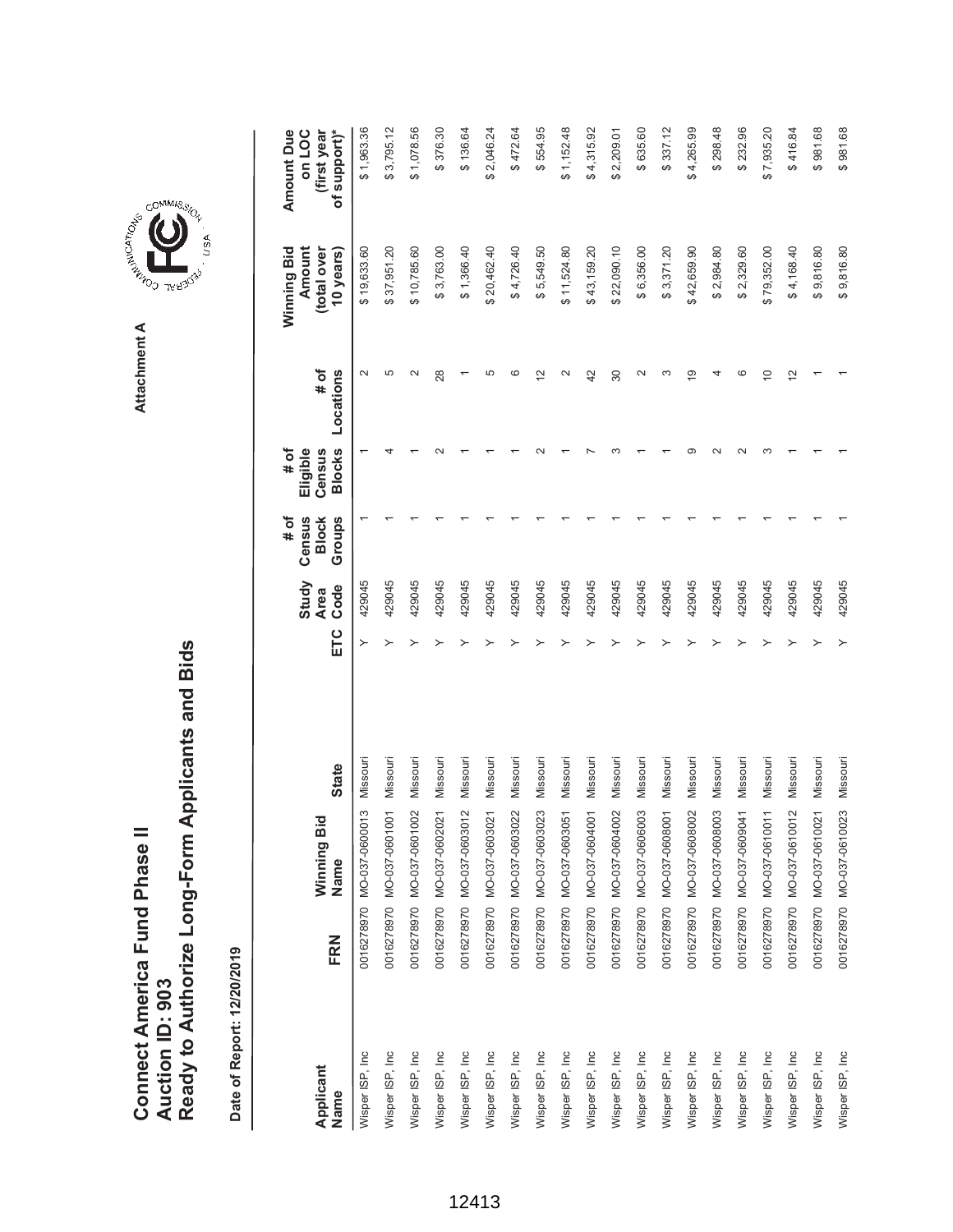# Connect America Fund Phase II
## Auction ID: 903
## Ready to Authorize Long-Form Applicants and Bids

Attachment A

Date of Report: 12/20/2019

| Applicant Name | FRN | Winning Bid Name | State | ETC | Study Area Code | # of Census Block Groups | # of Eligible Census Blocks | # of Locations | Winning Bid Amount (total over 10 years) | Amount Due on LOC (first year of support)* |
|---|---|---|---|---|---|---|---|---|---|---|
| Wisper ISP, Inc | 0016278970 | MO-037-0600013 | Missouri | Y | 429045 | 1 | 1 | 2 | $ 19,633.60 | $ 1,963.36 |
| Wisper ISP, Inc | 0016278970 | MO-037-0601001 | Missouri | Y | 429045 | 1 | 4 | 5 | $ 37,951.20 | $ 3,795.12 |
| Wisper ISP, Inc | 0016278970 | MO-037-0601002 | Missouri | Y | 429045 | 1 | 1 | 2 | $ 10,785.60 | $ 1,078.56 |
| Wisper ISP, Inc | 0016278970 | MO-037-0602021 | Missouri | Y | 429045 | 1 | 2 | 28 | $ 3,763.00 | $ 376.30 |
| Wisper ISP, Inc | 0016278970 | MO-037-0603012 | Missouri | Y | 429045 | 1 | 1 | 1 | $ 1,366.40 | $ 136.64 |
| Wisper ISP, Inc | 0016278970 | MO-037-0603021 | Missouri | Y | 429045 | 1 | 1 | 5 | $ 20,462.40 | $ 2,046.24 |
| Wisper ISP, Inc | 0016278970 | MO-037-0603022 | Missouri | Y | 429045 | 1 | 1 | 6 | $ 4,726.40 | $ 472.64 |
| Wisper ISP, Inc | 0016278970 | MO-037-0603023 | Missouri | Y | 429045 | 1 | 2 | 12 | $ 5,549.50 | $ 554.95 |
| Wisper ISP, Inc | 0016278970 | MO-037-0603051 | Missouri | Y | 429045 | 1 | 1 | 2 | $ 11,524.80 | $ 1,152.48 |
| Wisper ISP, Inc | 0016278970 | MO-037-0604001 | Missouri | Y | 429045 | 1 | 7 | 42 | $ 43,159.20 | $ 4,315.92 |
| Wisper ISP, Inc | 0016278970 | MO-037-0604002 | Missouri | Y | 429045 | 1 | 3 | 30 | $ 22,090.10 | $ 2,209.01 |
| Wisper ISP, Inc | 0016278970 | MO-037-0606003 | Missouri | Y | 429045 | 1 | 1 | 2 | $ 6,356.00 | $ 635.60 |
| Wisper ISP, Inc | 0016278970 | MO-037-0608001 | Missouri | Y | 429045 | 1 | 1 | 3 | $ 3,371.20 | $ 337.12 |
| Wisper ISP, Inc | 0016278970 | MO-037-0608002 | Missouri | Y | 429045 | 1 | 9 | 19 | $ 42,659.90 | $ 4,265.99 |
| Wisper ISP, Inc | 0016278970 | MO-037-0608003 | Missouri | Y | 429045 | 1 | 2 | 4 | $ 2,984.80 | $ 298.48 |
| Wisper ISP, Inc | 0016278970 | MO-037-0609041 | Missouri | Y | 429045 | 1 | 2 | 6 | $ 2,329.60 | $ 232.96 |
| Wisper ISP, Inc | 0016278970 | MO-037-0610011 | Missouri | Y | 429045 | 1 | 3 | 10 | $ 79,352.00 | $ 7,935.20 |
| Wisper ISP, Inc | 0016278970 | MO-037-0610012 | Missouri | Y | 429045 | 1 | 1 | 12 | $ 4,168.40 | $ 416.84 |
| Wisper ISP, Inc | 0016278970 | MO-037-0610021 | Missouri | Y | 429045 | 1 | 1 | 1 | $ 9,816.80 | $ 981.68 |
| Wisper ISP, Inc | 0016278970 | MO-037-0610023 | Missouri | Y | 429045 | 1 | 1 | 1 | $ 9,816.80 | $ 981.68 |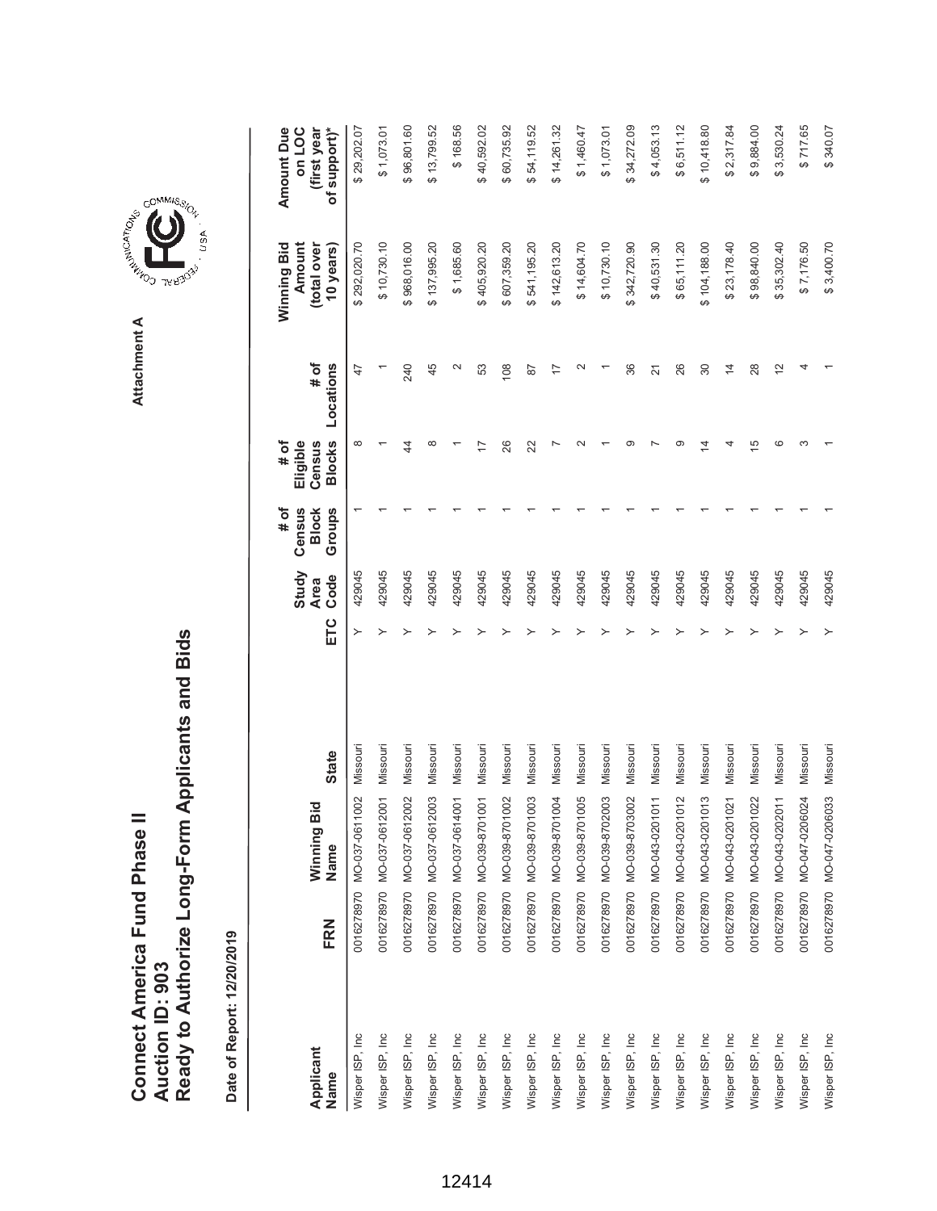# Connect America Fund Phase II
# Auction ID: 903
# Ready to Authorize Long-Form Applicants and Bids

Attachment A

**Date of Report: 12/20/2019**

| Applicant Name | FRN | Winning Bid Name | State | ETC | Study Area Code | # of Census Block Groups | # of Eligible Census Blocks | # of Locations | Winning Bid Amount (total over 10 years) | Amount Due on LOC (first year of support)* |
|---|---|---|---|---|---|---|---|---|---|---|
| Wisper ISP, Inc | 0016278970 | MO-037-0611002 | Missouri | Y | 429045 | 1 | 8 | 47 | $ 292,020.70 | $ 29,202.07 |
| Wisper ISP, Inc | 0016278970 | MO-037-0612001 | Missouri | Y | 429045 | 1 | 1 | 1 | $ 10,730.10 | $ 1,073.01 |
| Wisper ISP, Inc | 0016278970 | MO-037-0612002 | Missouri | Y | 429045 | 1 | 44 | 240 | $ 968,016.00 | $ 96,801.60 |
| Wisper ISP, Inc | 0016278970 | MO-037-0612003 | Missouri | Y | 429045 | 1 | 8 | 45 | $ 137,995.20 | $ 13,799.52 |
| Wisper ISP, Inc | 0016278970 | MO-037-0614001 | Missouri | Y | 429045 | 1 | 1 | 2 | $ 1,685.60 | $ 168.56 |
| Wisper ISP, Inc | 0016278970 | MO-039-8701001 | Missouri | Y | 429045 | 1 | 17 | 53 | $ 405,920.20 | $ 40,592.02 |
| Wisper ISP, Inc | 0016278970 | MO-039-8701002 | Missouri | Y | 429045 | 1 | 26 | 108 | $ 607,359.20 | $ 60,735.92 |
| Wisper ISP, Inc | 0016278970 | MO-039-8701003 | Missouri | Y | 429045 | 1 | 22 | 87 | $ 541,195.20 | $ 54,119.52 |
| Wisper ISP, Inc | 0016278970 | MO-039-8701004 | Missouri | Y | 429045 | 1 | 7 | 17 | $ 142,613.20 | $ 14,261.32 |
| Wisper ISP, Inc | 0016278970 | MO-039-8701005 | Missouri | Y | 429045 | 1 | 2 | 2 | $ 14,604.70 | $ 1,460.47 |
| Wisper ISP, Inc | 0016278970 | MO-039-8702003 | Missouri | Y | 429045 | 1 | 1 | 1 | $ 10,730.10 | $ 1,073.01 |
| Wisper ISP, Inc | 0016278970 | MO-039-8703002 | Missouri | Y | 429045 | 1 | 9 | 36 | $ 342,720.90 | $ 34,272.09 |
| Wisper ISP, Inc | 0016278970 | MO-043-0201011 | Missouri | Y | 429045 | 1 | 7 | 21 | $ 40,531.30 | $ 4,053.13 |
| Wisper ISP, Inc | 0016278970 | MO-043-0201012 | Missouri | Y | 429045 | 1 | 9 | 26 | $ 65,111.20 | $ 6,511.12 |
| Wisper ISP, Inc | 0016278970 | MO-043-0201013 | Missouri | Y | 429045 | 1 | 14 | 30 | $ 104,188.00 | $ 10,418.80 |
| Wisper ISP, Inc | 0016278970 | MO-043-0201021 | Missouri | Y | 429045 | 1 | 4 | 14 | $ 23,178.40 | $ 2,317.84 |
| Wisper ISP, Inc | 0016278970 | MO-043-0201022 | Missouri | Y | 429045 | 1 | 15 | 28 | $ 98,840.00 | $ 9,884.00 |
| Wisper ISP, Inc | 0016278970 | MO-043-0202011 | Missouri | Y | 429045 | 1 | 6 | 12 | $ 35,302.40 | $ 3,530.24 |
| Wisper ISP, Inc | 0016278970 | MO-047-0206024 | Missouri | Y | 429045 | 1 | 3 | 4 | $ 7,176.50 | $ 717.65 |
| Wisper ISP, Inc | 0016278970 | MO-047-0206033 | Missouri | Y | 429045 | 1 | 1 | 1 | $ 3,400.70 | $ 340.07 |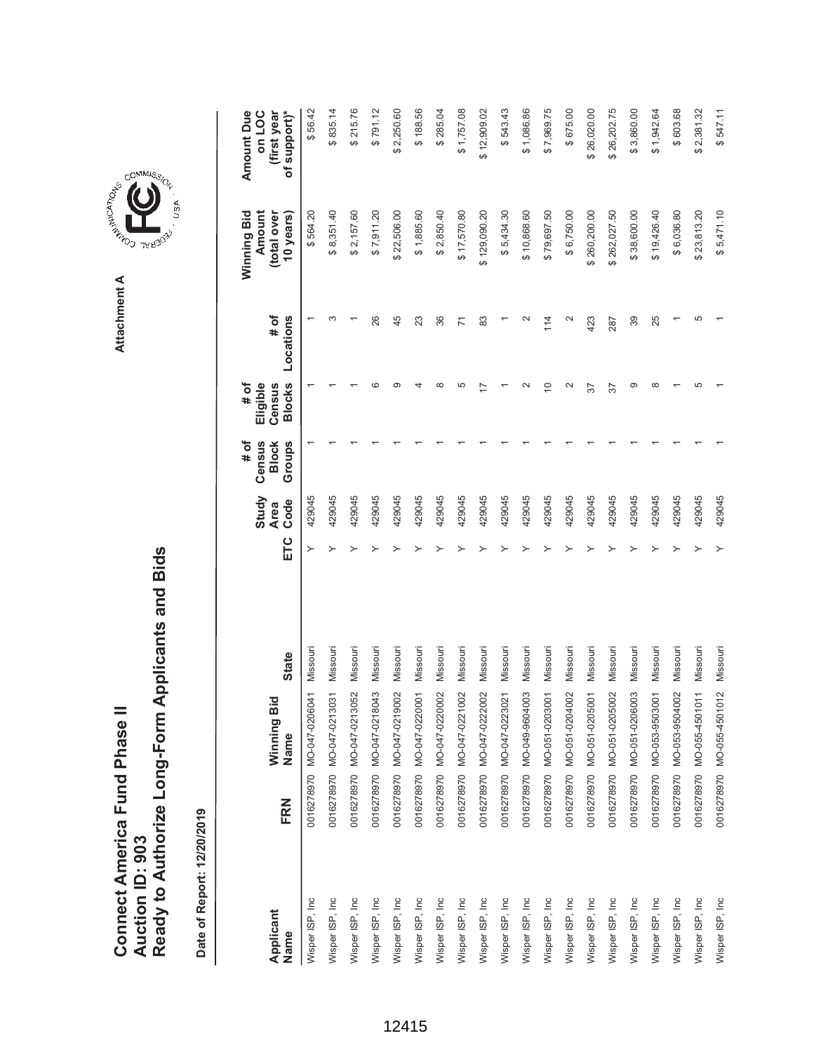# Connect America Fund Phase II
## Auction ID: 903
## Ready to Authorize Long-Form Applicants and Bids

Attachment A

**Date of Report: 12/20/2019**

| Applicant Name | FRN | Winning Bid Name | State | ETC | Study Area Code | # of Census Block Groups | # of Eligible Census Blocks | # of Locations | Winning Bid Amount (total over 10 years) | Amount Due on LOC (first year of support)* |
|---|---|---|---|---|---|---|---|---|---|---|
| Wisper ISP, Inc | 0016278970 | MO-047-0206041 | Missouri | Y | 429045 | 1 | 1 | 1 | $ 564.20 | $ 56.42 |
| Wisper ISP, Inc | 0016278970 | MO-047-0213031 | Missouri | Y | 429045 | 1 | 1 | 3 | $ 8,351.40 | $ 835.14 |
| Wisper ISP, Inc | 0016278970 | MO-047-0213052 | Missouri | Y | 429045 | 1 | 1 | 1 | $ 2,157.60 | $ 215.76 |
| Wisper ISP, Inc | 0016278970 | MO-047-0218043 | Missouri | Y | 429045 | 1 | 6 | 26 | $ 7,911.20 | $ 791.12 |
| Wisper ISP, Inc | 0016278970 | MO-047-0219002 | Missouri | Y | 429045 | 1 | 9 | 45 | $ 22,506.00 | $ 2,250.60 |
| Wisper ISP, Inc | 0016278970 | MO-047-0220001 | Missouri | Y | 429045 | 1 | 4 | 23 | $ 1,885.60 | $ 188.56 |
| Wisper ISP, Inc | 0016278970 | MO-047-0220002 | Missouri | Y | 429045 | 1 | 8 | 36 | $ 2,850.40 | $ 285.04 |
| Wisper ISP, Inc | 0016278970 | MO-047-0221002 | Missouri | Y | 429045 | 1 | 5 | 71 | $ 17,570.80 | $ 1,757.08 |
| Wisper ISP, Inc | 0016278970 | MO-047-0222002 | Missouri | Y | 429045 | 1 | 17 | 83 | $ 129,090.20 | $ 12,909.02 |
| Wisper ISP, Inc | 0016278970 | MO-047-0223021 | Missouri | Y | 429045 | 1 | 1 | 1 | $ 5,434.30 | $ 543.43 |
| Wisper ISP, Inc | 0016278970 | MO-049-9604003 | Missouri | Y | 429045 | 1 | 2 | 2 | $ 10,868.60 | $ 1,086.86 |
| Wisper ISP, Inc | 0016278970 | MO-051-0203001 | Missouri | Y | 429045 | 1 | 10 | 114 | $ 79,697.50 | $ 7,969.75 |
| Wisper ISP, Inc | 0016278970 | MO-051-0204002 | Missouri | Y | 429045 | 1 | 2 | 2 | $ 6,750.00 | $ 675.00 |
| Wisper ISP, Inc | 0016278970 | MO-051-0205001 | Missouri | Y | 429045 | 1 | 37 | 423 | $ 260,200.00 | $ 26,020.00 |
| Wisper ISP, Inc | 0016278970 | MO-051-0205002 | Missouri | Y | 429045 | 1 | 37 | 287 | $ 262,027.50 | $ 26,202.75 |
| Wisper ISP, Inc | 0016278970 | MO-051-0206003 | Missouri | Y | 429045 | 1 | 9 | 39 | $ 38,600.00 | $ 3,860.00 |
| Wisper ISP, Inc | 0016278970 | MO-053-9503001 | Missouri | Y | 429045 | 1 | 8 | 25 | $ 19,426.40 | $ 1,942.64 |
| Wisper ISP, Inc | 0016278970 | MO-053-9504002 | Missouri | Y | 429045 | 1 | 1 | 1 | $ 6,036.80 | $ 603.68 |
| Wisper ISP, Inc | 0016278970 | MO-055-4501011 | Missouri | Y | 429045 | 1 | 5 | 5 | $ 23,813.20 | $ 2,381.32 |
| Wisper ISP, Inc | 0016278970 | MO-055-4501012 | Missouri | Y | 429045 | 1 | 1 | 1 | $ 5,471.10 | $ 547.11 |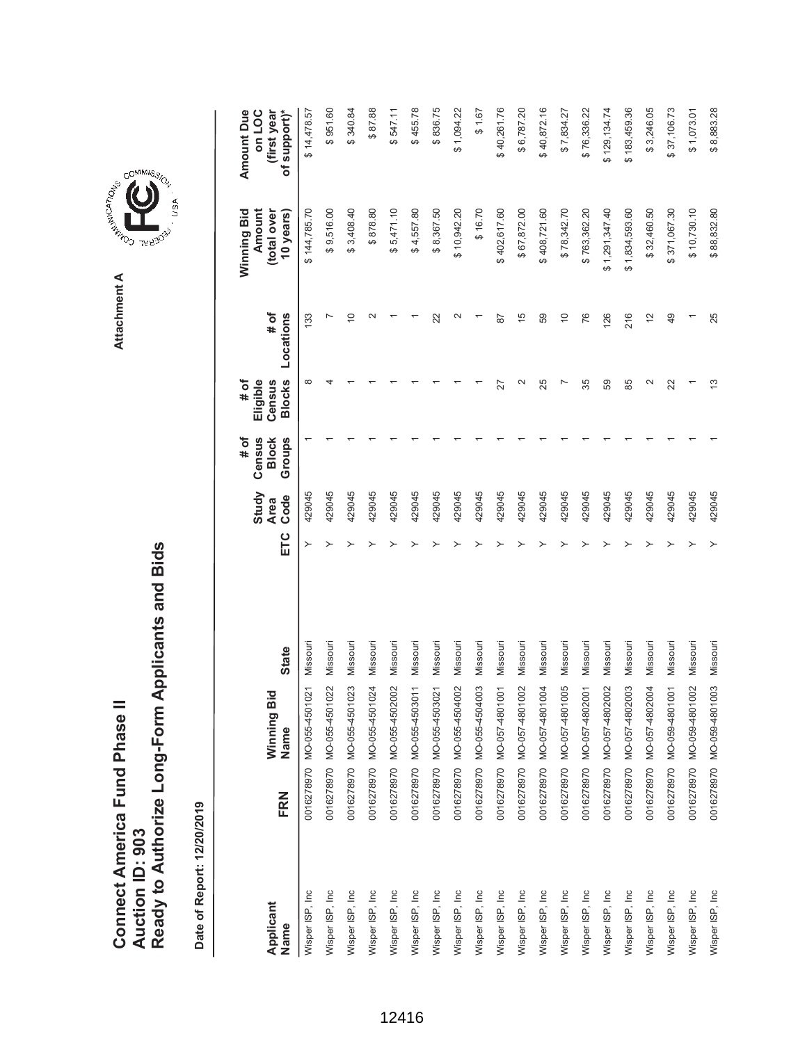# Connect America Fund Phase II
# Auction ID: 903
# Ready to Authorize Long-Form Applicants and Bids

Attachment A

Date of Report: 12/20/2019

| Applicant Name | FRN | Winning Bid Name | State | ETC | Study Area Code | # of Census Block Groups | # of Eligible Census Blocks | # of Locations | Winning Bid Amount (total over 10 years) | Amount Due on LOC (first year of support)* |
|---|---|---|---|---|---|---|---|---|---|---|
| Wisper ISP, Inc | 0016278970 | MO-055-4501021 | Missouri | Y | 429045 | 1 | 8 | 133 | $ 144,785.70 | $ 14,478.57 |
| Wisper ISP, Inc | 0016278970 | MO-055-4501022 | Missouri | Y | 429045 | 1 | 4 | 7 | $ 9,516.00 | $ 951.60 |
| Wisper ISP, Inc | 0016278970 | MO-055-4501023 | Missouri | Y | 429045 | 1 | 1 | 10 | $ 3,408.40 | $ 340.84 |
| Wisper ISP, Inc | 0016278970 | MO-055-4501024 | Missouri | Y | 429045 | 1 | 1 | 2 | $ 878.80 | $ 87.88 |
| Wisper ISP, Inc | 0016278970 | MO-055-4502002 | Missouri | Y | 429045 | 1 | 1 | 1 | $ 5,471.10 | $ 547.11 |
| Wisper ISP, Inc | 0016278970 | MO-055-4503011 | Missouri | Y | 429045 | 1 | 1 | 1 | $ 4,557.80 | $ 455.78 |
| Wisper ISP, Inc | 0016278970 | MO-055-4503021 | Missouri | Y | 429045 | 1 | 1 | 22 | $ 8,367.50 | $ 836.75 |
| Wisper ISP, Inc | 0016278970 | MO-055-4504002 | Missouri | Y | 429045 | 1 | 1 | 2 | $ 10,942.20 | $ 1,094.22 |
| Wisper ISP, Inc | 0016278970 | MO-055-4504003 | Missouri | Y | 429045 | 1 | 1 | 1 | $ 16.70 | $ 1.67 |
| Wisper ISP, Inc | 0016278970 | MO-057-4801001 | Missouri | Y | 429045 | 1 | 27 | 87 | $ 402,617.60 | $ 40,261.76 |
| Wisper ISP, Inc | 0016278970 | MO-057-4801002 | Missouri | Y | 429045 | 1 | 2 | 15 | $ 67,872.00 | $ 6,787.20 |
| Wisper ISP, Inc | 0016278970 | MO-057-4801004 | Missouri | Y | 429045 | 1 | 25 | 59 | $ 408,721.60 | $ 40,872.16 |
| Wisper ISP, Inc | 0016278970 | MO-057-4801005 | Missouri | Y | 429045 | 1 | 7 | 10 | $ 78,342.70 | $ 7,834.27 |
| Wisper ISP, Inc | 0016278970 | MO-057-4802001 | Missouri | Y | 429045 | 1 | 35 | 76 | $ 763,362.20 | $ 76,336.22 |
| Wisper ISP, Inc | 0016278970 | MO-057-4802002 | Missouri | Y | 429045 | 1 | 59 | 126 | $ 1,291,347.40 | $ 129,134.74 |
| Wisper ISP, Inc | 0016278970 | MO-057-4802003 | Missouri | Y | 429045 | 1 | 85 | 216 | $ 1,834,593.60 | $ 183,459.36 |
| Wisper ISP, Inc | 0016278970 | MO-057-4802004 | Missouri | Y | 429045 | 1 | 2 | 12 | $ 32,460.50 | $ 3,246.05 |
| Wisper ISP, Inc | 0016278970 | MO-059-4801001 | Missouri | Y | 429045 | 1 | 22 | 49 | $ 371,067.30 | $ 37,106.73 |
| Wisper ISP, Inc | 0016278970 | MO-059-4801002 | Missouri | Y | 429045 | 1 | 1 | 1 | $ 10,730.10 | $ 1,073.01 |
| Wisper ISP, Inc | 0016278970 | MO-059-4801003 | Missouri | Y | 429045 | 1 | 13 | 25 | $ 88,832.80 | $ 8,883.28 |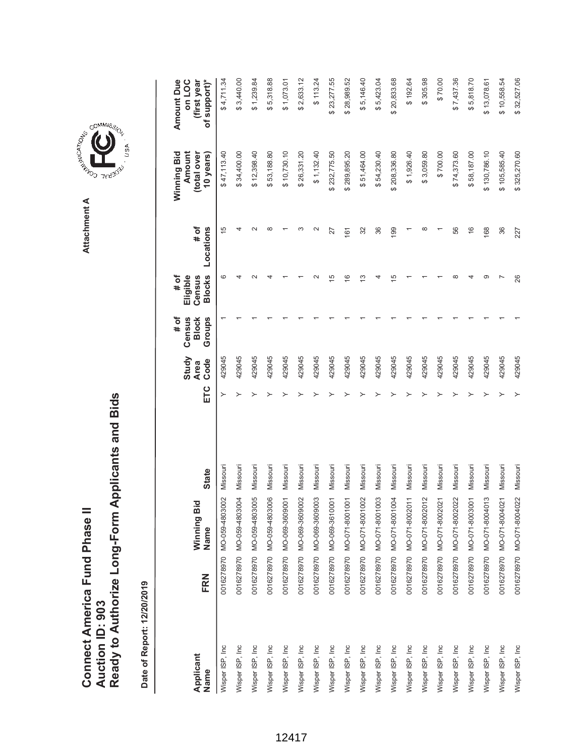# Connect America Fund Phase II
# Auction ID: 903
# Ready to Authorize Long-Form Applicants and Bids

Attachment A

**Date of Report: 12/20/2019**

| Applicant Name | FRN | Winning Bid Name | State | ETC | Study Area Code | # of Census Block Groups | # of Eligible Census Blocks | # of Locations | Winning Bid Amount (total over 10 years) | Amount Due on LOC (first year of support)* |
|---|---|---|---|---|---|---|---|---|---|---|
| Wisper ISP, Inc | 0016278970 | MO-059-4803002 | Missouri | Y | 429045 | 1 | 6 | 15 | $ 47,113.40 | $ 4,711.34 |
| Wisper ISP, Inc | 0016278970 | MO-059-4803004 | Missouri | Y | 429045 | 1 | 4 | 4 | $ 34,400.00 | $ 3,440.00 |
| Wisper ISP, Inc | 0016278970 | MO-059-4803005 | Missouri | Y | 429045 | 1 | 2 | 2 | $ 12,398.40 | $ 1,239.84 |
| Wisper ISP, Inc | 0016278970 | MO-059-4803006 | Missouri | Y | 429045 | 1 | 4 | 8 | $ 53,188.80 | $ 5,318.88 |
| Wisper ISP, Inc | 0016278970 | MO-069-3609001 | Missouri | Y | 429045 | 1 | 1 | 1 | $ 10,730.10 | $ 1,073.01 |
| Wisper ISP, Inc | 0016278970 | MO-069-3609002 | Missouri | Y | 429045 | 1 | 1 | 3 | $ 26,331.20 | $ 2,633.12 |
| Wisper ISP, Inc | 0016278970 | MO-069-3609003 | Missouri | Y | 429045 | 1 | 2 | 2 | $ 1,132.40 | $ 113.24 |
| Wisper ISP, Inc | 0016278970 | MO-069-3610001 | Missouri | Y | 429045 | 1 | 15 | 27 | $ 232,775.50 | $ 23,277.55 |
| Wisper ISP, Inc | 0016278970 | MO-071-8001001 | Missouri | Y | 429045 | 1 | 16 | 161 | $ 289,895.20 | $ 28,989.52 |
| Wisper ISP, Inc | 0016278970 | MO-071-8001002 | Missouri | Y | 429045 | 1 | 13 | 32 | $ 51,464.00 | $ 5,146.40 |
| Wisper ISP, Inc | 0016278970 | MO-071-8001003 | Missouri | Y | 429045 | 1 | 4 | 36 | $ 54,230.40 | $ 5,423.04 |
| Wisper ISP, Inc | 0016278970 | MO-071-8001004 | Missouri | Y | 429045 | 1 | 15 | 199 | $ 208,336.80 | $ 20,833.68 |
| Wisper ISP, Inc | 0016278970 | MO-071-8002011 | Missouri | Y | 429045 | 1 | 1 | 1 | $ 1,926.40 | $ 192.64 |
| Wisper ISP, Inc | 0016278970 | MO-071-8002012 | Missouri | Y | 429045 | 1 | 1 | 8 | $ 3,059.80 | $ 305.98 |
| Wisper ISP, Inc | 0016278970 | MO-071-8002021 | Missouri | Y | 429045 | 1 | 1 | 1 | $ 700.00 | $ 70.00 |
| Wisper ISP, Inc | 0016278970 | MO-071-8002022 | Missouri | Y | 429045 | 1 | 8 | 56 | $ 74,373.60 | $ 7,437.36 |
| Wisper ISP, Inc | 0016278970 | MO-071-8003001 | Missouri | Y | 429045 | 1 | 4 | 16 | $ 58,187.00 | $ 5,818.70 |
| Wisper ISP, Inc | 0016278970 | MO-071-8004013 | Missouri | Y | 429045 | 1 | 9 | 168 | $ 130,786.10 | $ 13,078.61 |
| Wisper ISP, Inc | 0016278970 | MO-071-8004021 | Missouri | Y | 429045 | 1 | 7 | 36 | $ 105,585.40 | $ 10,558.54 |
| Wisper ISP, Inc | 0016278970 | MO-071-8004022 | Missouri | Y | 429045 | 1 | 26 | 227 | $ 325,270.60 | $ 32,527.06 |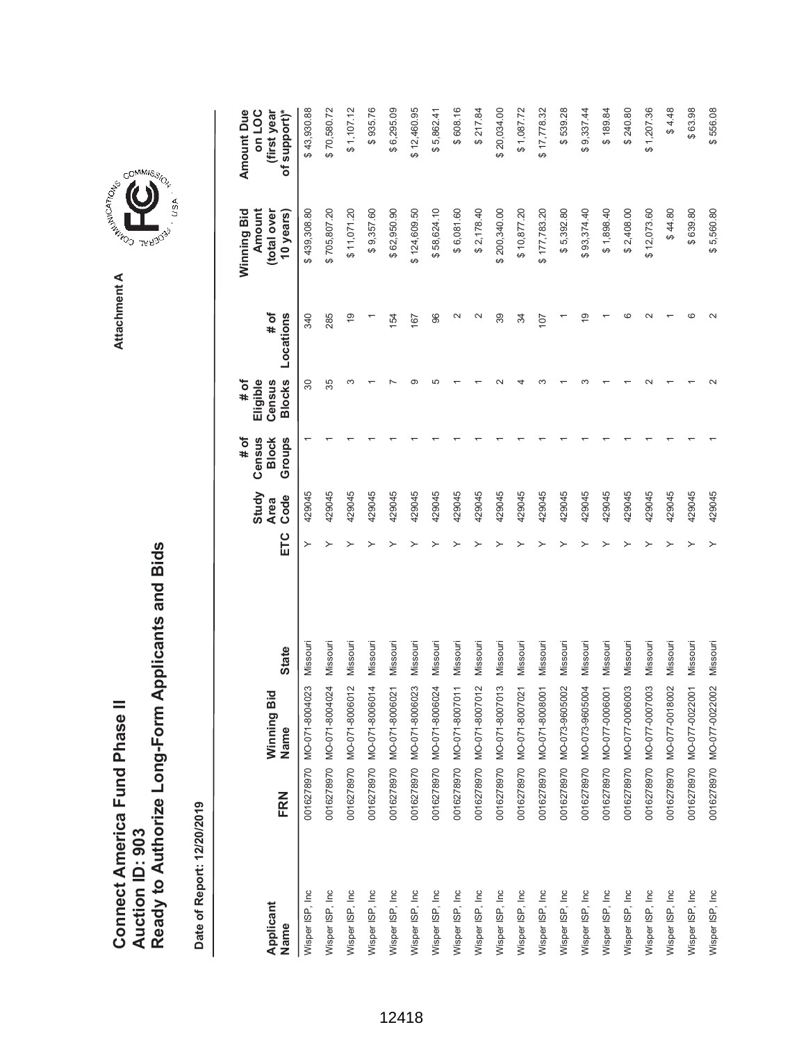# Connect America Fund Phase II
# Auction ID: 903
# Ready to Authorize Long-Form Applicants and Bids

Attachment A

**Date of Report: 12/20/2019**

| Applicant Name | FRN | Winning Bid Name | State | ETC | Study Area Code | # of Census Block Groups | # of Eligible Census Blocks | # of Locations | Winning Bid Amount (total over 10 years) | Amount Due on LOC (first year of support)* |
|---|---|---|---|---|---|---|---|---|---|---|
| Wisper ISP, Inc | 0016278970 | MO-071-8004023 | Missouri | Y | 429045 | 1 | 30 | 340 | $ 439,308.80 | $ 43,930.88 |
| Wisper ISP, Inc | 0016278970 | MO-071-8004024 | Missouri | Y | 429045 | 1 | 35 | 285 | $ 705,807.20 | $ 70,580.72 |
| Wisper ISP, Inc | 0016278970 | MO-071-8006012 | Missouri | Y | 429045 | 1 | 3 | 19 | $ 11,071.20 | $ 1,107.12 |
| Wisper ISP, Inc | 0016278970 | MO-071-8006014 | Missouri | Y | 429045 | 1 | 1 | 1 | $ 9,357.60 | $ 935.76 |
| Wisper ISP, Inc | 0016278970 | MO-071-8006021 | Missouri | Y | 429045 | 1 | 7 | 154 | $ 62,950.90 | $ 6,295.09 |
| Wisper ISP, Inc | 0016278970 | MO-071-8006023 | Missouri | Y | 429045 | 1 | 9 | 167 | $ 124,609.50 | $ 12,460.95 |
| Wisper ISP, Inc | 0016278970 | MO-071-8006024 | Missouri | Y | 429045 | 1 | 5 | 96 | $ 58,624.10 | $ 5,862.41 |
| Wisper ISP, Inc | 0016278970 | MO-071-8007011 | Missouri | Y | 429045 | 1 | 1 | 2 | $ 6,081.60 | $ 608.16 |
| Wisper ISP, Inc | 0016278970 | MO-071-8007012 | Missouri | Y | 429045 | 1 | 1 | 2 | $ 2,178.40 | $ 217.84 |
| Wisper ISP, Inc | 0016278970 | MO-071-8007013 | Missouri | Y | 429045 | 1 | 2 | 39 | $ 200,340.00 | $ 20,034.00 |
| Wisper ISP, Inc | 0016278970 | MO-071-8007021 | Missouri | Y | 429045 | 1 | 4 | 34 | $ 10,877.20 | $ 1,087.72 |
| Wisper ISP, Inc | 0016278970 | MO-071-8008001 | Missouri | Y | 429045 | 1 | 3 | 107 | $ 177,783.20 | $ 17,778.32 |
| Wisper ISP, Inc | 0016278970 | MO-073-9605002 | Missouri | Y | 429045 | 1 | 1 | 1 | $ 5,392.80 | $ 539.28 |
| Wisper ISP, Inc | 0016278970 | MO-073-9605004 | Missouri | Y | 429045 | 1 | 3 | 19 | $ 93,374.40 | $ 9,337.44 |
| Wisper ISP, Inc | 0016278970 | MO-077-0006001 | Missouri | Y | 429045 | 1 | 1 | 1 | $ 1,898.40 | $ 189.84 |
| Wisper ISP, Inc | 0016278970 | MO-077-0006003 | Missouri | Y | 429045 | 1 | 1 | 6 | $ 2,408.00 | $ 240.80 |
| Wisper ISP, Inc | 0016278970 | MO-077-0007003 | Missouri | Y | 429045 | 1 | 2 | 2 | $ 12,073.60 | $ 1,207.36 |
| Wisper ISP, Inc | 0016278970 | MO-077-0018002 | Missouri | Y | 429045 | 1 | 1 | 1 | $ 44.80 | $ 4.48 |
| Wisper ISP, Inc | 0016278970 | MO-077-0022001 | Missouri | Y | 429045 | 1 | 1 | 6 | $ 639.80 | $ 63.98 |
| Wisper ISP, Inc | 0016278970 | MO-077-0022002 | Missouri | Y | 429045 | 1 | 2 | 2 | $ 5,560.80 | $ 556.08 |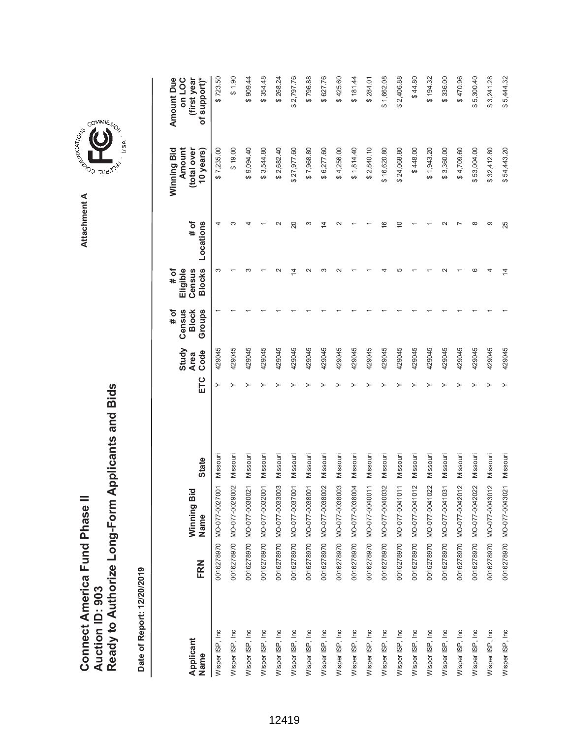# Connect America Fund Phase II
# Auction ID: 903
# Ready to Authorize Long-Form Applicants and Bids

Attachment A

**Date of Report: 12/20/2019**

| Applicant Name | FRN | Winning Bid Name | State | ETC | Study Area Code | # of Census Block Groups | # of Eligible Census Blocks | # of Locations | Winning Bid Amount (total over 10 years) | Amount Due on LOC (first year of support)* |
|---|---|---|---|---|---|---|---|---|---|---|
| Wisper ISP, Inc | 0016278970 | MO-077-0027001 | Missouri | Y | 429045 | 1 | 3 | 4 | $ 7,235.00 | $ 723.50 |
| Wisper ISP, Inc | 0016278970 | MO-077-0029002 | Missouri | Y | 429045 | 1 | 1 | 3 | $ 19.00 | $ 1.90 |
| Wisper ISP, Inc | 0016278970 | MO-077-0030021 | Missouri | Y | 429045 | 1 | 3 | 4 | $ 9,094.40 | $ 909.44 |
| Wisper ISP, Inc | 0016278970 | MO-077-0032001 | Missouri | Y | 429045 | 1 | 1 | 1 | $ 3,544.80 | $ 354.48 |
| Wisper ISP, Inc | 0016278970 | MO-077-0033003 | Missouri | Y | 429045 | 1 | 2 | 2 | $ 2,682.40 | $ 268.24 |
| Wisper ISP, Inc | 0016278970 | MO-077-0037001 | Missouri | Y | 429045 | 1 | 14 | 20 | $ 27,977.60 | $ 2,797.76 |
| Wisper ISP, Inc | 0016278970 | MO-077-0038001 | Missouri | Y | 429045 | 1 | 2 | 3 | $ 7,968.80 | $ 796.88 |
| Wisper ISP, Inc | 0016278970 | MO-077-0038002 | Missouri | Y | 429045 | 1 | 3 | 14 | $ 6,277.60 | $ 627.76 |
| Wisper ISP, Inc | 0016278970 | MO-077-0038003 | Missouri | Y | 429045 | 1 | 2 | 2 | $ 4,256.00 | $ 425.60 |
| Wisper ISP, Inc | 0016278970 | MO-077-0038004 | Missouri | Y | 429045 | 1 | 1 | 1 | $ 1,814.40 | $ 181.44 |
| Wisper ISP, Inc | 0016278970 | MO-077-0040011 | Missouri | Y | 429045 | 1 | 1 | 1 | $ 2,840.10 | $ 284.01 |
| Wisper ISP, Inc | 0016278970 | MO-077-0040032 | Missouri | Y | 429045 | 1 | 4 | 16 | $ 16,620.80 | $ 1,662.08 |
| Wisper ISP, Inc | 0016278970 | MO-077-0041011 | Missouri | Y | 429045 | 1 | 5 | 10 | $ 24,068.80 | $ 2,406.88 |
| Wisper ISP, Inc | 0016278970 | MO-077-0041012 | Missouri | Y | 429045 | 1 | 1 | 1 | $ 448.00 | $ 44.80 |
| Wisper ISP, Inc | 0016278970 | MO-077-0041022 | Missouri | Y | 429045 | 1 | 1 | 1 | $ 1,943.20 | $ 194.32 |
| Wisper ISP, Inc | 0016278970 | MO-077-0041031 | Missouri | Y | 429045 | 1 | 2 | 2 | $ 3,360.00 | $ 336.00 |
| Wisper ISP, Inc | 0016278970 | MO-077-0042012 | Missouri | Y | 429045 | 1 | 1 | 7 | $ 4,709.60 | $ 470.96 |
| Wisper ISP, Inc | 0016278970 | MO-077-0042022 | Missouri | Y | 429045 | 1 | 6 | 8 | $ 53,004.00 | $ 5,300.40 |
| Wisper ISP, Inc | 0016278970 | MO-077-0043012 | Missouri | Y | 429045 | 1 | 4 | 9 | $ 32,412.80 | $ 3,241.28 |
| Wisper ISP, Inc | 0016278970 | MO-077-0043021 | Missouri | Y | 429045 | 1 | 14 | 25 | $ 54,443.20 | $ 5,444.32 |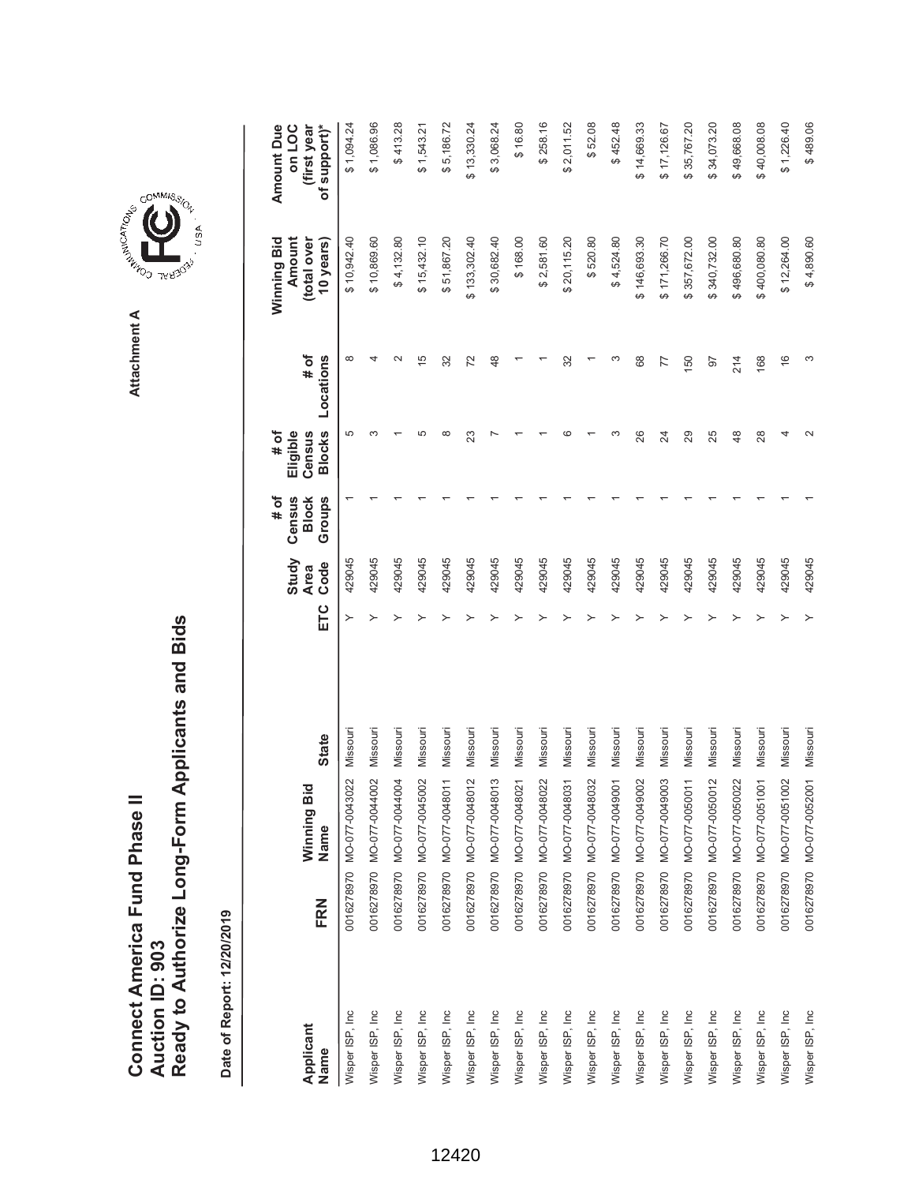# Connect America Fund Phase II
# Auction ID: 903
# Ready to Authorize Long-Form Applicants and Bids

Attachment A

**Date of Report: 12/20/2019**

| Applicant Name | FRN | Winning Bid Name | State | ETC | Study Area Code | # of Census Block Groups | # of Eligible Census Blocks | # of Locations | Winning Bid Amount (total over 10 years) | Amount Due on LOC (first year of support)* |
|---|---|---|---|---|---|---|---|---|---|---|
| Wisper ISP, Inc | 0016278970 | MO-077-0043022 | Missouri | Y | 429045 | 1 | 5 | 8 | $ 10,942.40 | $ 1,094.24 |
| Wisper ISP, Inc | 0016278970 | MO-077-0044002 | Missouri | Y | 429045 | 1 | 3 | 4 | $ 10,869.60 | $ 1,086.96 |
| Wisper ISP, Inc | 0016278970 | MO-077-0044004 | Missouri | Y | 429045 | 1 | 1 | 2 | $ 4,132.80 | $ 413.28 |
| Wisper ISP, Inc | 0016278970 | MO-077-0045002 | Missouri | Y | 429045 | 1 | 5 | 15 | $ 15,432.10 | $ 1,543.21 |
| Wisper ISP, Inc | 0016278970 | MO-077-0048011 | Missouri | Y | 429045 | 1 | 8 | 32 | $ 51,867.20 | $ 5,186.72 |
| Wisper ISP, Inc | 0016278970 | MO-077-0048012 | Missouri | Y | 429045 | 1 | 23 | 72 | $ 133,302.40 | $ 13,330.24 |
| Wisper ISP, Inc | 0016278970 | MO-077-0048013 | Missouri | Y | 429045 | 1 | 7 | 48 | $ 30,682.40 | $ 3,068.24 |
| Wisper ISP, Inc | 0016278970 | MO-077-0048021 | Missouri | Y | 429045 | 1 | 1 | 1 | $ 168.00 | $ 16.80 |
| Wisper ISP, Inc | 0016278970 | MO-077-0048022 | Missouri | Y | 429045 | 1 | 1 | 1 | $ 2,581.60 | $ 258.16 |
| Wisper ISP, Inc | 0016278970 | MO-077-0048031 | Missouri | Y | 429045 | 1 | 6 | 32 | $ 20,115.20 | $ 2,011.52 |
| Wisper ISP, Inc | 0016278970 | MO-077-0048032 | Missouri | Y | 429045 | 1 | 1 | 1 | $ 520.80 | $ 52.08 |
| Wisper ISP, Inc | 0016278970 | MO-077-0049001 | Missouri | Y | 429045 | 1 | 3 | 3 | $ 4,524.80 | $ 452.48 |
| Wisper ISP, Inc | 0016278970 | MO-077-0049002 | Missouri | Y | 429045 | 1 | 26 | 68 | $ 146,693.30 | $ 14,669.33 |
| Wisper ISP, Inc | 0016278970 | MO-077-0049003 | Missouri | Y | 429045 | 1 | 24 | 77 | $ 171,266.70 | $ 17,126.67 |
| Wisper ISP, Inc | 0016278970 | MO-077-0050011 | Missouri | Y | 429045 | 1 | 29 | 150 | $ 357,672.00 | $ 35,767.20 |
| Wisper ISP, Inc | 0016278970 | MO-077-0050012 | Missouri | Y | 429045 | 1 | 25 | 97 | $ 340,732.00 | $ 34,073.20 |
| Wisper ISP, Inc | 0016278970 | MO-077-0050022 | Missouri | Y | 429045 | 1 | 48 | 214 | $ 496,680.80 | $ 49,668.08 |
| Wisper ISP, Inc | 0016278970 | MO-077-0051001 | Missouri | Y | 429045 | 1 | 28 | 168 | $ 400,080.80 | $ 40,008.08 |
| Wisper ISP, Inc | 0016278970 | MO-077-0051002 | Missouri | Y | 429045 | 1 | 4 | 16 | $ 12,264.00 | $ 1,226.40 |
| Wisper ISP, Inc | 0016278970 | MO-077-0052001 | Missouri | Y | 429045 | 1 | 2 | 3 | $ 4,890.60 | $ 489.06 |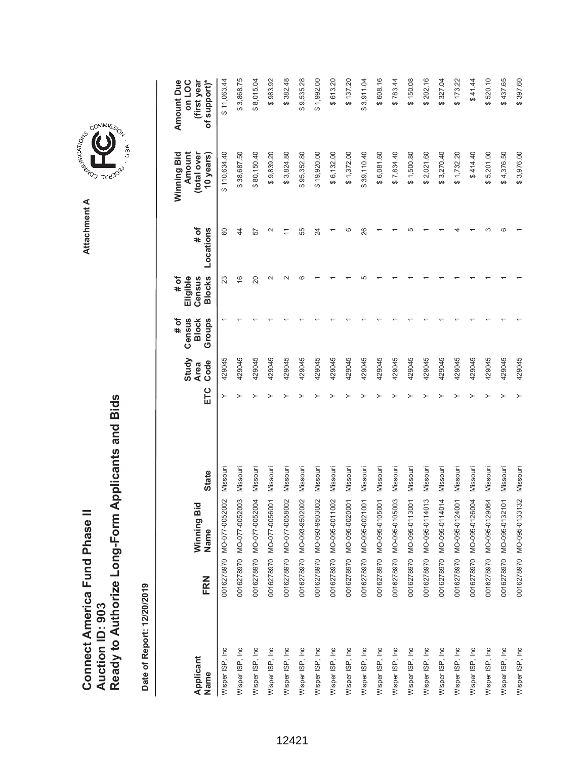# Connect America Fund Phase II
# Auction ID: 903
# Ready to Authorize Long-Form Applicants and Bids

Attachment A

Date of Report: 12/20/2019

| Applicant Name | FRN | Winning Bid Name | State | ETC | Study Area Code | # of Census Block Groups | # of Eligible Census Blocks | # of Locations | Winning Bid Amount (total over 10 years) | Amount Due on LOC (first year of support)* |
|---|---|---|---|---|---|---|---|---|---|---|
| Wisper ISP, Inc | 0016278970 | MO-077-0052002 | Missouri | Y | 429045 | 1 | 23 | 60 | $ 110,634.40 | $ 11,063.44 |
| Wisper ISP, Inc | 0016278970 | MO-077-0052003 | Missouri | Y | 429045 | 1 | 16 | 44 | $ 38,687.50 | $ 3,868.75 |
| Wisper ISP, Inc | 0016278970 | MO-077-0052004 | Missouri | Y | 429045 | 1 | 20 | 57 | $ 80,150.40 | $ 8,015.04 |
| Wisper ISP, Inc | 0016278970 | MO-077-0056001 | Missouri | Y | 429045 | 1 | 2 | 2 | $ 9,839.20 | $ 983.92 |
| Wisper ISP, Inc | 0016278970 | MO-077-0058002 | Missouri | Y | 429045 | 1 | 2 | 11 | $ 3,824.80 | $ 382.48 |
| Wisper ISP, Inc | 0016278970 | MO-093-9502002 | Missouri | Y | 429045 | 1 | 6 | 55 | $ 95,352.80 | $ 9,535.28 |
| Wisper ISP, Inc | 0016278970 | MO-093-9503002 | Missouri | Y | 429045 | 1 | 1 | 24 | $ 19,920.00 | $ 1,992.00 |
| Wisper ISP, Inc | 0016278970 | MO-095-0011002 | Missouri | Y | 429045 | 1 | 1 | 1 | $ 6,132.00 | $ 613.20 |
| Wisper ISP, Inc | 0016278970 | MO-095-0020001 | Missouri | Y | 429045 | 1 | 1 | 6 | $ 1,372.00 | $ 137.20 |
| Wisper ISP, Inc | 0016278970 | MO-095-0021001 | Missouri | Y | 429045 | 1 | 5 | 26 | $ 39,110.40 | $ 3,911.04 |
| Wisper ISP, Inc | 0016278970 | MO-095-0105001 | Missouri | Y | 429045 | 1 | 1 | 1 | $ 6,081.60 | $ 608.16 |
| Wisper ISP, Inc | 0016278970 | MO-095-0105003 | Missouri | Y | 429045 | 1 | 1 | 1 | $ 7,834.40 | $ 783.44 |
| Wisper ISP, Inc | 0016278970 | MO-095-0113001 | Missouri | Y | 429045 | 1 | 1 | 5 | $ 1,500.80 | $ 150.08 |
| Wisper ISP, Inc | 0016278970 | MO-095-0114013 | Missouri | Y | 429045 | 1 | 1 | 1 | $ 2,021.60 | $ 202.16 |
| Wisper ISP, Inc | 0016278970 | MO-095-0114014 | Missouri | Y | 429045 | 1 | 1 | 1 | $ 3,270.40 | $ 327.04 |
| Wisper ISP, Inc | 0016278970 | MO-095-0124001 | Missouri | Y | 429045 | 1 | 1 | 4 | $ 1,732.20 | $ 173.22 |
| Wisper ISP, Inc | 0016278970 | MO-095-0126004 | Missouri | Y | 429045 | 1 | 1 | 1 | $ 414.40 | $ 41.44 |
| Wisper ISP, Inc | 0016278970 | MO-095-0129064 | Missouri | Y | 429045 | 1 | 1 | 3 | $ 5,201.00 | $ 520.10 |
| Wisper ISP, Inc | 0016278970 | MO-095-0132101 | Missouri | Y | 429045 | 1 | 1 | 6 | $ 4,376.50 | $ 437.65 |
| Wisper ISP, Inc | 0016278970 | MO-095-0133132 | Missouri | Y | 429045 | 1 | 1 | 1 | $ 3,976.00 | $ 397.60 |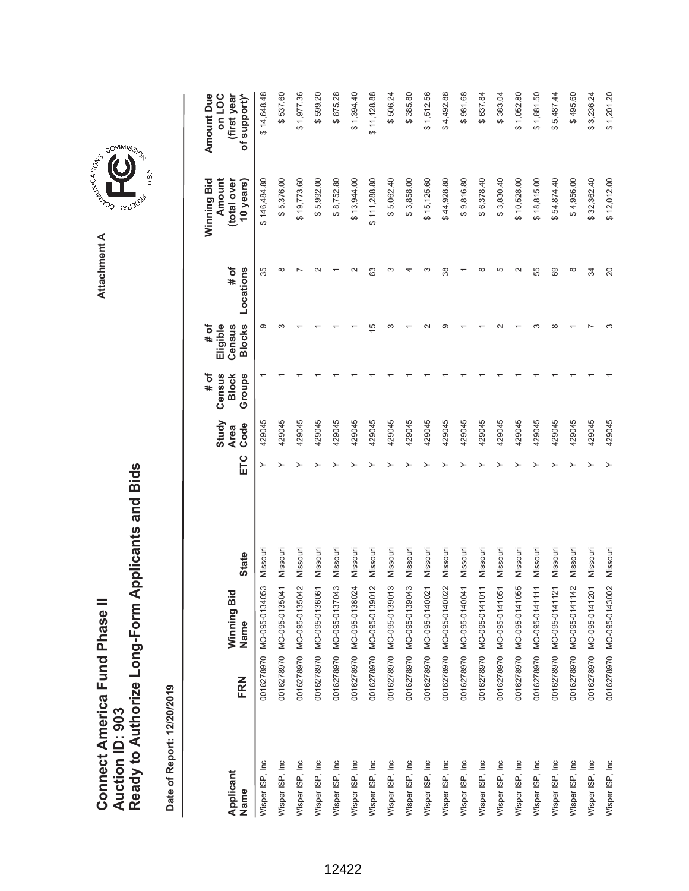# Connect America Fund Phase II
## Auction ID: 903
## Ready to Authorize Long-Form Applicants and Bids

Attachment A

**Date of Report: 12/20/2019**

| Applicant Name | FRN | Winning Bid Name | State | ETC | Study Area Code | # of Census Block Groups | # of Eligible Census Blocks | # of Locations | Winning Bid Amount (total over 10 years) | Amount Due on LOC (first year of support)* |
|---|---|---|---|---|---|---|---|---|---|---|
| Wisper ISP, Inc | 0016278970 | MO-095-0134053 | Missouri | Y | 429045 | 1 | 9 | 35 | $ 146,484.80 | $ 14,648.48 |
| Wisper ISP, Inc | 0016278970 | MO-095-0135041 | Missouri | Y | 429045 | 1 | 3 | 8 | $ 5,376.00 | $ 537.60 |
| Wisper ISP, Inc | 0016278970 | MO-095-0135042 | Missouri | Y | 429045 | 1 | 1 | 7 | $ 19,773.60 | $ 1,977.36 |
| Wisper ISP, Inc | 0016278970 | MO-095-0136061 | Missouri | Y | 429045 | 1 | 1 | 2 | $ 5,992.00 | $ 599.20 |
| Wisper ISP, Inc | 0016278970 | MO-095-0137043 | Missouri | Y | 429045 | 1 | 1 | 1 | $ 8,752.80 | $ 875.28 |
| Wisper ISP, Inc | 0016278970 | MO-095-0138024 | Missouri | Y | 429045 | 1 | 1 | 2 | $ 13,944.00 | $ 1,394.40 |
| Wisper ISP, Inc | 0016278970 | MO-095-0139012 | Missouri | Y | 429045 | 1 | 15 | 63 | $ 111,288.80 | $ 11,128.88 |
| Wisper ISP, Inc | 0016278970 | MO-095-0139013 | Missouri | Y | 429045 | 1 | 3 | 3 | $ 5,062.40 | $ 506.24 |
| Wisper ISP, Inc | 0016278970 | MO-095-0139043 | Missouri | Y | 429045 | 1 | 1 | 4 | $ 3,858.00 | $ 385.80 |
| Wisper ISP, Inc | 0016278970 | MO-095-0140021 | Missouri | Y | 429045 | 1 | 2 | 3 | $ 15,125.60 | $ 1,512.56 |
| Wisper ISP, Inc | 0016278970 | MO-095-0140022 | Missouri | Y | 429045 | 1 | 9 | 38 | $ 44,928.80 | $ 4,492.88 |
| Wisper ISP, Inc | 0016278970 | MO-095-0140041 | Missouri | Y | 429045 | 1 | 1 | 1 | $ 9,816.80 | $ 981.68 |
| Wisper ISP, Inc | 0016278970 | MO-095-0141011 | Missouri | Y | 429045 | 1 | 1 | 8 | $ 6,378.40 | $ 637.84 |
| Wisper ISP, Inc | 0016278970 | MO-095-0141051 | Missouri | Y | 429045 | 1 | 2 | 5 | $ 3,830.40 | $ 383.04 |
| Wisper ISP, Inc | 0016278970 | MO-095-0141055 | Missouri | Y | 429045 | 1 | 1 | 2 | $ 10,528.00 | $ 1,052.80 |
| Wisper ISP, Inc | 0016278970 | MO-095-0141111 | Missouri | Y | 429045 | 1 | 3 | 55 | $ 18,815.00 | $ 1,881.50 |
| Wisper ISP, Inc | 0016278970 | MO-095-0141121 | Missouri | Y | 429045 | 1 | 8 | 69 | $ 54,874.40 | $ 5,487.44 |
| Wisper ISP, Inc | 0016278970 | MO-095-0141142 | Missouri | Y | 429045 | 1 | 1 | 8 | $ 4,956.00 | $ 495.60 |
| Wisper ISP, Inc | 0016278970 | MO-095-0141201 | Missouri | Y | 429045 | 1 | 7 | 34 | $ 32,362.40 | $ 3,236.24 |
| Wisper ISP, Inc | 0016278970 | MO-095-0143002 | Missouri | Y | 429045 | 1 | 3 | 20 | $ 12,012.00 | $ 1,201.20 |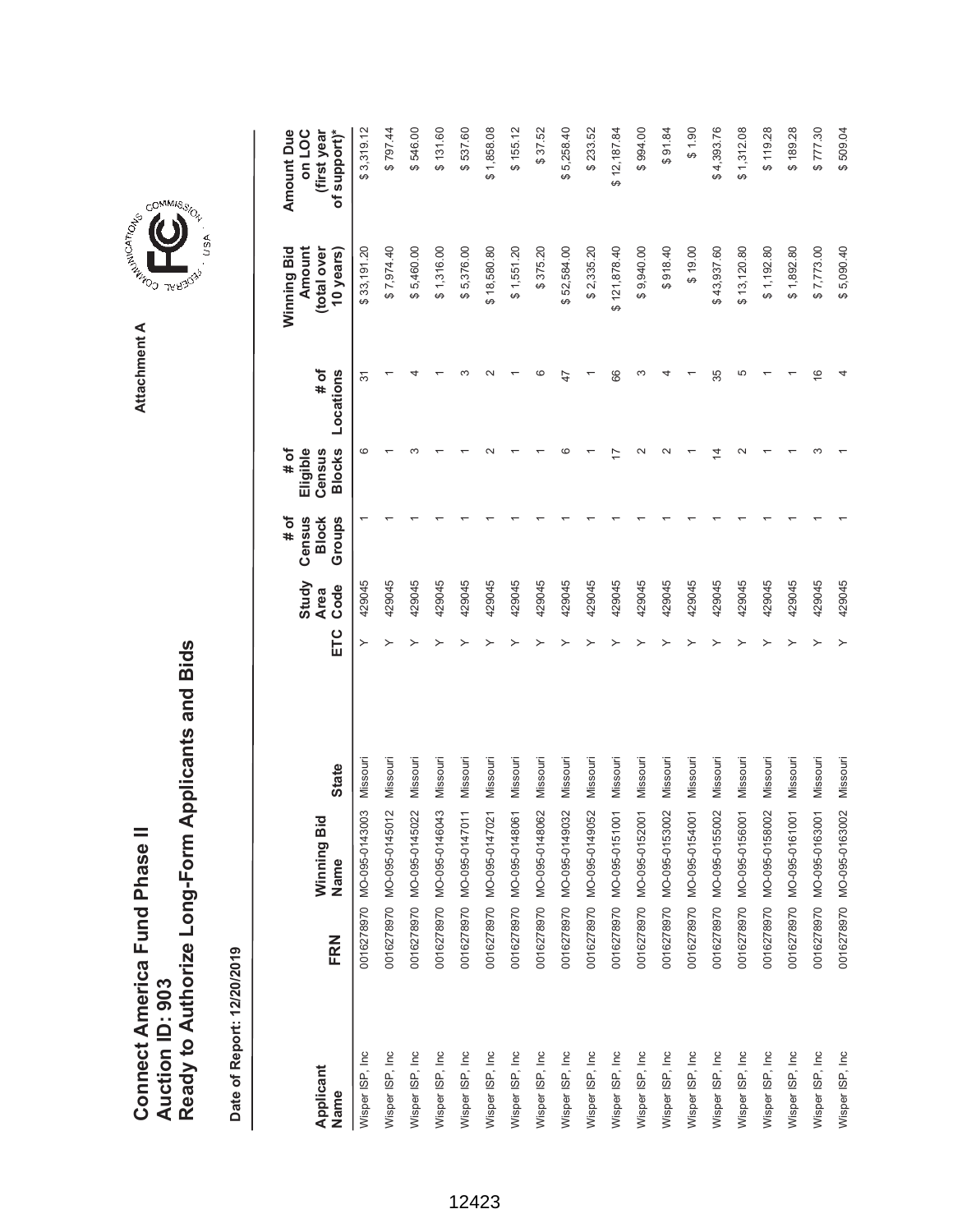# Connect America Fund Phase II
# Auction ID: 903
# Ready to Authorize Long-Form Applicants and Bids

Attachment A

**Date of Report: 12/20/2019**

| Applicant Name | FRN | Winning Bid Name | State | ETC | Study Area Code | # of Census Block Groups | # of Eligible Census Blocks | # of Locations | Winning Bid Amount (total over 10 years) | Amount Due on LOC (first year of support)* |
|---|---|---|---|---|---|---|---|---|---|---|
| Wisper ISP, Inc | 0016278970 | MO-095-0143003 | Missouri | Y | 429045 | 1 | 6 | 31 | $ 33,191.20 | $ 3,319.12 |
| Wisper ISP, Inc | 0016278970 | MO-095-0145012 | Missouri | Y | 429045 | 1 | 1 | 1 | $ 7,974.40 | $ 797.44 |
| Wisper ISP, Inc | 0016278970 | MO-095-0145022 | Missouri | Y | 429045 | 1 | 3 | 4 | $ 5,460.00 | $ 546.00 |
| Wisper ISP, Inc | 0016278970 | MO-095-0146043 | Missouri | Y | 429045 | 1 | 1 | 1 | $ 1,316.00 | $ 131.60 |
| Wisper ISP, Inc | 0016278970 | MO-095-0147011 | Missouri | Y | 429045 | 1 | 1 | 3 | $ 5,376.00 | $ 537.60 |
| Wisper ISP, Inc | 0016278970 | MO-095-0147021 | Missouri | Y | 429045 | 1 | 2 | 2 | $ 18,580.80 | $ 1,858.08 |
| Wisper ISP, Inc | 0016278970 | MO-095-0148061 | Missouri | Y | 429045 | 1 | 1 | 1 | $ 1,551.20 | $ 155.12 |
| Wisper ISP, Inc | 0016278970 | MO-095-0148062 | Missouri | Y | 429045 | 1 | 1 | 6 | $ 375.20 | $ 37.52 |
| Wisper ISP, Inc | 0016278970 | MO-095-0149032 | Missouri | Y | 429045 | 1 | 6 | 47 | $ 52,584.00 | $ 5,258.40 |
| Wisper ISP, Inc | 0016278970 | MO-095-0149052 | Missouri | Y | 429045 | 1 | 1 | 1 | $ 2,335.20 | $ 233.52 |
| Wisper ISP, Inc | 0016278970 | MO-095-0151001 | Missouri | Y | 429045 | 1 | 17 | 66 | $ 121,878.40 | $ 12,187.84 |
| Wisper ISP, Inc | 0016278970 | MO-095-0152001 | Missouri | Y | 429045 | 1 | 2 | 3 | $ 9,940.00 | $ 994.00 |
| Wisper ISP, Inc | 0016278970 | MO-095-0153002 | Missouri | Y | 429045 | 1 | 2 | 4 | $ 918.40 | $ 91.84 |
| Wisper ISP, Inc | 0016278970 | MO-095-0154001 | Missouri | Y | 429045 | 1 | 1 | 1 | $ 19.00 | $ 1.90 |
| Wisper ISP, Inc | 0016278970 | MO-095-0155002 | Missouri | Y | 429045 | 1 | 14 | 35 | $ 43,937.60 | $ 4,393.76 |
| Wisper ISP, Inc | 0016278970 | MO-095-0156001 | Missouri | Y | 429045 | 1 | 2 | 5 | $ 13,120.80 | $ 1,312.08 |
| Wisper ISP, Inc | 0016278970 | MO-095-0158002 | Missouri | Y | 429045 | 1 | 1 | 1 | $ 1,192.80 | $ 119.28 |
| Wisper ISP, Inc | 0016278970 | MO-095-0161001 | Missouri | Y | 429045 | 1 | 1 | 1 | $ 1,892.80 | $ 189.28 |
| Wisper ISP, Inc | 0016278970 | MO-095-0163001 | Missouri | Y | 429045 | 1 | 3 | 16 | $ 7,773.00 | $ 777.30 |
| Wisper ISP, Inc | 0016278970 | MO-095-0163002 | Missouri | Y | 429045 | 1 | 1 | 4 | $ 5,090.40 | $ 509.04 |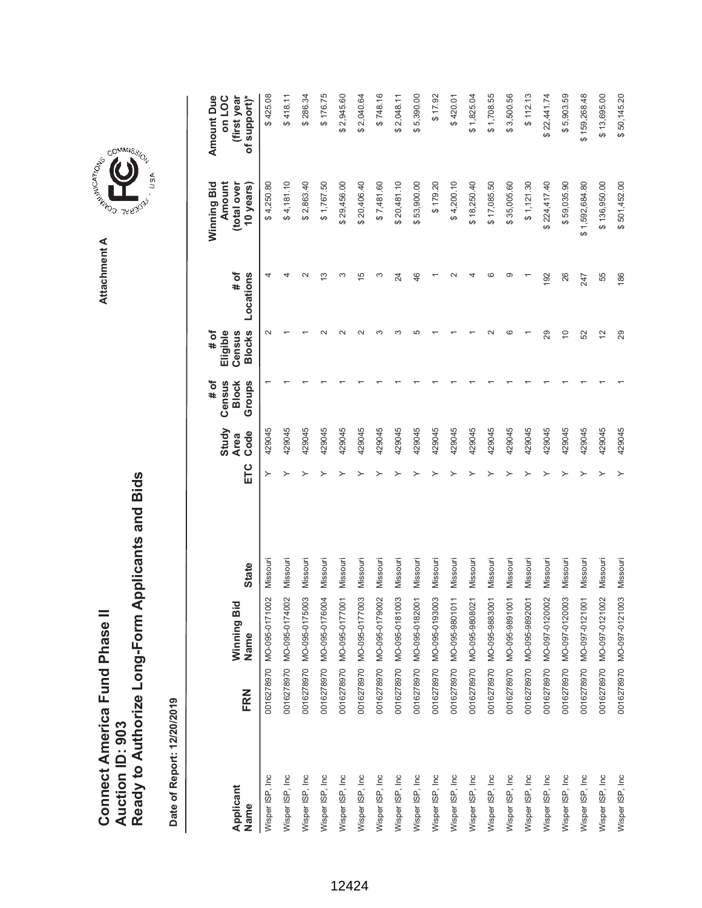# Connect America Fund Phase II
## Auction ID: 903
## Ready to Authorize Long-Form Applicants and Bids

Attachment A

**Date of Report: 12/20/2019**

| Applicant Name | FRN | Winning Bid Name | State | ETC | Study Area Code | # of Census Block Groups | # of Eligible Census Blocks | # of Locations | Winning Bid Amount (total over 10 years) | Amount Due on LOC (first year of support)* |
|---|---|---|---|---|---|---|---|---|---|---|
| Wisper ISP, Inc | 0016278970 | MO-095-0171002 | Missouri | Y | 429045 | 1 | 2 | 4 | $ 4,250.80 | $ 425.08 |
| Wisper ISP, Inc | 0016278970 | MO-095-0174002 | Missouri | Y | 429045 | 1 | 1 | 4 | $ 4,181.10 | $ 418.11 |
| Wisper ISP, Inc | 0016278970 | MO-095-0175003 | Missouri | Y | 429045 | 1 | 1 | 2 | $ 2,863.40 | $ 286.34 |
| Wisper ISP, Inc | 0016278970 | MO-095-0176004 | Missouri | Y | 429045 | 1 | 2 | 13 | $ 1,767.50 | $ 176.75 |
| Wisper ISP, Inc | 0016278970 | MO-095-0177001 | Missouri | Y | 429045 | 1 | 2 | 3 | $ 29,456.00 | $ 2,945.60 |
| Wisper ISP, Inc | 0016278970 | MO-095-0177003 | Missouri | Y | 429045 | 1 | 2 | 15 | $ 20,406.40 | $ 2,040.64 |
| Wisper ISP, Inc | 0016278970 | MO-095-0179002 | Missouri | Y | 429045 | 1 | 3 | 3 | $ 7,481.60 | $ 748.16 |
| Wisper ISP, Inc | 0016278970 | MO-095-0181003 | Missouri | Y | 429045 | 1 | 3 | 24 | $ 20,481.10 | $ 2,048.11 |
| Wisper ISP, Inc | 0016278970 | MO-095-0182001 | Missouri | Y | 429045 | 1 | 5 | 46 | $ 53,900.00 | $ 5,390.00 |
| Wisper ISP, Inc | 0016278970 | MO-095-0193003 | Missouri | Y | 429045 | 1 | 1 | 1 | $ 179.20 | $ 17.92 |
| Wisper ISP, Inc | 0016278970 | MO-095-9801011 | Missouri | Y | 429045 | 1 | 1 | 2 | $ 4,200.10 | $ 420.01 |
| Wisper ISP, Inc | 0016278970 | MO-095-9808021 | Missouri | Y | 429045 | 1 | 1 | 4 | $ 18,250.40 | $ 1,825.04 |
| Wisper ISP, Inc | 0016278970 | MO-095-9883001 | Missouri | Y | 429045 | 1 | 2 | 6 | $ 17,085.50 | $ 1,708.55 |
| Wisper ISP, Inc | 0016278970 | MO-095-9891001 | Missouri | Y | 429045 | 1 | 6 | 9 | $ 35,005.60 | $ 3,500.56 |
| Wisper ISP, Inc | 0016278970 | MO-095-9892001 | Missouri | Y | 429045 | 1 | 1 | 1 | $ 1,121.30 | $ 112.13 |
| Wisper ISP, Inc | 0016278970 | MO-097-0120002 | Missouri | Y | 429045 | 1 | 29 | 192 | $ 224,417.40 | $ 22,441.74 |
| Wisper ISP, Inc | 0016278970 | MO-097-0120003 | Missouri | Y | 429045 | 1 | 10 | 26 | $ 59,035.90 | $ 5,903.59 |
| Wisper ISP, Inc | 0016278970 | MO-097-0121001 | Missouri | Y | 429045 | 1 | 52 | 247 | $ 1,592,684.80 | $ 159,268.48 |
| Wisper ISP, Inc | 0016278970 | MO-097-0121002 | Missouri | Y | 429045 | 1 | 12 | 55 | $ 136,950.00 | $ 13,695.00 |
| Wisper ISP, Inc | 0016278970 | MO-097-0121003 | Missouri | Y | 429045 | 1 | 29 | 186 | $ 501,452.00 | $ 50,145.20 |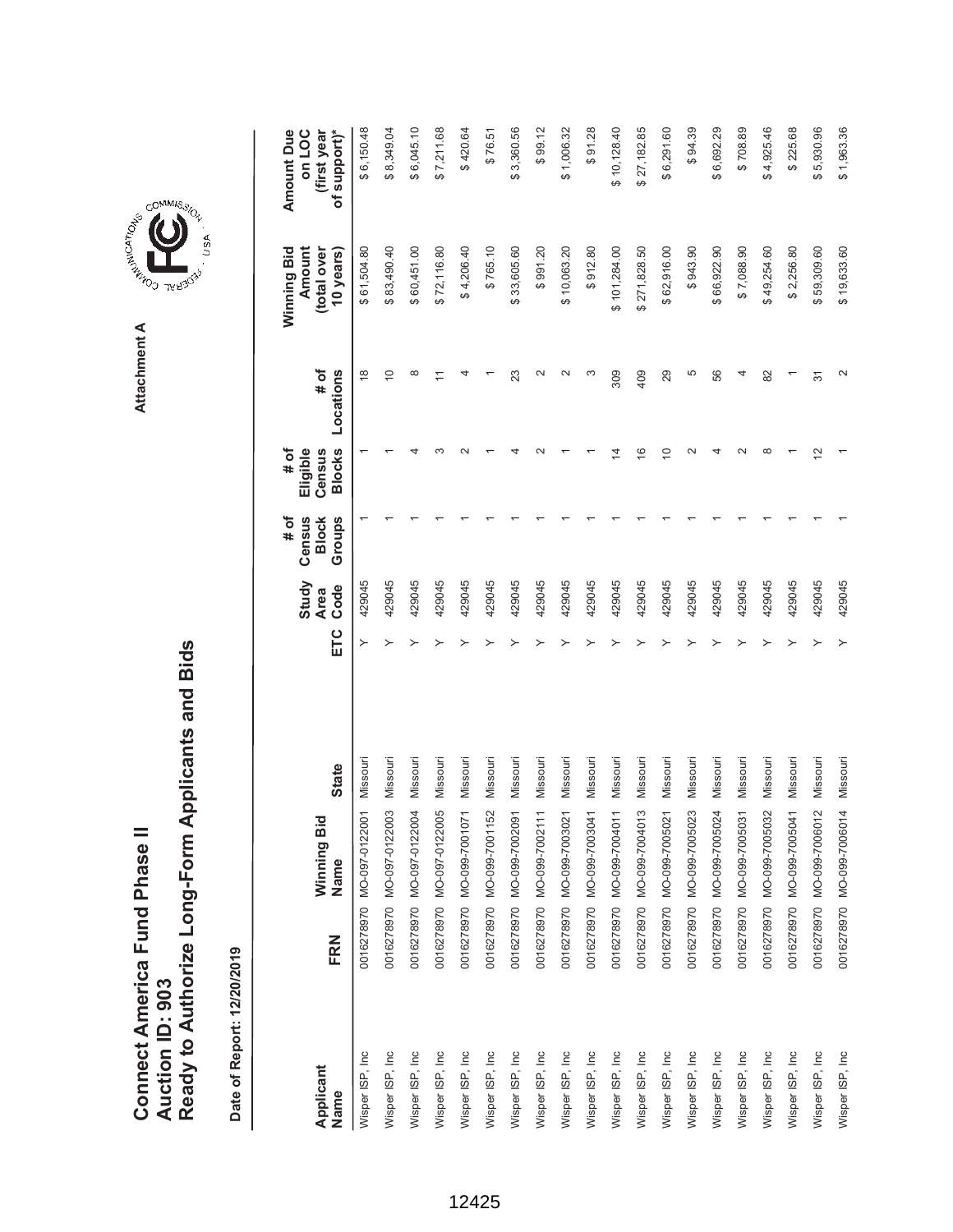# Connect America Fund Phase II
# Auction ID: 903
# Ready to Authorize Long-Form Applicants and Bids

Attachment A

Date of Report: 12/20/2019

| Applicant Name | FRN | Winning Bid Name | State | ETC | Study Area Code | # of Census Block Groups | # of Eligible Census Blocks | # of Locations | Winning Bid Amount (total over 10 years) | Amount Due on LOC (first year of support)* |
|---|---|---|---|---|---|---|---|---|---|---|
| Wisper ISP, Inc | 0016278970 | MO-097-0122001 | Missouri | Y | 429045 | 1 | 1 | 18 | $ 61,504.80 | $ 6,150.48 |
| Wisper ISP, Inc | 0016278970 | MO-097-0122003 | Missouri | Y | 429045 | 1 | 1 | 10 | $ 83,490.40 | $ 8,349.04 |
| Wisper ISP, Inc | 0016278970 | MO-097-0122004 | Missouri | Y | 429045 | 1 | 4 | 8 | $ 60,451.00 | $ 6,045.10 |
| Wisper ISP, Inc | 0016278970 | MO-097-0122005 | Missouri | Y | 429045 | 1 | 3 | 11 | $ 72,116.80 | $ 7,211.68 |
| Wisper ISP, Inc | 0016278970 | MO-099-7001071 | Missouri | Y | 429045 | 1 | 2 | 4 | $ 4,206.40 | $ 420.64 |
| Wisper ISP, Inc | 0016278970 | MO-099-7001152 | Missouri | Y | 429045 | 1 | 1 | 1 | $ 765.10 | $ 76.51 |
| Wisper ISP, Inc | 0016278970 | MO-099-7002091 | Missouri | Y | 429045 | 1 | 4 | 23 | $ 33,605.60 | $ 3,360.56 |
| Wisper ISP, Inc | 0016278970 | MO-099-7002111 | Missouri | Y | 429045 | 1 | 2 | 2 | $ 991.20 | $ 99.12 |
| Wisper ISP, Inc | 0016278970 | MO-099-7003021 | Missouri | Y | 429045 | 1 | 1 | 2 | $ 10,063.20 | $ 1,006.32 |
| Wisper ISP, Inc | 0016278970 | MO-099-7003041 | Missouri | Y | 429045 | 1 | 1 | 3 | $ 912.80 | $ 91.28 |
| Wisper ISP, Inc | 0016278970 | MO-099-7004011 | Missouri | Y | 429045 | 1 | 14 | 309 | $ 101,284.00 | $ 10,128.40 |
| Wisper ISP, Inc | 0016278970 | MO-099-7004013 | Missouri | Y | 429045 | 1 | 16 | 409 | $ 271,828.50 | $ 27,182.85 |
| Wisper ISP, Inc | 0016278970 | MO-099-7005021 | Missouri | Y | 429045 | 1 | 10 | 29 | $ 62,916.00 | $ 6,291.60 |
| Wisper ISP, Inc | 0016278970 | MO-099-7005023 | Missouri | Y | 429045 | 1 | 2 | 5 | $ 943.90 | $ 94.39 |
| Wisper ISP, Inc | 0016278970 | MO-099-7005024 | Missouri | Y | 429045 | 1 | 4 | 56 | $ 66,922.90 | $ 6,692.29 |
| Wisper ISP, Inc | 0016278970 | MO-099-7005031 | Missouri | Y | 429045 | 1 | 2 | 4 | $ 7,088.90 | $ 708.89 |
| Wisper ISP, Inc | 0016278970 | MO-099-7005032 | Missouri | Y | 429045 | 1 | 8 | 82 | $ 49,254.60 | $ 4,925.46 |
| Wisper ISP, Inc | 0016278970 | MO-099-7005041 | Missouri | Y | 429045 | 1 | 1 | 1 | $ 2,256.80 | $ 225.68 |
| Wisper ISP, Inc | 0016278970 | MO-099-7006012 | Missouri | Y | 429045 | 1 | 12 | 31 | $ 59,309.60 | $ 5,930.96 |
| Wisper ISP, Inc | 0016278970 | MO-099-7006014 | Missouri | Y | 429045 | 1 | 1 | 2 | $ 19,633.60 | $ 1,963.36 |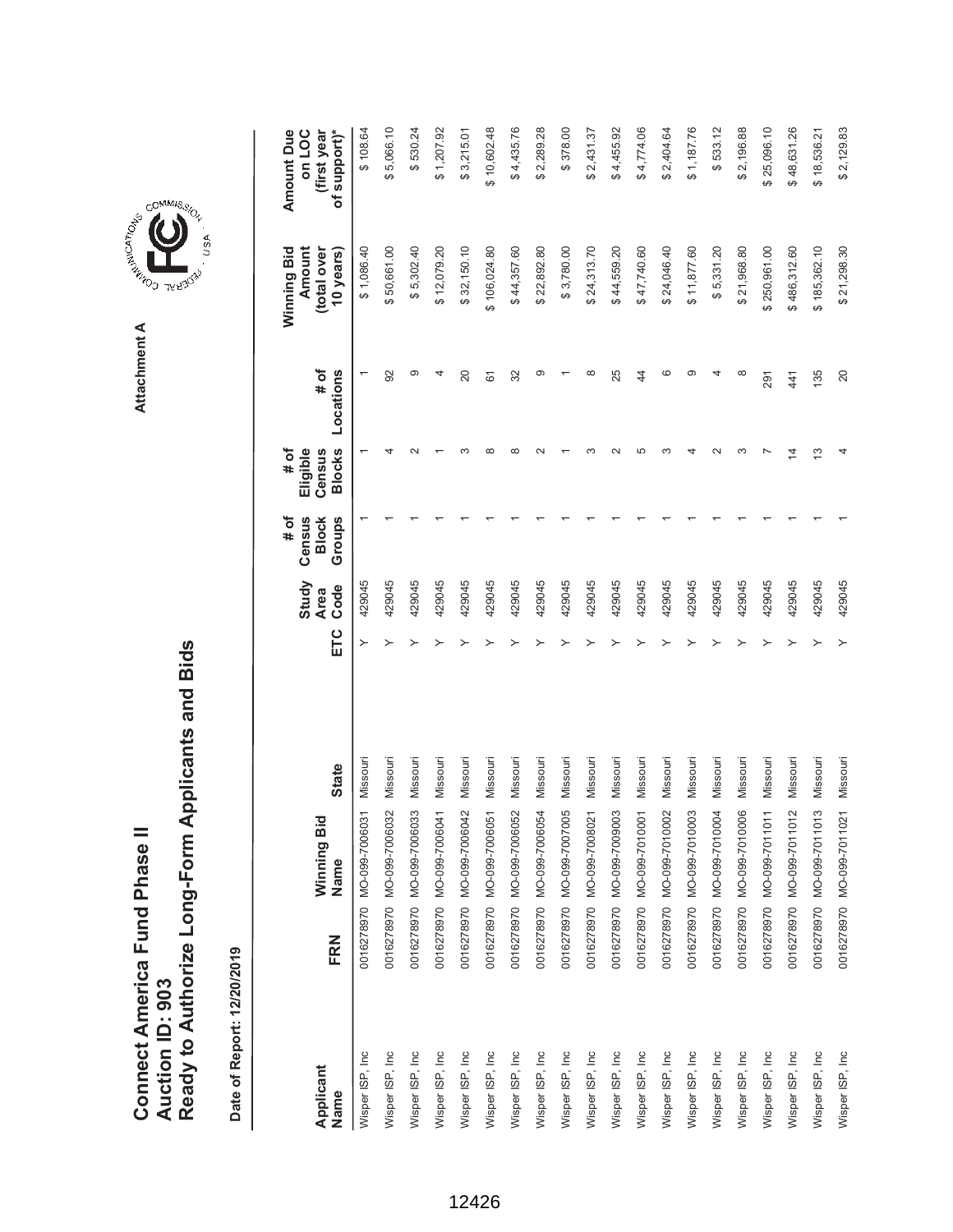# Connect America Fund Phase II
# Auction ID: 903
# Ready to Authorize Long-Form Applicants and Bids

Attachment A

**Date of Report: 12/20/2019**

| Applicant Name | FRN | Winning Bid Name | State | ETC | Study Area Code | # of Census Block Groups | # of Eligible Census Blocks | # of Locations | Winning Bid Amount (total over 10 years) | Amount Due on LOC (first year of support)* |
|---|---|---|---|---|---|---|---|---|---|---|
| Wisper ISP, Inc | 0016278970 | MO-099-7006031 | Missouri | Y | 429045 | 1 | 1 | 1 | $ 1,086.40 | $ 108.64 |
| Wisper ISP, Inc | 0016278970 | MO-099-7006032 | Missouri | Y | 429045 | 1 | 4 | 92 | $ 50,661.00 | $ 5,066.10 |
| Wisper ISP, Inc | 0016278970 | MO-099-7006033 | Missouri | Y | 429045 | 1 | 2 | 9 | $ 5,302.40 | $ 530.24 |
| Wisper ISP, Inc | 0016278970 | MO-099-7006041 | Missouri | Y | 429045 | 1 | 1 | 4 | $ 12,079.20 | $ 1,207.92 |
| Wisper ISP, Inc | 0016278970 | MO-099-7006042 | Missouri | Y | 429045 | 1 | 3 | 20 | $ 32,150.10 | $ 3,215.01 |
| Wisper ISP, Inc | 0016278970 | MO-099-7006051 | Missouri | Y | 429045 | 1 | 8 | 61 | $ 106,024.80 | $ 10,602.48 |
| Wisper ISP, Inc | 0016278970 | MO-099-7006052 | Missouri | Y | 429045 | 1 | 8 | 32 | $ 44,357.60 | $ 4,435.76 |
| Wisper ISP, Inc | 0016278970 | MO-099-7006054 | Missouri | Y | 429045 | 1 | 2 | 9 | $ 22,892.80 | $ 2,289.28 |
| Wisper ISP, Inc | 0016278970 | MO-099-7007005 | Missouri | Y | 429045 | 1 | 1 | 1 | $ 3,780.00 | $ 378.00 |
| Wisper ISP, Inc | 0016278970 | MO-099-7008021 | Missouri | Y | 429045 | 1 | 3 | 8 | $ 24,313.70 | $ 2,431.37 |
| Wisper ISP, Inc | 0016278970 | MO-099-7009003 | Missouri | Y | 429045 | 1 | 2 | 25 | $ 44,559.20 | $ 4,455.92 |
| Wisper ISP, Inc | 0016278970 | MO-099-7010001 | Missouri | Y | 429045 | 1 | 5 | 44 | $ 47,740.60 | $ 4,774.06 |
| Wisper ISP, Inc | 0016278970 | MO-099-7010002 | Missouri | Y | 429045 | 1 | 3 | 6 | $ 24,046.40 | $ 2,404.64 |
| Wisper ISP, Inc | 0016278970 | MO-099-7010003 | Missouri | Y | 429045 | 1 | 4 | 9 | $ 11,877.60 | $ 1,187.76 |
| Wisper ISP, Inc | 0016278970 | MO-099-7010004 | Missouri | Y | 429045 | 1 | 2 | 4 | $ 5,331.20 | $ 533.12 |
| Wisper ISP, Inc | 0016278970 | MO-099-7010006 | Missouri | Y | 429045 | 1 | 3 | 8 | $ 21,968.80 | $ 2,196.88 |
| Wisper ISP, Inc | 0016278970 | MO-099-7011011 | Missouri | Y | 429045 | 1 | 7 | 291 | $ 250,961.00 | $ 25,096.10 |
| Wisper ISP, Inc | 0016278970 | MO-099-7011012 | Missouri | Y | 429045 | 1 | 14 | 441 | $ 486,312.60 | $ 48,631.26 |
| Wisper ISP, Inc | 0016278970 | MO-099-7011013 | Missouri | Y | 429045 | 1 | 13 | 135 | $ 185,362.10 | $ 18,536.21 |
| Wisper ISP, Inc | 0016278970 | MO-099-7011021 | Missouri | Y | 429045 | 1 | 4 | 20 | $ 21,298.30 | $ 2,129.83 |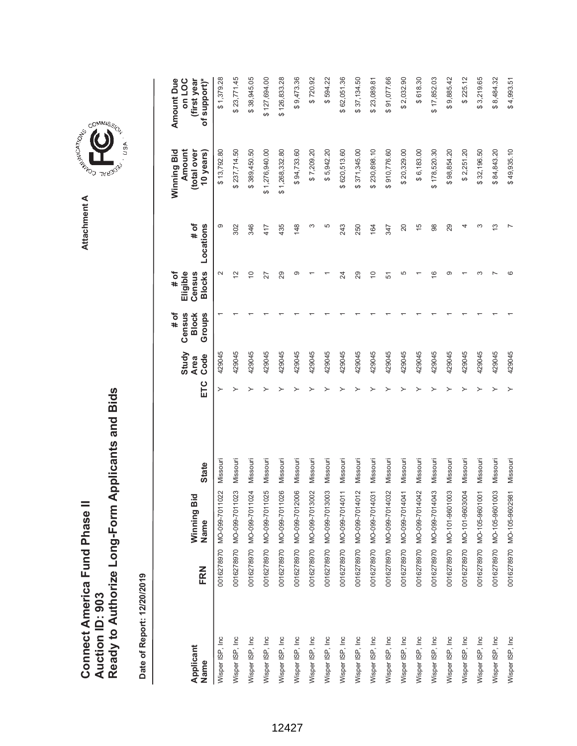# Connect America Fund Phase II
# Auction ID: 903
# Ready to Authorize Long-Form Applicants and Bids

Attachment A

**Date of Report: 12/20/2019**

| Applicant Name | FRN | Winning Bid Name | State | ETC | Study Area Code | # of Census Block Groups | # of Eligible Census Blocks | # of Locations | Winning Bid Amount (total over 10 years) | Amount Due on LOC (first year of support)* |
|---|---|---|---|---|---|---|---|---|---|---|
| Wisper ISP, Inc | 0016278970 | MO-099-7011022 | Missouri | Y | 429045 | 1 | 2 | 9 | $ 13,792.80 | $ 1,379.28 |
| Wisper ISP, Inc | 0016278970 | MO-099-7011023 | Missouri | Y | 429045 | 1 | 12 | 302 | $ 237,714.50 | $ 23,771.45 |
| Wisper ISP, Inc | 0016278970 | MO-099-7011024 | Missouri | Y | 429045 | 1 | 10 | 346 | $ 389,450.50 | $ 38,945.05 |
| Wisper ISP, Inc | 0016278970 | MO-099-7011025 | Missouri | Y | 429045 | 1 | 27 | 417 | $ 1,276,940.00 | $ 127,694.00 |
| Wisper ISP, Inc | 0016278970 | MO-099-7011026 | Missouri | Y | 429045 | 1 | 29 | 435 | $ 1,268,332.80 | $ 126,833.28 |
| Wisper ISP, Inc | 0016278970 | MO-099-7012006 | Missouri | Y | 429045 | 1 | 9 | 148 | $ 94,733.60 | $ 9,473.36 |
| Wisper ISP, Inc | 0016278970 | MO-099-7013002 | Missouri | Y | 429045 | 1 | 1 | 3 | $ 7,209.20 | $ 720.92 |
| Wisper ISP, Inc | 0016278970 | MO-099-7013003 | Missouri | Y | 429045 | 1 | 1 | 5 | $ 5,942.20 | $ 594.22 |
| Wisper ISP, Inc | 0016278970 | MO-099-7014011 | Missouri | Y | 429045 | 1 | 24 | 243 | $ 620,513.60 | $ 62,051.36 |
| Wisper ISP, Inc | 0016278970 | MO-099-7014012 | Missouri | Y | 429045 | 1 | 29 | 250 | $ 371,345.00 | $ 37,134.50 |
| Wisper ISP, Inc | 0016278970 | MO-099-7014031 | Missouri | Y | 429045 | 1 | 10 | 164 | $ 230,898.10 | $ 23,089.81 |
| Wisper ISP, Inc | 0016278970 | MO-099-7014032 | Missouri | Y | 429045 | 1 | 51 | 347 | $ 910,776.60 | $ 91,077.66 |
| Wisper ISP, Inc | 0016278970 | MO-099-7014041 | Missouri | Y | 429045 | 1 | 5 | 20 | $ 20,329.00 | $ 2,032.90 |
| Wisper ISP, Inc | 0016278970 | MO-099-7014042 | Missouri | Y | 429045 | 1 | 1 | 15 | $ 6,183.00 | $ 618.30 |
| Wisper ISP, Inc | 0016278970 | MO-099-7014043 | Missouri | Y | 429045 | 1 | 16 | 98 | $ 178,520.30 | $ 17,852.03 |
| Wisper ISP, Inc | 0016278970 | MO-101-9601003 | Missouri | Y | 429045 | 1 | 9 | 29 | $ 98,854.20 | $ 9,885.42 |
| Wisper ISP, Inc | 0016278970 | MO-101-9603004 | Missouri | Y | 429045 | 1 | 1 | 4 | $ 2,251.20 | $ 225.12 |
| Wisper ISP, Inc | 0016278970 | MO-105-9601001 | Missouri | Y | 429045 | 1 | 3 | 3 | $ 32,196.50 | $ 3,219.65 |
| Wisper ISP, Inc | 0016278970 | MO-105-9601003 | Missouri | Y | 429045 | 1 | 7 | 13 | $ 84,843.20 | $ 8,484.32 |
| Wisper ISP, Inc | 0016278970 | MO-105-9602981 | Missouri | Y | 429045 | 1 | 6 | 7 | $ 49,935.10 | $ 4,993.51 |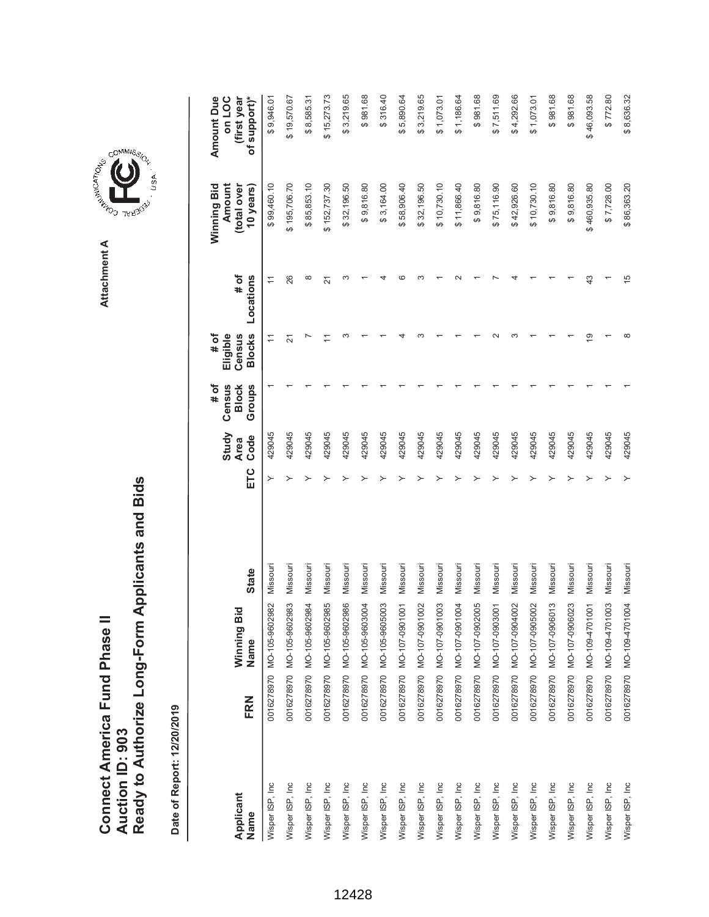# Connect America Fund Phase II
## Auction ID: 903
## Ready to Authorize Long-Form Applicants and Bids

**Attachment A**

**Date of Report: 12/20/2019**

| Applicant Name | FRN | Winning Bid Name | State | ETC | Study Area Code | # of Census Block Groups | # of Eligible Census Blocks | # of Locations | Winning Bid Amount (total over 10 years) | Amount Due on LOC (first year of support)* |
|---|---|---|---|---|---|---|---|---|---|---|
| Wisper ISP, Inc | 0016278970 | MO-105-9602982 | Missouri | Y | 429045 | 1 | 11 | 11 | $ 99,460.10 | $ 9,946.01 |
| Wisper ISP, Inc | 0016278970 | MO-105-9602983 | Missouri | Y | 429045 | 1 | 21 | 26 | $ 195,706.70 | $ 19,570.67 |
| Wisper ISP, Inc | 0016278970 | MO-105-9602984 | Missouri | Y | 429045 | 1 | 7 | 8 | $ 85,853.10 | $ 8,585.31 |
| Wisper ISP, Inc | 0016278970 | MO-105-9602985 | Missouri | Y | 429045 | 1 | 11 | 21 | $ 152,737.30 | $ 15,273.73 |
| Wisper ISP, Inc | 0016278970 | MO-105-9602986 | Missouri | Y | 429045 | 1 | 3 | 3 | $ 32,196.50 | $ 3,219.65 |
| Wisper ISP, Inc | 0016278970 | MO-105-9603004 | Missouri | Y | 429045 | 1 | 1 | 1 | $ 9,816.80 | $ 981.68 |
| Wisper ISP, Inc | 0016278970 | MO-105-9605003 | Missouri | Y | 429045 | 1 | 1 | 4 | $ 3,164.00 | $ 316.40 |
| Wisper ISP, Inc | 0016278970 | MO-107-0901001 | Missouri | Y | 429045 | 1 | 4 | 6 | $ 58,906.40 | $ 5,890.64 |
| Wisper ISP, Inc | 0016278970 | MO-107-0901002 | Missouri | Y | 429045 | 1 | 3 | 3 | $ 32,196.50 | $ 3,219.65 |
| Wisper ISP, Inc | 0016278970 | MO-107-0901003 | Missouri | Y | 429045 | 1 | 1 | 1 | $ 10,730.10 | $ 1,073.01 |
| Wisper ISP, Inc | 0016278970 | MO-107-0901004 | Missouri | Y | 429045 | 1 | 1 | 2 | $ 11,866.40 | $ 1,186.64 |
| Wisper ISP, Inc | 0016278970 | MO-107-0902005 | Missouri | Y | 429045 | 1 | 1 | 1 | $ 9,816.80 | $ 981.68 |
| Wisper ISP, Inc | 0016278970 | MO-107-0903001 | Missouri | Y | 429045 | 1 | 2 | 7 | $ 75,116.90 | $ 7,511.69 |
| Wisper ISP, Inc | 0016278970 | MO-107-0904002 | Missouri | Y | 429045 | 1 | 3 | 4 | $ 42,926.60 | $ 4,292.66 |
| Wisper ISP, Inc | 0016278970 | MO-107-0905002 | Missouri | Y | 429045 | 1 | 1 | 1 | $ 10,730.10 | $ 1,073.01 |
| Wisper ISP, Inc | 0016278970 | MO-107-0906013 | Missouri | Y | 429045 | 1 | 1 | 1 | $ 9,816.80 | $ 981.68 |
| Wisper ISP, Inc | 0016278970 | MO-107-0906023 | Missouri | Y | 429045 | 1 | 1 | 1 | $ 9,816.80 | $ 981.68 |
| Wisper ISP, Inc | 0016278970 | MO-109-4701001 | Missouri | Y | 429045 | 1 | 19 | 43 | $ 460,935.80 | $ 46,093.58 |
| Wisper ISP, Inc | 0016278970 | MO-109-4701003 | Missouri | Y | 429045 | 1 | 1 | 1 | $ 7,728.00 | $ 772.80 |
| Wisper ISP, Inc | 0016278970 | MO-109-4701004 | Missouri | Y | 429045 | 1 | 8 | 15 | $ 86,363.20 | $ 8,636.32 |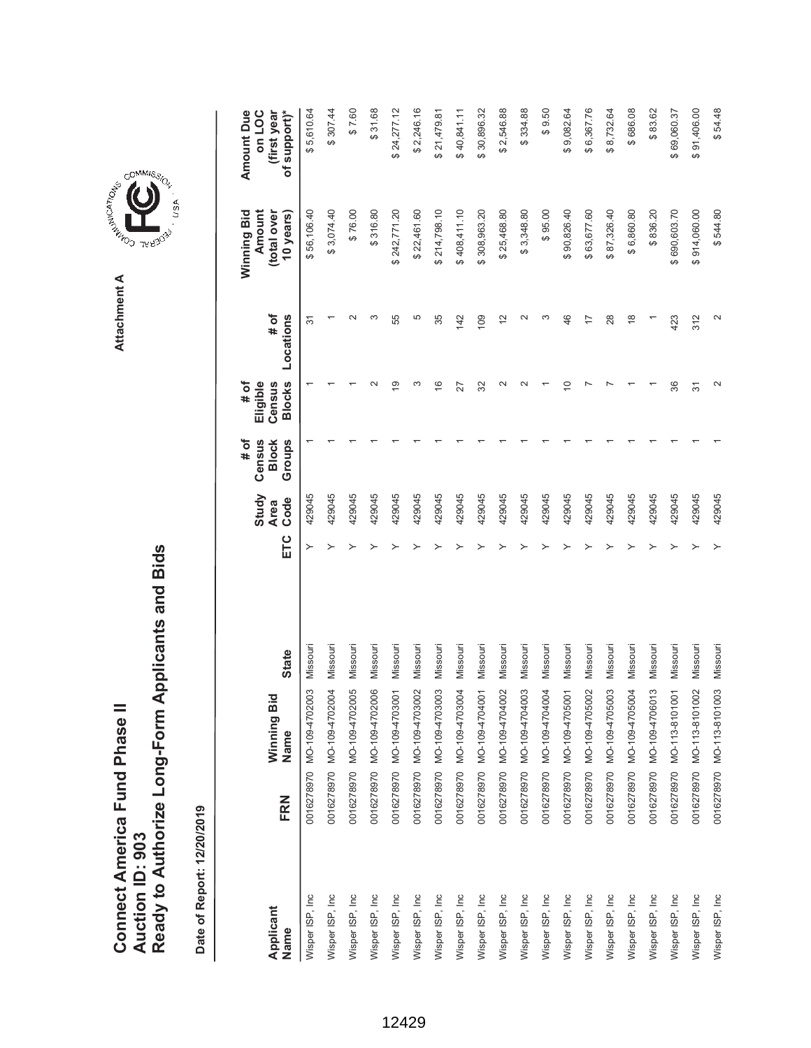# Connect America Fund Phase II
## Auction ID: 903
## Ready to Authorize Long-Form Applicants and Bids

Attachment A

**Date of Report: 12/20/2019**

| Applicant Name | FRN | Winning Bid Name | State | ETC | Study Area Code | # of Census Block Groups | # of Eligible Census Blocks | # of Locations | Winning Bid Amount (total over 10 years) | Amount Due on LOC (first year of support)* |
|---|---|---|---|---|---|---|---|---|---|---|
| Wisper ISP, Inc | 0016278970 | MO-109-4702003 | Missouri | Y | 429045 | 1 | 1 | 31 | $ 56,106.40 | $ 5,610.64 |
| Wisper ISP, Inc | 0016278970 | MO-109-4702004 | Missouri | Y | 429045 | 1 | 1 | 1 | $ 3,074.40 | $ 307.44 |
| Wisper ISP, Inc | 0016278970 | MO-109-4702005 | Missouri | Y | 429045 | 1 | 1 | 2 | $ 76.00 | $ 7.60 |
| Wisper ISP, Inc | 0016278970 | MO-109-4702006 | Missouri | Y | 429045 | 1 | 2 | 3 | $ 316.80 | $ 31.68 |
| Wisper ISP, Inc | 0016278970 | MO-109-4703001 | Missouri | Y | 429045 | 1 | 19 | 55 | $ 242,771.20 | $ 24,277.12 |
| Wisper ISP, Inc | 0016278970 | MO-109-4703002 | Missouri | Y | 429045 | 1 | 3 | 5 | $ 22,461.60 | $ 2,246.16 |
| Wisper ISP, Inc | 0016278970 | MO-109-4703003 | Missouri | Y | 429045 | 1 | 16 | 35 | $ 214,798.10 | $ 21,479.81 |
| Wisper ISP, Inc | 0016278970 | MO-109-4703004 | Missouri | Y | 429045 | 1 | 27 | 142 | $ 408,411.10 | $ 40,841.11 |
| Wisper ISP, Inc | 0016278970 | MO-109-4704001 | Missouri | Y | 429045 | 1 | 32 | 109 | $ 308,963.20 | $ 30,896.32 |
| Wisper ISP, Inc | 0016278970 | MO-109-4704002 | Missouri | Y | 429045 | 1 | 2 | 12 | $ 25,468.80 | $ 2,546.88 |
| Wisper ISP, Inc | 0016278970 | MO-109-4704003 | Missouri | Y | 429045 | 1 | 2 | 2 | $ 3,348.80 | $ 334.88 |
| Wisper ISP, Inc | 0016278970 | MO-109-4704004 | Missouri | Y | 429045 | 1 | 1 | 3 | $ 95.00 | $ 9.50 |
| Wisper ISP, Inc | 0016278970 | MO-109-4705001 | Missouri | Y | 429045 | 1 | 10 | 46 | $ 90,826.40 | $ 9,082.64 |
| Wisper ISP, Inc | 0016278970 | MO-109-4705002 | Missouri | Y | 429045 | 1 | 7 | 17 | $ 63,677.60 | $ 6,367.76 |
| Wisper ISP, Inc | 0016278970 | MO-109-4705003 | Missouri | Y | 429045 | 1 | 7 | 28 | $ 87,326.40 | $ 8,732.64 |
| Wisper ISP, Inc | 0016278970 | MO-109-4705004 | Missouri | Y | 429045 | 1 | 1 | 18 | $ 6,860.80 | $ 686.08 |
| Wisper ISP, Inc | 0016278970 | MO-109-4706013 | Missouri | Y | 429045 | 1 | 1 | 1 | $ 836.20 | $ 83.62 |
| Wisper ISP, Inc | 0016278970 | MO-113-8101001 | Missouri | Y | 429045 | 1 | 36 | 423 | $ 690,603.70 | $ 69,060.37 |
| Wisper ISP, Inc | 0016278970 | MO-113-8101002 | Missouri | Y | 429045 | 1 | 31 | 312 | $ 914,060.00 | $ 91,406.00 |
| Wisper ISP, Inc | 0016278970 | MO-113-8101003 | Missouri | Y | 429045 | 1 | 2 | 2 | $ 544.80 | $ 54.48 |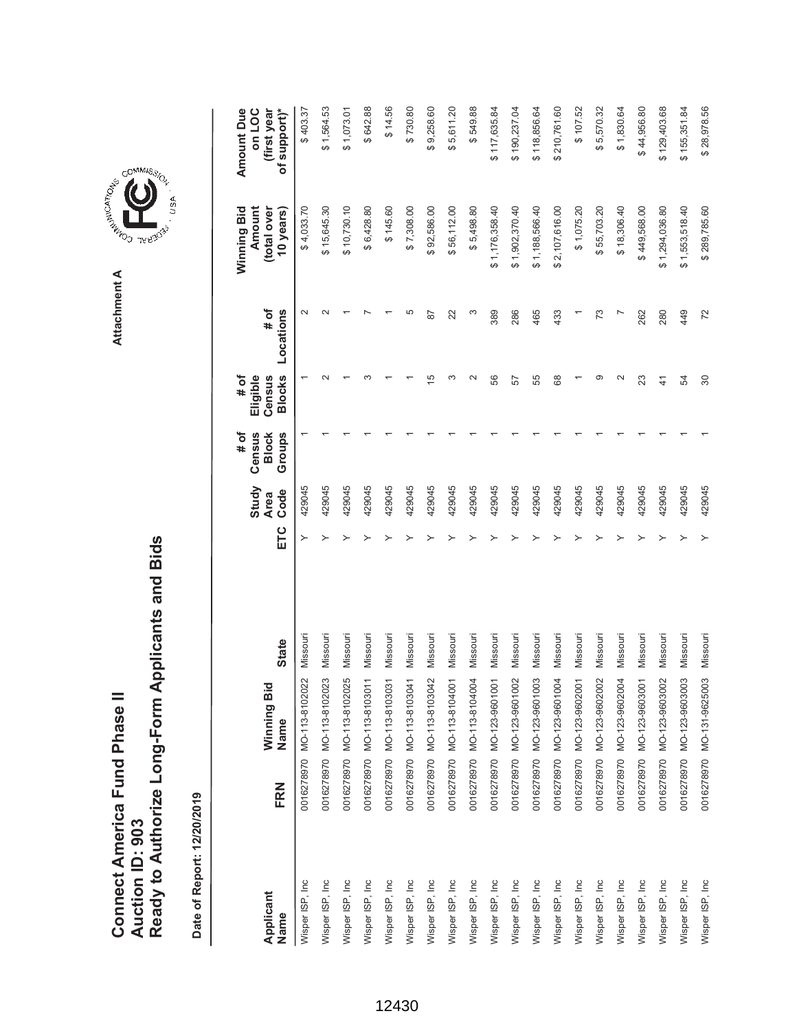# Connect America Fund Phase II
## Auction ID: 903
## Ready to Authorize Long-Form Applicants and Bids

Attachment A

**Date of Report: 12/20/2019**

| Applicant Name | FRN | Winning Bid Name | State | ETC | Study Area Code | # of Census Block Groups | # of Eligible Census Blocks | # of Locations | Winning Bid Amount (total over 10 years) | Amount Due on LOC (first year of support)* |
|---|---|---|---|---|---|---|---|---|---|---|
| Wisper ISP, Inc | 0016278970 | MO-113-8102022 | Missouri | Y | 429045 | 1 | 1 | 2 | $ 4,033.70 | $ 403.37 |
| Wisper ISP, Inc | 0016278970 | MO-113-8102023 | Missouri | Y | 429045 | 1 | 2 | 2 | $ 15,645.30 | $ 1,564.53 |
| Wisper ISP, Inc | 0016278970 | MO-113-8102025 | Missouri | Y | 429045 | 1 | 1 | 1 | $ 10,730.10 | $ 1,073.01 |
| Wisper ISP, Inc | 0016278970 | MO-113-8103011 | Missouri | Y | 429045 | 1 | 3 | 7 | $ 6,428.80 | $ 642.88 |
| Wisper ISP, Inc | 0016278970 | MO-113-8103031 | Missouri | Y | 429045 | 1 | 1 | 1 | $ 145.60 | $ 14.56 |
| Wisper ISP, Inc | 0016278970 | MO-113-8103041 | Missouri | Y | 429045 | 1 | 1 | 5 | $ 7,308.00 | $ 730.80 |
| Wisper ISP, Inc | 0016278970 | MO-113-8103042 | Missouri | Y | 429045 | 1 | 15 | 87 | $ 92,586.00 | $ 9,258.60 |
| Wisper ISP, Inc | 0016278970 | MO-113-8104001 | Missouri | Y | 429045 | 1 | 3 | 22 | $ 56,112.00 | $ 5,611.20 |
| Wisper ISP, Inc | 0016278970 | MO-113-8104004 | Missouri | Y | 429045 | 1 | 2 | 3 | $ 5,498.80 | $ 549.88 |
| Wisper ISP, Inc | 0016278970 | MO-123-9601001 | Missouri | Y | 429045 | 1 | 56 | 389 | $ 1,176,358.40 | $ 117,635.84 |
| Wisper ISP, Inc | 0016278970 | MO-123-9601002 | Missouri | Y | 429045 | 1 | 57 | 286 | $ 1,902,370.40 | $ 190,237.04 |
| Wisper ISP, Inc | 0016278970 | MO-123-9601003 | Missouri | Y | 429045 | 1 | 55 | 465 | $ 1,188,566.40 | $ 118,856.64 |
| Wisper ISP, Inc | 0016278970 | MO-123-9601004 | Missouri | Y | 429045 | 1 | 68 | 433 | $ 2,107,616.00 | $ 210,761.60 |
| Wisper ISP, Inc | 0016278970 | MO-123-9602001 | Missouri | Y | 429045 | 1 | 1 | 1 | $ 1,075.20 | $ 107.52 |
| Wisper ISP, Inc | 0016278970 | MO-123-9602002 | Missouri | Y | 429045 | 1 | 9 | 73 | $ 55,703.20 | $ 5,570.32 |
| Wisper ISP, Inc | 0016278970 | MO-123-9602004 | Missouri | Y | 429045 | 1 | 2 | 7 | $ 18,306.40 | $ 1,830.64 |
| Wisper ISP, Inc | 0016278970 | MO-123-9603001 | Missouri | Y | 429045 | 1 | 23 | 262 | $ 449,568.00 | $ 44,956.80 |
| Wisper ISP, Inc | 0016278970 | MO-123-9603002 | Missouri | Y | 429045 | 1 | 41 | 280 | $ 1,294,036.80 | $ 129,403.68 |
| Wisper ISP, Inc | 0016278970 | MO-123-9603003 | Missouri | Y | 429045 | 1 | 54 | 449 | $ 1,553,518.40 | $ 155,351.84 |
| Wisper ISP, Inc | 0016278970 | MO-131-9625003 | Missouri | Y | 429045 | 1 | 30 | 72 | $ 289,785.60 | $ 28,978.56 |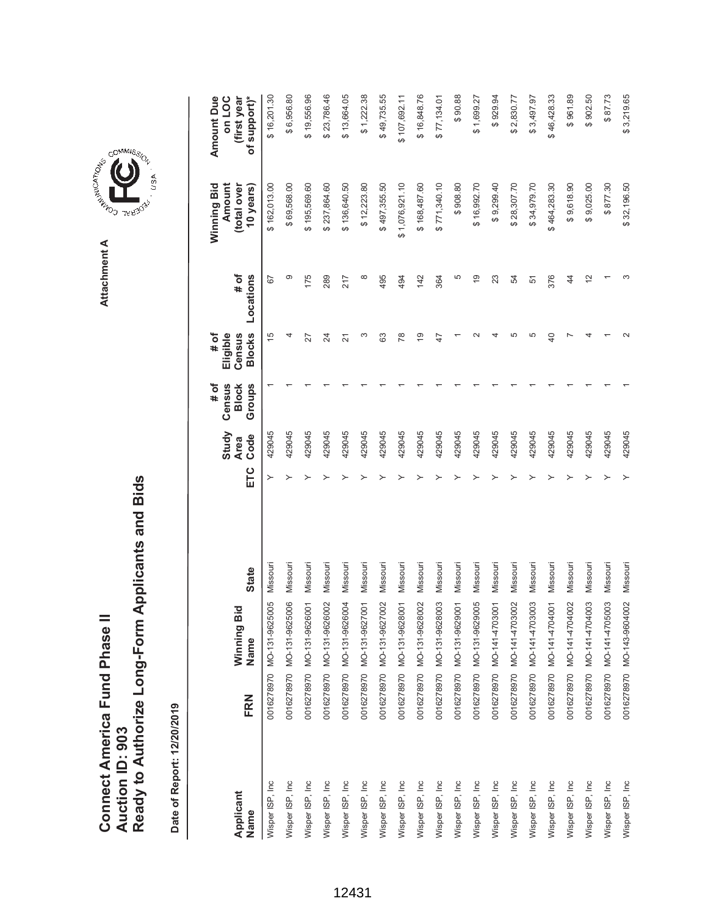# Connect America Fund Phase II
# Auction ID: 903
# Ready to Authorize Long-Form Applicants and Bids

Attachment A

**Date of Report: 12/20/2019**

| Applicant Name | FRN | Winning Bid Name | State | ETC | Study Area Code | # of Census Block Groups | # of Eligible Census Blocks | # of Locations | Winning Bid Amount (total over 10 years) | Amount Due on LOC (first year of support)* |
|---|---|---|---|---|---|---|---|---|---|---|
| Wisper ISP, Inc | 0016278970 | MO-131-9625005 | Missouri | Y | 429045 | 1 | 15 | 67 | $ 162,013.00 | $ 16,201.30 |
| Wisper ISP, Inc | 0016278970 | MO-131-9625006 | Missouri | Y | 429045 | 1 | 4 | 9 | $ 69,568.00 | $ 6,956.80 |
| Wisper ISP, Inc | 0016278970 | MO-131-9626001 | Missouri | Y | 429045 | 1 | 27 | 175 | $ 195,569.60 | $ 19,556.96 |
| Wisper ISP, Inc | 0016278970 | MO-131-9626002 | Missouri | Y | 429045 | 1 | 24 | 289 | $ 237,864.60 | $ 23,786.46 |
| Wisper ISP, Inc | 0016278970 | MO-131-9626004 | Missouri | Y | 429045 | 1 | 21 | 217 | $ 136,640.50 | $ 13,664.05 |
| Wisper ISP, Inc | 0016278970 | MO-131-9627001 | Missouri | Y | 429045 | 1 | 3 | 8 | $ 12,223.80 | $ 1,222.38 |
| Wisper ISP, Inc | 0016278970 | MO-131-9627002 | Missouri | Y | 429045 | 1 | 63 | 495 | $ 497,355.50 | $ 49,735.55 |
| Wisper ISP, Inc | 0016278970 | MO-131-9628001 | Missouri | Y | 429045 | 1 | 78 | 494 | $ 1,076,921.10 | $ 107,692.11 |
| Wisper ISP, Inc | 0016278970 | MO-131-9628002 | Missouri | Y | 429045 | 1 | 19 | 142 | $ 168,487.60 | $ 16,848.76 |
| Wisper ISP, Inc | 0016278970 | MO-131-9628003 | Missouri | Y | 429045 | 1 | 47 | 364 | $ 771,340.10 | $ 77,134.01 |
| Wisper ISP, Inc | 0016278970 | MO-131-9629001 | Missouri | Y | 429045 | 1 | 1 | 5 | $ 908.80 | $ 90.88 |
| Wisper ISP, Inc | 0016278970 | MO-131-9629005 | Missouri | Y | 429045 | 1 | 2 | 19 | $ 16,992.70 | $ 1,699.27 |
| Wisper ISP, Inc | 0016278970 | MO-141-4703001 | Missouri | Y | 429045 | 1 | 4 | 23 | $ 9,299.40 | $ 929.94 |
| Wisper ISP, Inc | 0016278970 | MO-141-4703002 | Missouri | Y | 429045 | 1 | 5 | 54 | $ 28,307.70 | $ 2,830.77 |
| Wisper ISP, Inc | 0016278970 | MO-141-4703003 | Missouri | Y | 429045 | 1 | 5 | 51 | $ 34,979.70 | $ 3,497.97 |
| Wisper ISP, Inc | 0016278970 | MO-141-4704001 | Missouri | Y | 429045 | 1 | 40 | 376 | $ 464,283.30 | $ 46,428.33 |
| Wisper ISP, Inc | 0016278970 | MO-141-4704002 | Missouri | Y | 429045 | 1 | 7 | 44 | $ 9,618.90 | $ 961.89 |
| Wisper ISP, Inc | 0016278970 | MO-141-4704003 | Missouri | Y | 429045 | 1 | 4 | 12 | $ 9,025.00 | $ 902.50 |
| Wisper ISP, Inc | 0016278970 | MO-141-4705003 | Missouri | Y | 429045 | 1 | 1 | 1 | $ 877.30 | $ 87.73 |
| Wisper ISP, Inc | 0016278970 | MO-143-9604002 | Missouri | Y | 429045 | 1 | 2 | 3 | $ 32,196.50 | $ 3,219.65 |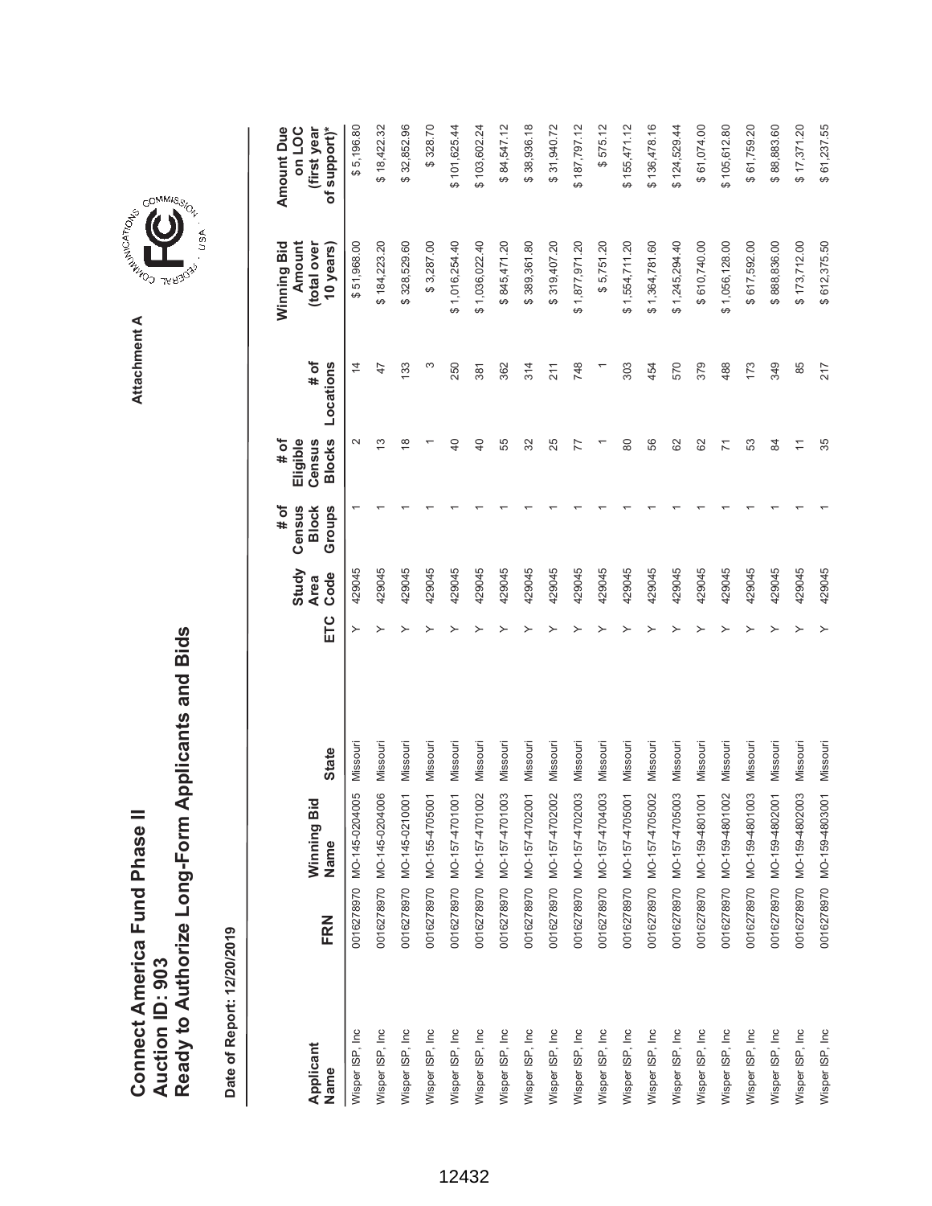# Connect America Fund Phase II
## Auction ID: 903
## Ready to Authorize Long-Form Applicants and Bids

Attachment A

**Date of Report: 12/20/2019**

| Applicant Name | FRN | Winning Bid Name | State | ETC | Study Area Code | # of Census Block Groups | # of Eligible Census Blocks | # of Locations | Winning Bid Amount (total over 10 years) | Amount Due on LOC (first year of support)* |
|---|---|---|---|---|---|---|---|---|---|---|
| Wisper ISP, Inc | 0016278970 | MO-145-0204005 | Missouri | Y | 429045 | 1 | 2 | 14 | $ 51,968.00 | $ 5,196.80 |
| Wisper ISP, Inc | 0016278970 | MO-145-0204006 | Missouri | Y | 429045 | 1 | 13 | 47 | $ 184,223.20 | $ 18,422.32 |
| Wisper ISP, Inc | 0016278970 | MO-145-0210001 | Missouri | Y | 429045 | 1 | 18 | 133 | $ 328,529.60 | $ 32,852.96 |
| Wisper ISP, Inc | 0016278970 | MO-155-4705001 | Missouri | Y | 429045 | 1 | 1 | 3 | $ 3,287.00 | $ 328.70 |
| Wisper ISP, Inc | 0016278970 | MO-157-4701001 | Missouri | Y | 429045 | 1 | 40 | 250 | $ 1,016,254.40 | $ 101,625.44 |
| Wisper ISP, Inc | 0016278970 | MO-157-4701002 | Missouri | Y | 429045 | 1 | 40 | 381 | $ 1,036,022.40 | $ 103,602.24 |
| Wisper ISP, Inc | 0016278970 | MO-157-4701003 | Missouri | Y | 429045 | 1 | 55 | 362 | $ 845,471.20 | $ 84,547.12 |
| Wisper ISP, Inc | 0016278970 | MO-157-4702001 | Missouri | Y | 429045 | 1 | 32 | 314 | $ 389,361.80 | $ 38,936.18 |
| Wisper ISP, Inc | 0016278970 | MO-157-4702002 | Missouri | Y | 429045 | 1 | 25 | 211 | $ 319,407.20 | $ 31,940.72 |
| Wisper ISP, Inc | 0016278970 | MO-157-4702003 | Missouri | Y | 429045 | 1 | 77 | 748 | $ 1,877,971.20 | $ 187,797.12 |
| Wisper ISP, Inc | 0016278970 | MO-157-4704003 | Missouri | Y | 429045 | 1 | 1 | 1 | $ 5,751.20 | $ 575.12 |
| Wisper ISP, Inc | 0016278970 | MO-157-4705001 | Missouri | Y | 429045 | 1 | 80 | 303 | $ 1,554,711.20 | $ 155,471.12 |
| Wisper ISP, Inc | 0016278970 | MO-157-4705002 | Missouri | Y | 429045 | 1 | 56 | 454 | $ 1,364,781.60 | $ 136,478.16 |
| Wisper ISP, Inc | 0016278970 | MO-157-4705003 | Missouri | Y | 429045 | 1 | 62 | 570 | $ 1,245,294.40 | $ 124,529.44 |
| Wisper ISP, Inc | 0016278970 | MO-159-4801001 | Missouri | Y | 429045 | 1 | 62 | 379 | $ 610,740.00 | $ 61,074.00 |
| Wisper ISP, Inc | 0016278970 | MO-159-4801002 | Missouri | Y | 429045 | 1 | 71 | 488 | $ 1,056,128.00 | $ 105,612.80 |
| Wisper ISP, Inc | 0016278970 | MO-159-4801003 | Missouri | Y | 429045 | 1 | 53 | 173 | $ 617,592.00 | $ 61,759.20 |
| Wisper ISP, Inc | 0016278970 | MO-159-4802001 | Missouri | Y | 429045 | 1 | 84 | 349 | $ 888,836.00 | $ 88,883.60 |
| Wisper ISP, Inc | 0016278970 | MO-159-4802003 | Missouri | Y | 429045 | 1 | 11 | 85 | $ 173,712.00 | $ 17,371.20 |
| Wisper ISP, Inc | 0016278970 | MO-159-4803001 | Missouri | Y | 429045 | 1 | 35 | 217 | $ 612,375.50 | $ 61,237.55 |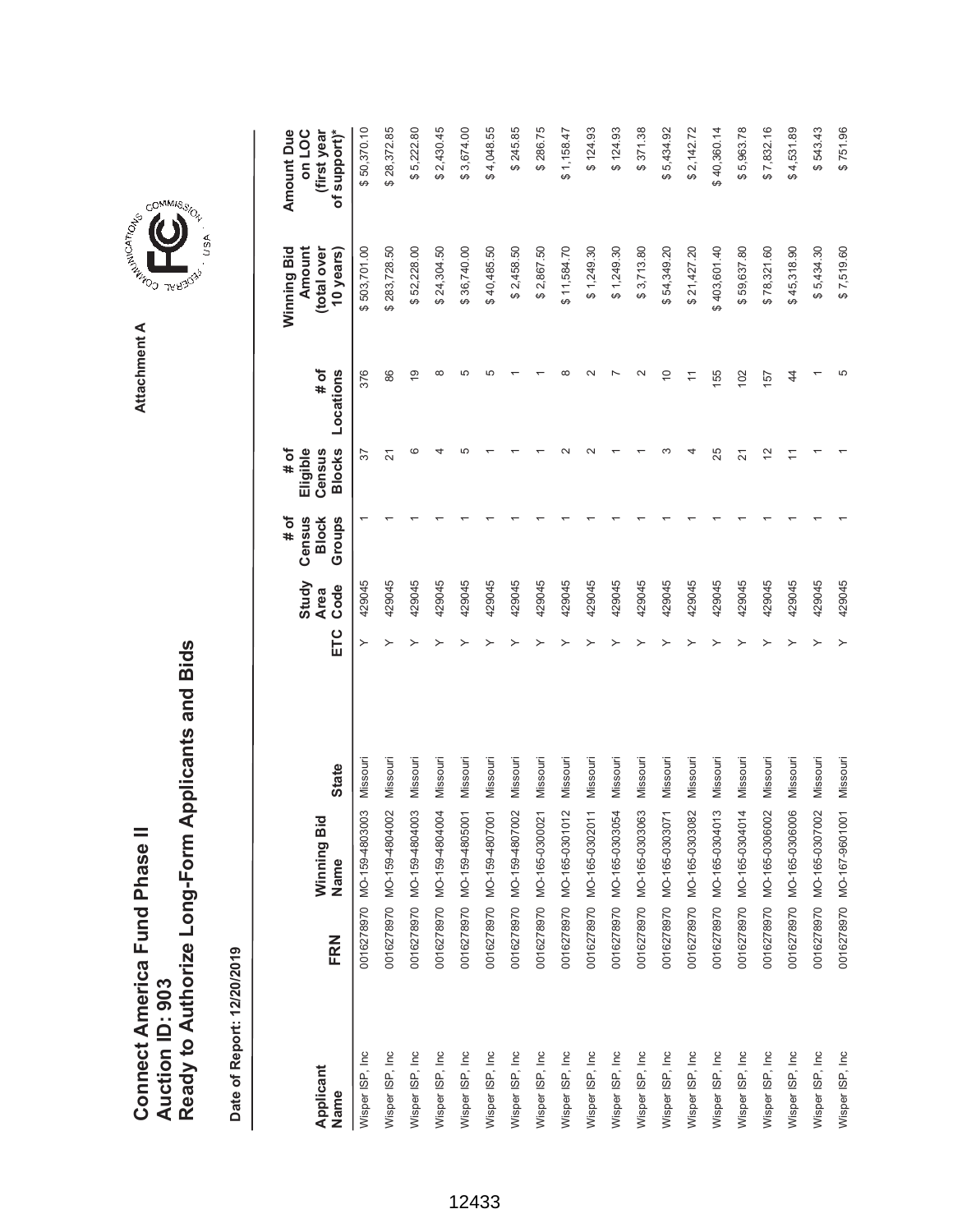# Connect America Fund Phase II
# Auction ID: 903
# Ready to Authorize Long-Form Applicants and Bids

Attachment A

Date of Report: 12/20/2019

| Applicant Name | FRN | Winning Bid Name | State | ETC | Study Area Code | # of Census Block Groups | # of Eligible Census Blocks | # of Locations | Winning Bid Amount (total over 10 years) | Amount Due on LOC (first year of support)* |
|---|---|---|---|---|---|---|---|---|---|---|
| Wisper ISP, Inc | 0016278970 | MO-159-4803003 | Missouri | Y | 429045 | 1 | 37 | 376 | $ 503,701.00 | $ 50,370.10 |
| Wisper ISP, Inc | 0016278970 | MO-159-4804002 | Missouri | Y | 429045 | 1 | 21 | 86 | $ 283,728.50 | $ 28,372.85 |
| Wisper ISP, Inc | 0016278970 | MO-159-4804003 | Missouri | Y | 429045 | 1 | 6 | 19 | $ 52,228.00 | $ 5,222.80 |
| Wisper ISP, Inc | 0016278970 | MO-159-4804004 | Missouri | Y | 429045 | 1 | 4 | 8 | $ 24,304.50 | $ 2,430.45 |
| Wisper ISP, Inc | 0016278970 | MO-159-4805001 | Missouri | Y | 429045 | 1 | 5 | 5 | $ 36,740.00 | $ 3,674.00 |
| Wisper ISP, Inc | 0016278970 | MO-159-4807001 | Missouri | Y | 429045 | 1 | 1 | 5 | $ 40,485.50 | $ 4,048.55 |
| Wisper ISP, Inc | 0016278970 | MO-159-4807002 | Missouri | Y | 429045 | 1 | 1 | 1 | $ 2,458.50 | $ 245.85 |
| Wisper ISP, Inc | 0016278970 | MO-165-0300021 | Missouri | Y | 429045 | 1 | 1 | 1 | $ 2,867.50 | $ 286.75 |
| Wisper ISP, Inc | 0016278970 | MO-165-0301012 | Missouri | Y | 429045 | 1 | 2 | 8 | $ 11,584.70 | $ 1,158.47 |
| Wisper ISP, Inc | 0016278970 | MO-165-0302011 | Missouri | Y | 429045 | 1 | 2 | 2 | $ 1,249.30 | $ 124.93 |
| Wisper ISP, Inc | 0016278970 | MO-165-0303054 | Missouri | Y | 429045 | 1 | 1 | 7 | $ 1,249.30 | $ 124.93 |
| Wisper ISP, Inc | 0016278970 | MO-165-0303063 | Missouri | Y | 429045 | 1 | 1 | 2 | $ 3,713.80 | $ 371.38 |
| Wisper ISP, Inc | 0016278970 | MO-165-0303071 | Missouri | Y | 429045 | 1 | 3 | 10 | $ 54,349.20 | $ 5,434.92 |
| Wisper ISP, Inc | 0016278970 | MO-165-0303082 | Missouri | Y | 429045 | 1 | 4 | 11 | $ 21,427.20 | $ 2,142.72 |
| Wisper ISP, Inc | 0016278970 | MO-165-0304013 | Missouri | Y | 429045 | 1 | 25 | 155 | $ 403,601.40 | $ 40,360.14 |
| Wisper ISP, Inc | 0016278970 | MO-165-0304014 | Missouri | Y | 429045 | 1 | 21 | 102 | $ 59,637.80 | $ 5,963.78 |
| Wisper ISP, Inc | 0016278970 | MO-165-0306002 | Missouri | Y | 429045 | 1 | 12 | 157 | $ 78,321.60 | $ 7,832.16 |
| Wisper ISP, Inc | 0016278970 | MO-165-0306006 | Missouri | Y | 429045 | 1 | 11 | 44 | $ 45,318.90 | $ 4,531.89 |
| Wisper ISP, Inc | 0016278970 | MO-165-0307002 | Missouri | Y | 429045 | 1 | 1 | 1 | $ 5,434.30 | $ 543.43 |
| Wisper ISP, Inc | 0016278970 | MO-167-9601001 | Missouri | Y | 429045 | 1 | 1 | 5 | $ 7,519.60 | $ 751.96 |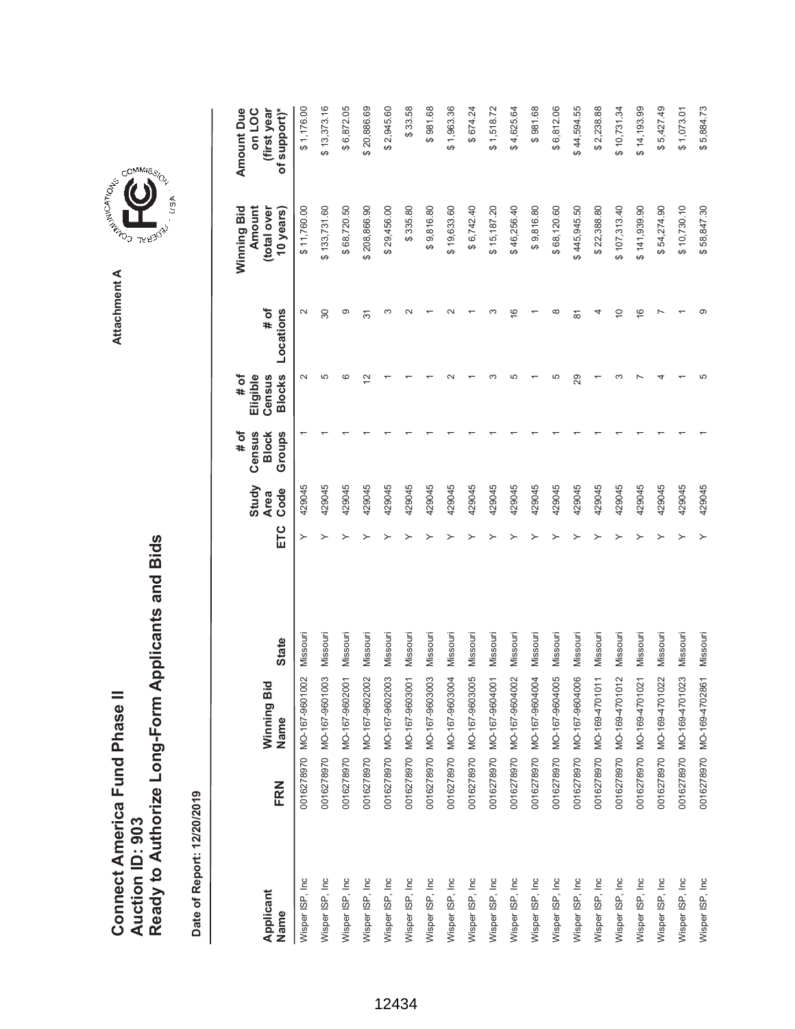# Connect America Fund Phase II
# Auction ID: 903
# Ready to Authorize Long-Form Applicants and Bids

Attachment A

Date of Report: 12/20/2019

| Applicant Name | FRN | Winning Bid Name | State | ETC | Study Area Code | # of Census Block Groups | # of Eligible Census Blocks | # of Locations | Winning Bid Amount (total over 10 years) | Amount Due on LOC (first year of support)* |
|---|---|---|---|---|---|---|---|---|---|---|
| Wisper ISP, Inc | 0016278970 | MO-167-9601002 | Missouri | Y | 429045 | 1 | 2 | 2 | $ 11,760.00 | $ 1,176.00 |
| Wisper ISP, Inc | 0016278970 | MO-167-9601003 | Missouri | Y | 429045 | 1 | 5 | 30 | $ 133,731.60 | $ 13,373.16 |
| Wisper ISP, Inc | 0016278970 | MO-167-9602001 | Missouri | Y | 429045 | 1 | 6 | 9 | $ 68,720.50 | $ 6,872.05 |
| Wisper ISP, Inc | 0016278970 | MO-167-9602002 | Missouri | Y | 429045 | 1 | 12 | 31 | $ 208,866.90 | $ 20,886.69 |
| Wisper ISP, Inc | 0016278970 | MO-167-9602003 | Missouri | Y | 429045 | 1 | 1 | 3 | $ 29,456.00 | $ 2,945.60 |
| Wisper ISP, Inc | 0016278970 | MO-167-9603001 | Missouri | Y | 429045 | 1 | 1 | 2 | $ 335.80 | $ 33.58 |
| Wisper ISP, Inc | 0016278970 | MO-167-9603003 | Missouri | Y | 429045 | 1 | 1 | 1 | $ 9,816.80 | $ 981.68 |
| Wisper ISP, Inc | 0016278970 | MO-167-9603004 | Missouri | Y | 429045 | 1 | 2 | 2 | $ 19,633.60 | $ 1,963.36 |
| Wisper ISP, Inc | 0016278970 | MO-167-9603005 | Missouri | Y | 429045 | 1 | 1 | 1 | $ 6,742.40 | $ 674.24 |
| Wisper ISP, Inc | 0016278970 | MO-167-9604001 | Missouri | Y | 429045 | 1 | 3 | 3 | $ 15,187.20 | $ 1,518.72 |
| Wisper ISP, Inc | 0016278970 | MO-167-9604002 | Missouri | Y | 429045 | 1 | 5 | 16 | $ 46,256.40 | $ 4,625.64 |
| Wisper ISP, Inc | 0016278970 | MO-167-9604004 | Missouri | Y | 429045 | 1 | 1 | 1 | $ 9,816.80 | $ 981.68 |
| Wisper ISP, Inc | 0016278970 | MO-167-9604005 | Missouri | Y | 429045 | 1 | 5 | 8 | $ 68,120.60 | $ 6,812.06 |
| Wisper ISP, Inc | 0016278970 | MO-167-9604006 | Missouri | Y | 429045 | 1 | 29 | 81 | $ 445,945.50 | $ 44,594.55 |
| Wisper ISP, Inc | 0016278970 | MO-169-4701011 | Missouri | Y | 429045 | 1 | 1 | 4 | $ 22,388.80 | $ 2,238.88 |
| Wisper ISP, Inc | 0016278970 | MO-169-4701012 | Missouri | Y | 429045 | 1 | 3 | 10 | $ 107,313.40 | $ 10,731.34 |
| Wisper ISP, Inc | 0016278970 | MO-169-4701021 | Missouri | Y | 429045 | 1 | 7 | 16 | $ 141,939.90 | $ 14,193.99 |
| Wisper ISP, Inc | 0016278970 | MO-169-4701022 | Missouri | Y | 429045 | 1 | 4 | 7 | $ 54,274.90 | $ 5,427.49 |
| Wisper ISP, Inc | 0016278970 | MO-169-4701023 | Missouri | Y | 429045 | 1 | 1 | 1 | $ 10,730.10 | $ 1,073.01 |
| Wisper ISP, Inc | 0016278970 | MO-169-4702861 | Missouri | Y | 429045 | 1 | 5 | 9 | $ 58,847.30 | $ 5,884.73 |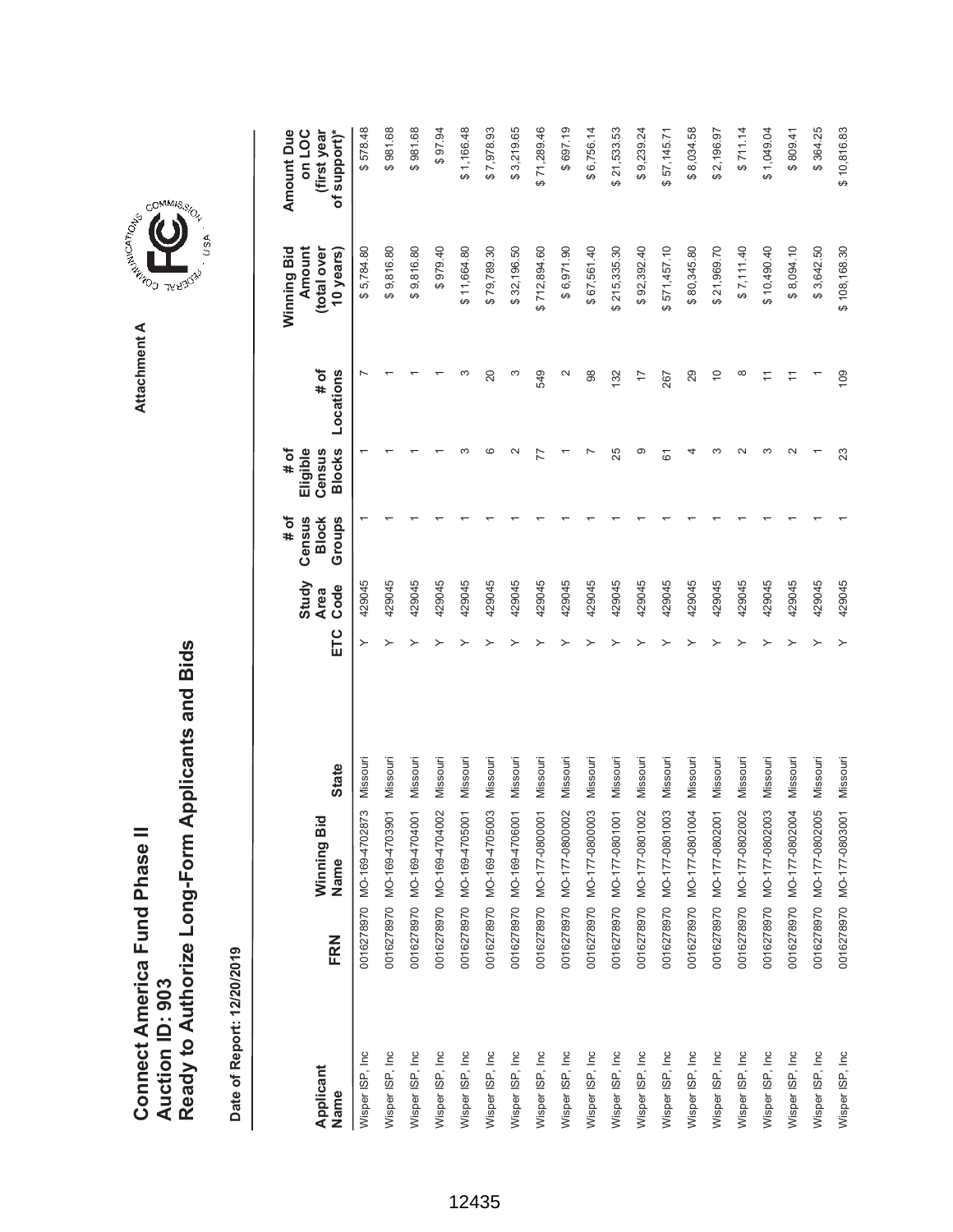# Connect America Fund Phase II
# Auction ID: 903
# Ready to Authorize Long-Form Applicants and Bids

Attachment A

**Date of Report: 12/20/2019**

| Applicant Name | FRN | Winning Bid Name | State | ETC | Study Area Code | # of Census Block Groups | # of Eligible Census Blocks | # of Locations | Winning Bid Amount (total over 10 years) | Amount Due on LOC (first year of support)* |
|---|---|---|---|---|---|---|---|---|---|---|
| Wisper ISP, Inc | 0016278970 | MO-169-4702873 | Missouri | Y | 429045 | 1 | 1 | 7 | $ 5,784.80 | $ 578.48 |
| Wisper ISP, Inc | 0016278970 | MO-169-4703901 | Missouri | Y | 429045 | 1 | 1 | 1 | $ 9,816.80 | $ 981.68 |
| Wisper ISP, Inc | 0016278970 | MO-169-4704001 | Missouri | Y | 429045 | 1 | 1 | 1 | $ 9,816.80 | $ 981.68 |
| Wisper ISP, Inc | 0016278970 | MO-169-4704002 | Missouri | Y | 429045 | 1 | 1 | 1 | $ 979.40 | $ 97.94 |
| Wisper ISP, Inc | 0016278970 | MO-169-4705001 | Missouri | Y | 429045 | 1 | 3 | 3 | $ 11,664.80 | $ 1,166.48 |
| Wisper ISP, Inc | 0016278970 | MO-169-4705003 | Missouri | Y | 429045 | 1 | 6 | 20 | $ 79,789.30 | $ 7,978.93 |
| Wisper ISP, Inc | 0016278970 | MO-169-4706001 | Missouri | Y | 429045 | 1 | 2 | 3 | $ 32,196.50 | $ 3,219.65 |
| Wisper ISP, Inc | 0016278970 | MO-177-0800001 | Missouri | Y | 429045 | 1 | 77 | 549 | $ 712,894.60 | $ 71,289.46 |
| Wisper ISP, Inc | 0016278970 | MO-177-0800002 | Missouri | Y | 429045 | 1 | 1 | 2 | $ 6,971.90 | $ 697.19 |
| Wisper ISP, Inc | 0016278970 | MO-177-0800003 | Missouri | Y | 429045 | 1 | 7 | 98 | $ 67,561.40 | $ 6,756.14 |
| Wisper ISP, Inc | 0016278970 | MO-177-0801001 | Missouri | Y | 429045 | 1 | 25 | 132 | $ 215,335.30 | $ 21,533.53 |
| Wisper ISP, Inc | 0016278970 | MO-177-0801002 | Missouri | Y | 429045 | 1 | 9 | 17 | $ 92,392.40 | $ 9,239.24 |
| Wisper ISP, Inc | 0016278970 | MO-177-0801003 | Missouri | Y | 429045 | 1 | 61 | 267 | $ 571,457.10 | $ 57,145.71 |
| Wisper ISP, Inc | 0016278970 | MO-177-0801004 | Missouri | Y | 429045 | 1 | 4 | 29 | $ 80,345.80 | $ 8,034.58 |
| Wisper ISP, Inc | 0016278970 | MO-177-0802001 | Missouri | Y | 429045 | 1 | 3 | 10 | $ 21,969.70 | $ 2,196.97 |
| Wisper ISP, Inc | 0016278970 | MO-177-0802002 | Missouri | Y | 429045 | 1 | 2 | 8 | $ 7,111.40 | $ 711.14 |
| Wisper ISP, Inc | 0016278970 | MO-177-0802003 | Missouri | Y | 429045 | 1 | 3 | 11 | $ 10,490.40 | $ 1,049.04 |
| Wisper ISP, Inc | 0016278970 | MO-177-0802004 | Missouri | Y | 429045 | 1 | 2 | 11 | $ 8,094.10 | $ 809.41 |
| Wisper ISP, Inc | 0016278970 | MO-177-0802005 | Missouri | Y | 429045 | 1 | 1 | 1 | $ 3,642.50 | $ 364.25 |
| Wisper ISP, Inc | 0016278970 | MO-177-0803001 | Missouri | Y | 429045 | 1 | 23 | 109 | $ 108,168.30 | $ 10,816.83 |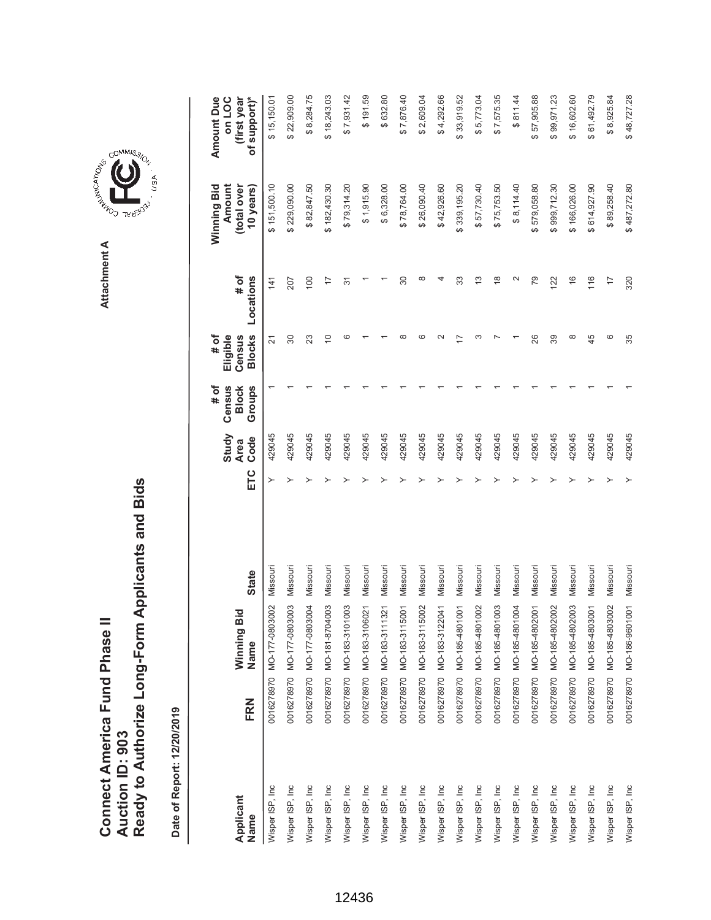# Connect America Fund Phase II
## Auction ID: 903
## Ready to Authorize Long-Form Applicants and Bids

Attachment A

**Date of Report: 12/20/2019**

| Applicant Name | FRN | Winning Bid Name | State | ETC | Study Area Code | # of Census Block Groups | # of Eligible Census Blocks | # of Locations | Winning Bid Amount (total over 10 years) | Amount Due on LOC (first year of support)* |
|---|---|---|---|---|---|---|---|---|---|---|
| Wisper ISP, Inc | 0016278970 | MO-177-0803002 | Missouri | Y | 429045 | 1 | 21 | 141 | $ 151,500.10 | $ 15,150.01 |
| Wisper ISP, Inc | 0016278970 | MO-177-0803003 | Missouri | Y | 429045 | 1 | 30 | 207 | $ 229,090.00 | $ 22,909.00 |
| Wisper ISP, Inc | 0016278970 | MO-177-0803004 | Missouri | Y | 429045 | 1 | 23 | 100 | $ 82,847.50 | $ 8,284.75 |
| Wisper ISP, Inc | 0016278970 | MO-181-8704003 | Missouri | Y | 429045 | 1 | 10 | 17 | $ 182,430.30 | $ 18,243.03 |
| Wisper ISP, Inc | 0016278970 | MO-183-3101003 | Missouri | Y | 429045 | 1 | 6 | 31 | $ 79,314.20 | $ 7,931.42 |
| Wisper ISP, Inc | 0016278970 | MO-183-3106021 | Missouri | Y | 429045 | 1 | 1 | 1 | $ 1,915.90 | $ 191.59 |
| Wisper ISP, Inc | 0016278970 | MO-183-3111321 | Missouri | Y | 429045 | 1 | 1 | 1 | $ 6,328.00 | $ 632.80 |
| Wisper ISP, Inc | 0016278970 | MO-183-3115001 | Missouri | Y | 429045 | 1 | 8 | 30 | $ 78,764.00 | $ 7,876.40 |
| Wisper ISP, Inc | 0016278970 | MO-183-3115002 | Missouri | Y | 429045 | 1 | 6 | 8 | $ 26,090.40 | $ 2,609.04 |
| Wisper ISP, Inc | 0016278970 | MO-183-3122041 | Missouri | Y | 429045 | 1 | 2 | 4 | $ 42,926.60 | $ 4,292.66 |
| Wisper ISP, Inc | 0016278970 | MO-185-4801001 | Missouri | Y | 429045 | 1 | 17 | 33 | $ 339,195.20 | $ 33,919.52 |
| Wisper ISP, Inc | 0016278970 | MO-185-4801002 | Missouri | Y | 429045 | 1 | 3 | 13 | $ 57,730.40 | $ 5,773.04 |
| Wisper ISP, Inc | 0016278970 | MO-185-4801003 | Missouri | Y | 429045 | 1 | 7 | 18 | $ 75,753.50 | $ 7,575.35 |
| Wisper ISP, Inc | 0016278970 | MO-185-4801004 | Missouri | Y | 429045 | 1 | 1 | 2 | $ 8,114.40 | $ 811.44 |
| Wisper ISP, Inc | 0016278970 | MO-185-4802001 | Missouri | Y | 429045 | 1 | 26 | 79 | $ 579,058.80 | $ 57,905.88 |
| Wisper ISP, Inc | 0016278970 | MO-185-4802002 | Missouri | Y | 429045 | 1 | 39 | 122 | $ 999,712.30 | $ 99,971.23 |
| Wisper ISP, Inc | 0016278970 | MO-185-4802003 | Missouri | Y | 429045 | 1 | 8 | 16 | $ 166,026.00 | $ 16,602.60 |
| Wisper ISP, Inc | 0016278970 | MO-185-4803001 | Missouri | Y | 429045 | 1 | 45 | 116 | $ 614,927.90 | $ 61,492.79 |
| Wisper ISP, Inc | 0016278970 | MO-185-4803002 | Missouri | Y | 429045 | 1 | 6 | 17 | $ 89,258.40 | $ 8,925.84 |
| Wisper ISP, Inc | 0016278970 | MO-186-9601001 | Missouri | Y | 429045 | 1 | 35 | 320 | $ 487,272.80 | $ 48,727.28 |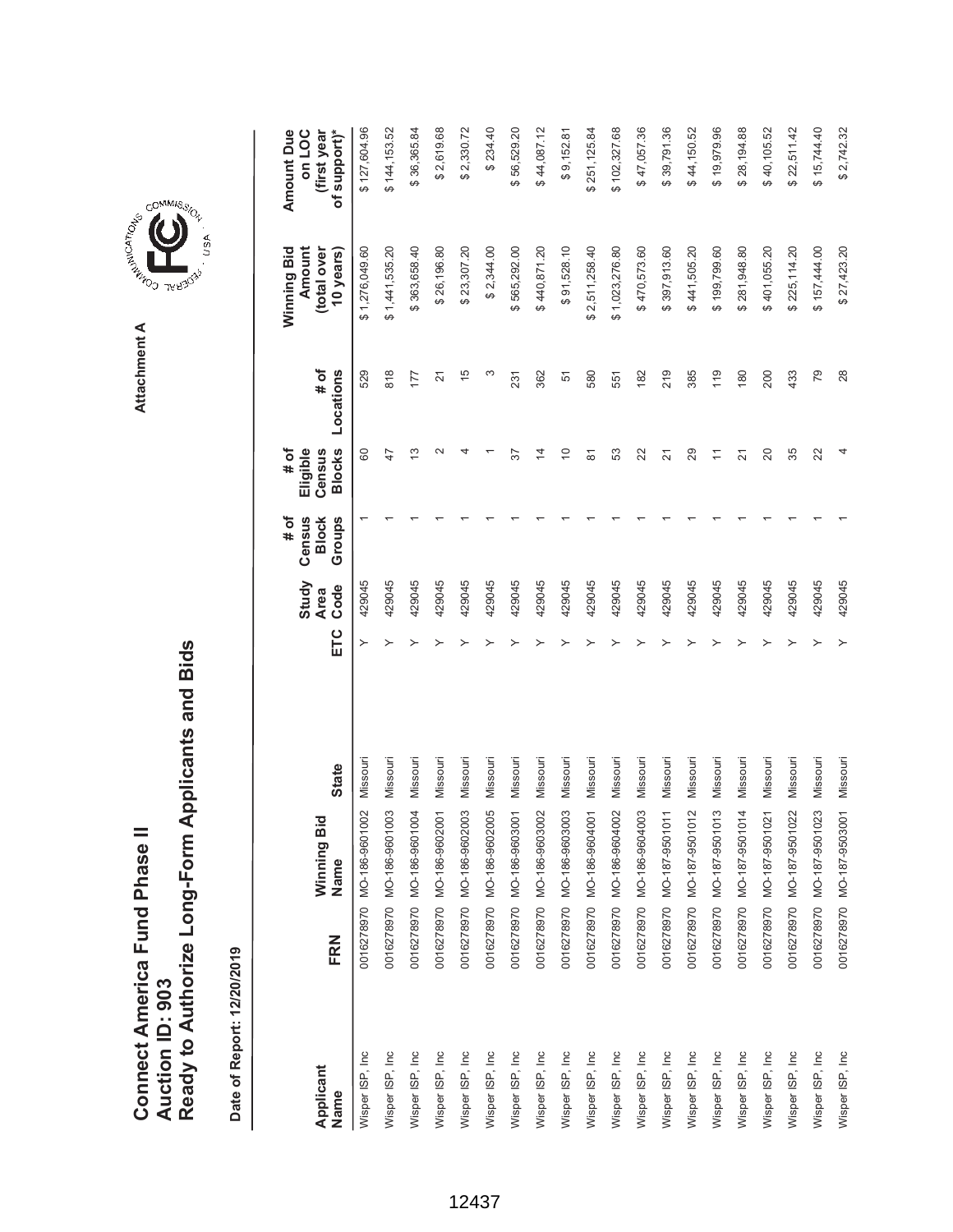# Connect America Fund Phase II
## Auction ID: 903
## Ready to Authorize Long-Form Applicants and Bids

Attachment A

**Date of Report: 12/20/2019**

| Applicant Name | FRN | Winning Bid Name | State | ETC | Study Area Code | # of Census Block Groups | # of Eligible Census Blocks | # of Locations | Winning Bid Amount (total over 10 years) | Amount Due on LOC (first year of support)* |
|---|---|---|---|---|---|---|---|---|---|---|
| Wisper ISP, Inc | 0016278970 | MO-186-9601002 | Missouri | Y | 429045 | 1 | 60 | 529 | $ 1,276,049.60 | $ 127,604.96 |
| Wisper ISP, Inc | 0016278970 | MO-186-9601003 | Missouri | Y | 429045 | 1 | 47 | 818 | $ 1,441,535.20 | $ 144,153.52 |
| Wisper ISP, Inc | 0016278970 | MO-186-9601004 | Missouri | Y | 429045 | 1 | 13 | 177 | $ 363,658.40 | $ 36,365.84 |
| Wisper ISP, Inc | 0016278970 | MO-186-9602001 | Missouri | Y | 429045 | 1 | 2 | 21 | $ 26,196.80 | $ 2,619.68 |
| Wisper ISP, Inc | 0016278970 | MO-186-9602003 | Missouri | Y | 429045 | 1 | 4 | 15 | $ 23,307.20 | $ 2,330.72 |
| Wisper ISP, Inc | 0016278970 | MO-186-9602005 | Missouri | Y | 429045 | 1 | 1 | 3 | $ 2,344.00 | $ 234.40 |
| Wisper ISP, Inc | 0016278970 | MO-186-9603001 | Missouri | Y | 429045 | 1 | 37 | 231 | $ 565,292.00 | $ 56,529.20 |
| Wisper ISP, Inc | 0016278970 | MO-186-9603002 | Missouri | Y | 429045 | 1 | 14 | 362 | $ 440,871.20 | $ 44,087.12 |
| Wisper ISP, Inc | 0016278970 | MO-186-9603003 | Missouri | Y | 429045 | 1 | 10 | 51 | $ 91,528.10 | $ 9,152.81 |
| Wisper ISP, Inc | 0016278970 | MO-186-9604001 | Missouri | Y | 429045 | 1 | 81 | 580 | $ 2,511,258.40 | $ 251,125.84 |
| Wisper ISP, Inc | 0016278970 | MO-186-9604002 | Missouri | Y | 429045 | 1 | 53 | 551 | $ 1,023,276.80 | $ 102,327.68 |
| Wisper ISP, Inc | 0016278970 | MO-186-9604003 | Missouri | Y | 429045 | 1 | 22 | 182 | $ 470,573.60 | $ 47,057.36 |
| Wisper ISP, Inc | 0016278970 | MO-187-9501011 | Missouri | Y | 429045 | 1 | 21 | 219 | $ 397,913.60 | $ 39,791.36 |
| Wisper ISP, Inc | 0016278970 | MO-187-9501012 | Missouri | Y | 429045 | 1 | 29 | 385 | $ 441,505.20 | $ 44,150.52 |
| Wisper ISP, Inc | 0016278970 | MO-187-9501013 | Missouri | Y | 429045 | 1 | 11 | 119 | $ 199,799.60 | $ 19,979.96 |
| Wisper ISP, Inc | 0016278970 | MO-187-9501014 | Missouri | Y | 429045 | 1 | 21 | 180 | $ 281,948.80 | $ 28,194.88 |
| Wisper ISP, Inc | 0016278970 | MO-187-9501021 | Missouri | Y | 429045 | 1 | 20 | 200 | $ 401,055.20 | $ 40,105.52 |
| Wisper ISP, Inc | 0016278970 | MO-187-9501022 | Missouri | Y | 429045 | 1 | 35 | 433 | $ 225,114.20 | $ 22,511.42 |
| Wisper ISP, Inc | 0016278970 | MO-187-9501023 | Missouri | Y | 429045 | 1 | 22 | 79 | $ 157,444.00 | $ 15,744.40 |
| Wisper ISP, Inc | 0016278970 | MO-187-9503001 | Missouri | Y | 429045 | 1 | 4 | 28 | $ 27,423.20 | $ 2,742.32 |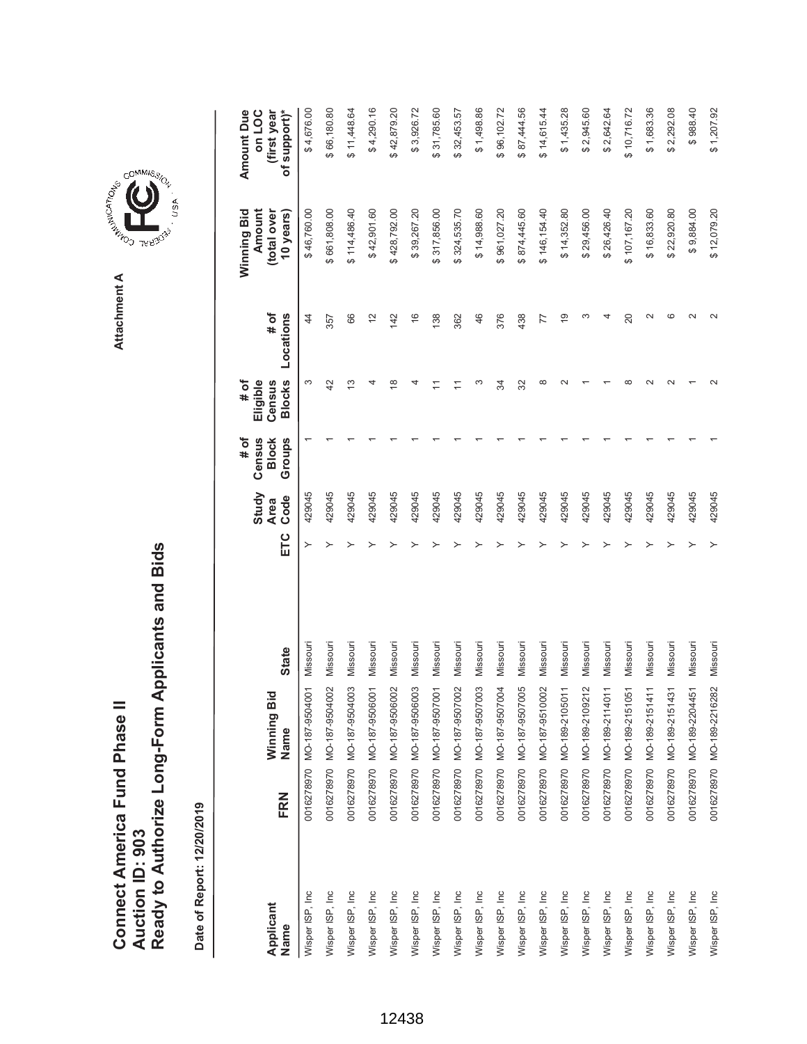# Connect America Fund Phase II
## Auction ID: 903
## Ready to Authorize Long-Form Applicants and Bids

Attachment A

**Date of Report: 12/20/2019**

| Applicant Name | FRN | Winning Bid Name | State | ETC | Study Area Code | # of Census Block Groups | # of Eligible Census Blocks | # of Locations | Winning Bid Amount (total over 10 years) | Amount Due on LOC (first year of support)* |
|---|---|---|---|---|---|---|---|---|---|---|
| Wisper ISP, Inc | 0016278970 | MO-187-9504001 | Missouri | Y | 429045 | 1 | 3 | 44 | $ 46,760.00 | $ 4,676.00 |
| Wisper ISP, Inc | 0016278970 | MO-187-9504002 | Missouri | Y | 429045 | 1 | 42 | 357 | $ 661,808.00 | $ 66,180.80 |
| Wisper ISP, Inc | 0016278970 | MO-187-9504003 | Missouri | Y | 429045 | 1 | 13 | 66 | $ 114,486.40 | $ 11,448.64 |
| Wisper ISP, Inc | 0016278970 | MO-187-9506001 | Missouri | Y | 429045 | 1 | 4 | 12 | $ 42,901.60 | $ 4,290.16 |
| Wisper ISP, Inc | 0016278970 | MO-187-9506002 | Missouri | Y | 429045 | 1 | 18 | 142 | $ 428,792.00 | $ 42,879.20 |
| Wisper ISP, Inc | 0016278970 | MO-187-9506003 | Missouri | Y | 429045 | 1 | 4 | 16 | $ 39,267.20 | $ 3,926.72 |
| Wisper ISP, Inc | 0016278970 | MO-187-9507001 | Missouri | Y | 429045 | 1 | 11 | 138 | $ 317,856.00 | $ 31,785.60 |
| Wisper ISP, Inc | 0016278970 | MO-187-9507002 | Missouri | Y | 429045 | 1 | 11 | 362 | $ 324,535.70 | $ 32,453.57 |
| Wisper ISP, Inc | 0016278970 | MO-187-9507003 | Missouri | Y | 429045 | 1 | 3 | 46 | $ 14,988.60 | $ 1,498.86 |
| Wisper ISP, Inc | 0016278970 | MO-187-9507004 | Missouri | Y | 429045 | 1 | 34 | 376 | $ 961,027.20 | $ 96,102.72 |
| Wisper ISP, Inc | 0016278970 | MO-187-9507005 | Missouri | Y | 429045 | 1 | 32 | 438 | $ 874,445.60 | $ 87,444.56 |
| Wisper ISP, Inc | 0016278970 | MO-187-9510002 | Missouri | Y | 429045 | 1 | 8 | 77 | $ 146,154.40 | $ 14,615.44 |
| Wisper ISP, Inc | 0016278970 | MO-189-2105011 | Missouri | Y | 429045 | 1 | 2 | 19 | $ 14,352.80 | $ 1,435.28 |
| Wisper ISP, Inc | 0016278970 | MO-189-2109212 | Missouri | Y | 429045 | 1 | 1 | 3 | $ 29,456.00 | $ 2,945.60 |
| Wisper ISP, Inc | 0016278970 | MO-189-2114011 | Missouri | Y | 429045 | 1 | 1 | 4 | $ 26,426.40 | $ 2,642.64 |
| Wisper ISP, Inc | 0016278970 | MO-189-2151051 | Missouri | Y | 429045 | 1 | 8 | 20 | $ 107,167.20 | $ 10,716.72 |
| Wisper ISP, Inc | 0016278970 | MO-189-2151411 | Missouri | Y | 429045 | 1 | 2 | 2 | $ 16,833.60 | $ 1,683.36 |
| Wisper ISP, Inc | 0016278970 | MO-189-2151431 | Missouri | Y | 429045 | 1 | 2 | 6 | $ 22,920.80 | $ 2,292.08 |
| Wisper ISP, Inc | 0016278970 | MO-189-2204451 | Missouri | Y | 429045 | 1 | 1 | 2 | $ 9,884.00 | $ 988.40 |
| Wisper ISP, Inc | 0016278970 | MO-189-2216282 | Missouri | Y | 429045 | 1 | 2 | 2 | $ 12,079.20 | $ 1,207.92 |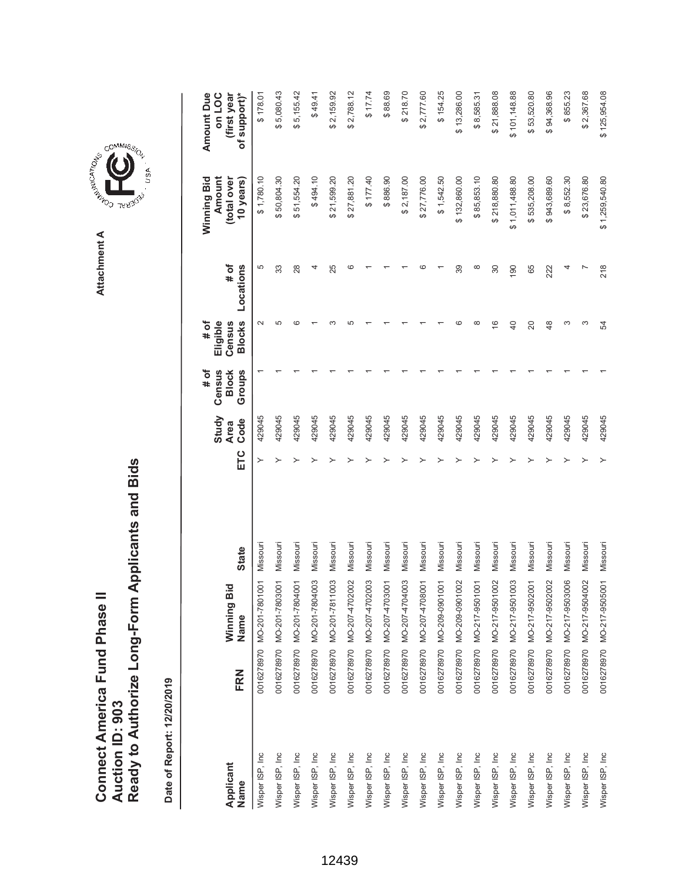# Connect America Fund Phase II
# Auction ID: 903
# Ready to Authorize Long-Form Applicants and Bids

**Attachment A**

**Date of Report: 12/20/2019**

| Applicant Name | FRN | Winning Bid Name | State | ETC | Study Area Code | # of Census Block Groups | # of Eligible Census Blocks | # of Locations | Winning Bid Amount (total over 10 years) | Amount Due on LOC (first year of support)* |
|---|---|---|---|---|---|---|---|---|---|---|
| Wisper ISP, Inc | 0016278970 | MO-201-7801001 | Missouri | Y | 429045 | 1 | 2 | 5 | $ 1,780.10 | $ 178.01 |
| Wisper ISP, Inc | 0016278970 | MO-201-7803001 | Missouri | Y | 429045 | 1 | 5 | 33 | $ 50,804.30 | $ 5,080.43 |
| Wisper ISP, Inc | 0016278970 | MO-201-7804001 | Missouri | Y | 429045 | 1 | 6 | 28 | $ 51,554.20 | $ 5,155.42 |
| Wisper ISP, Inc | 0016278970 | MO-201-7804003 | Missouri | Y | 429045 | 1 | 1 | 4 | $ 494.10 | $ 49.41 |
| Wisper ISP, Inc | 0016278970 | MO-201-7811003 | Missouri | Y | 429045 | 1 | 3 | 25 | $ 21,599.20 | $ 2,159.92 |
| Wisper ISP, Inc | 0016278970 | MO-207-4702002 | Missouri | Y | 429045 | 1 | 5 | 6 | $ 27,881.20 | $ 2,788.12 |
| Wisper ISP, Inc | 0016278970 | MO-207-4702003 | Missouri | Y | 429045 | 1 | 1 | 1 | $ 177.40 | $ 17.74 |
| Wisper ISP, Inc | 0016278970 | MO-207-4703001 | Missouri | Y | 429045 | 1 | 1 | 1 | $ 886.90 | $ 88.69 |
| Wisper ISP, Inc | 0016278970 | MO-207-4704003 | Missouri | Y | 429045 | 1 | 1 | 1 | $ 2,187.00 | $ 218.70 |
| Wisper ISP, Inc | 0016278970 | MO-207-4708001 | Missouri | Y | 429045 | 1 | 1 | 6 | $ 27,776.00 | $ 2,777.60 |
| Wisper ISP, Inc | 0016278970 | MO-209-0901001 | Missouri | Y | 429045 | 1 | 1 | 1 | $ 1,542.50 | $ 154.25 |
| Wisper ISP, Inc | 0016278970 | MO-209-0901002 | Missouri | Y | 429045 | 1 | 6 | 39 | $ 132,860.00 | $ 13,286.00 |
| Wisper ISP, Inc | 0016278970 | MO-217-9501001 | Missouri | Y | 429045 | 1 | 8 | 8 | $ 85,853.10 | $ 8,585.31 |
| Wisper ISP, Inc | 0016278970 | MO-217-9501002 | Missouri | Y | 429045 | 1 | 16 | 30 | $ 218,880.80 | $ 21,888.08 |
| Wisper ISP, Inc | 0016278970 | MO-217-9501003 | Missouri | Y | 429045 | 1 | 40 | 190 | $ 1,011,488.80 | $ 101,148.88 |
| Wisper ISP, Inc | 0016278970 | MO-217-9502001 | Missouri | Y | 429045 | 1 | 20 | 65 | $ 535,208.00 | $ 53,520.80 |
| Wisper ISP, Inc | 0016278970 | MO-217-9502002 | Missouri | Y | 429045 | 1 | 48 | 222 | $ 943,689.60 | $ 94,368.96 |
| Wisper ISP, Inc | 0016278970 | MO-217-9503006 | Missouri | Y | 429045 | 1 | 3 | 4 | $ 8,552.30 | $ 855.23 |
| Wisper ISP, Inc | 0016278970 | MO-217-9504002 | Missouri | Y | 429045 | 1 | 3 | 7 | $ 23,676.80 | $ 2,367.68 |
| Wisper ISP, Inc | 0016278970 | MO-217-9505001 | Missouri | Y | 429045 | 1 | 54 | 218 | $ 1,259,540.80 | $ 125,954.08 |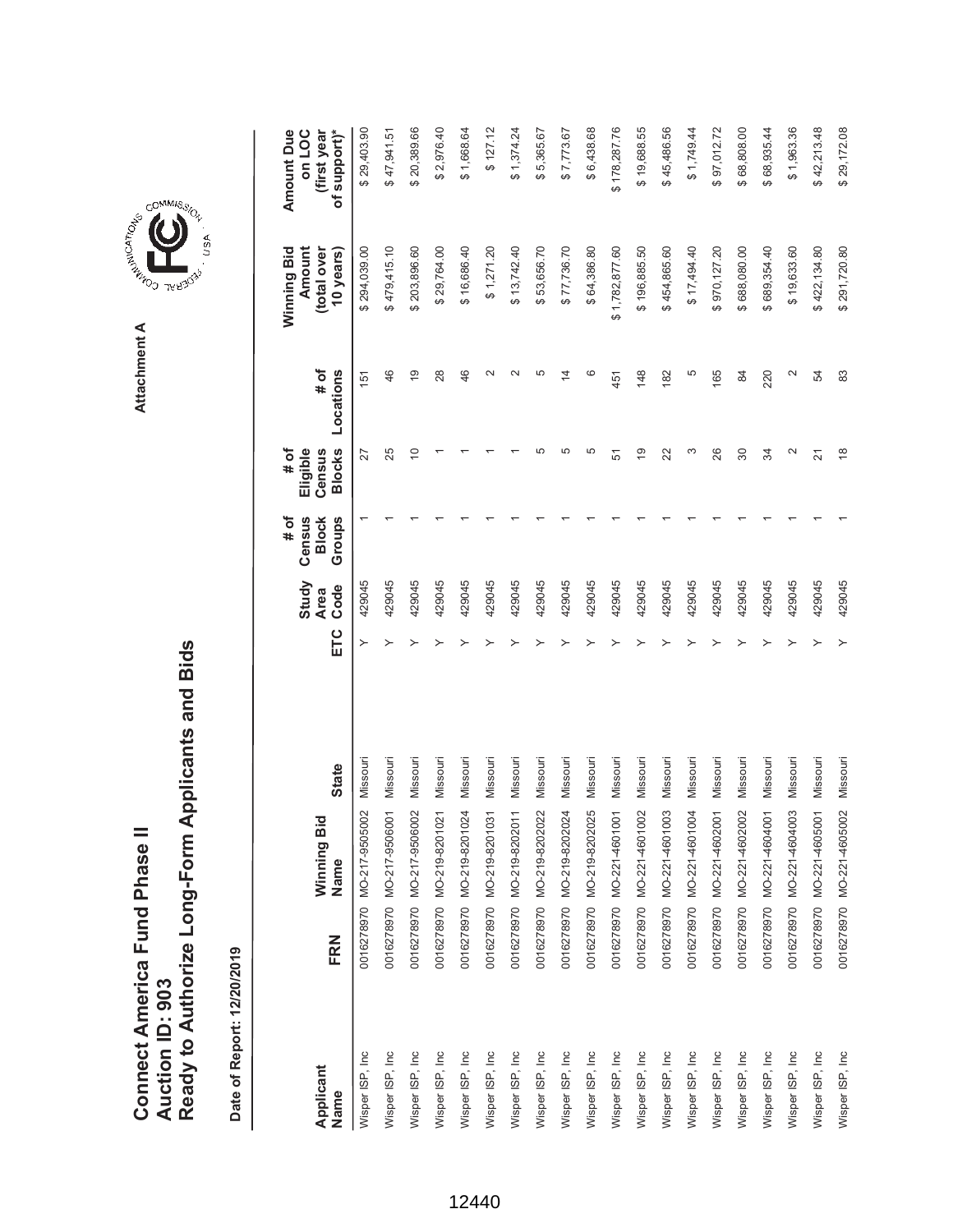# Connect America Fund Phase II
## Auction ID: 903
## Ready to Authorize Long-Form Applicants and Bids

Attachment A

**Date of Report: 12/20/2019**

| Applicant Name | FRN | Winning Bid Name | State | ETC | Study Area Code | # of Census Block Groups | # of Eligible Census Blocks | # of Locations | Winning Bid Amount (total over 10 years) | Amount Due on LOC (first year of support)* |
|---|---|---|---|---|---|---|---|---|---|---|
| Wisper ISP, Inc | 0016278970 | MO-217-9505002 | Missouri | Y | 429045 | 1 | 27 | 151 | $ 294,039.00 | $ 29,403.90 |
| Wisper ISP, Inc | 0016278970 | MO-217-9506001 | Missouri | Y | 429045 | 1 | 25 | 46 | $ 479,415.10 | $ 47,941.51 |
| Wisper ISP, Inc | 0016278970 | MO-217-9506002 | Missouri | Y | 429045 | 1 | 10 | 19 | $ 203,896.60 | $ 20,389.66 |
| Wisper ISP, Inc | 0016278970 | MO-219-8201021 | Missouri | Y | 429045 | 1 | 1 | 28 | $ 29,764.00 | $ 2,976.40 |
| Wisper ISP, Inc | 0016278970 | MO-219-8201024 | Missouri | Y | 429045 | 1 | 1 | 46 | $ 16,686.40 | $ 1,668.64 |
| Wisper ISP, Inc | 0016278970 | MO-219-8201031 | Missouri | Y | 429045 | 1 | 1 | 2 | $ 1,271.20 | $ 127.12 |
| Wisper ISP, Inc | 0016278970 | MO-219-8202011 | Missouri | Y | 429045 | 1 | 1 | 2 | $ 13,742.40 | $ 1,374.24 |
| Wisper ISP, Inc | 0016278970 | MO-219-8202022 | Missouri | Y | 429045 | 1 | 5 | 5 | $ 53,656.70 | $ 5,365.67 |
| Wisper ISP, Inc | 0016278970 | MO-219-8202024 | Missouri | Y | 429045 | 1 | 5 | 14 | $ 77,736.70 | $ 7,773.67 |
| Wisper ISP, Inc | 0016278970 | MO-219-8202025 | Missouri | Y | 429045 | 1 | 5 | 6 | $ 64,386.80 | $ 6,438.68 |
| Wisper ISP, Inc | 0016278970 | MO-221-4601001 | Missouri | Y | 429045 | 1 | 51 | 451 | $ 1,782,877.60 | $ 178,287.76 |
| Wisper ISP, Inc | 0016278970 | MO-221-4601002 | Missouri | Y | 429045 | 1 | 19 | 148 | $ 196,885.50 | $ 19,688.55 |
| Wisper ISP, Inc | 0016278970 | MO-221-4601003 | Missouri | Y | 429045 | 1 | 22 | 182 | $ 454,865.60 | $ 45,486.56 |
| Wisper ISP, Inc | 0016278970 | MO-221-4601004 | Missouri | Y | 429045 | 1 | 3 | 5 | $ 17,494.40 | $ 1,749.44 |
| Wisper ISP, Inc | 0016278970 | MO-221-4602001 | Missouri | Y | 429045 | 1 | 26 | 165 | $ 970,127.20 | $ 97,012.72 |
| Wisper ISP, Inc | 0016278970 | MO-221-4602002 | Missouri | Y | 429045 | 1 | 30 | 84 | $ 688,080.00 | $ 68,808.00 |
| Wisper ISP, Inc | 0016278970 | MO-221-4604001 | Missouri | Y | 429045 | 1 | 34 | 220 | $ 689,354.40 | $ 68,935.44 |
| Wisper ISP, Inc | 0016278970 | MO-221-4604003 | Missouri | Y | 429045 | 1 | 2 | 2 | $ 19,633.60 | $ 1,963.36 |
| Wisper ISP, Inc | 0016278970 | MO-221-4605001 | Missouri | Y | 429045 | 1 | 21 | 54 | $ 422,134.80 | $ 42,213.48 |
| Wisper ISP, Inc | 0016278970 | MO-221-4605002 | Missouri | Y | 429045 | 1 | 18 | 83 | $ 291,720.80 | $ 29,172.08 |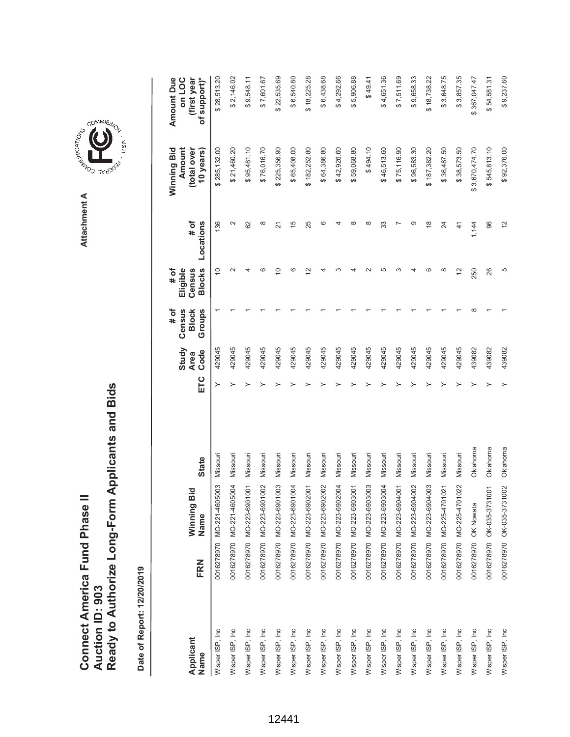# Connect America Fund Phase II
## Auction ID: 903
## Ready to Authorize Long-Form Applicants and Bids

Attachment A

Date of Report: 12/20/2019

| Applicant Name | FRN | Winning Bid Name | State | ETC | Study Area Code | # of Census Block Groups | # of Eligible Census Blocks | # of Locations | Winning Bid Amount (total over 10 years) | Amount Due on LOC (first year of support)* |
|---|---|---|---|---|---|---|---|---|---|---|
| Wisper ISP, Inc | 0016278970 | MO-221-4605003 | Missouri | Y | 429045 | 1 | 10 | 136 | $ 285,132.00 | $ 28,513.20 |
| Wisper ISP, Inc | 0016278970 | MO-221-4605004 | Missouri | Y | 429045 | 1 | 2 | 2 | $ 21,460.20 | $ 2,146.02 |
| Wisper ISP, Inc | 0016278970 | MO-223-6901001 | Missouri | Y | 429045 | 1 | 4 | 62 | $ 95,481.10 | $ 9,548.11 |
| Wisper ISP, Inc | 0016278970 | MO-223-6901002 | Missouri | Y | 429045 | 1 | 6 | 8 | $ 76,016.70 | $ 7,601.67 |
| Wisper ISP, Inc | 0016278970 | MO-223-6901003 | Missouri | Y | 429045 | 1 | 10 | 21 | $ 225,356.90 | $ 22,535.69 |
| Wisper ISP, Inc | 0016278970 | MO-223-6901004 | Missouri | Y | 429045 | 1 | 6 | 15 | $ 65,408.00 | $ 6,540.80 |
| Wisper ISP, Inc | 0016278970 | MO-223-6902001 | Missouri | Y | 429045 | 1 | 12 | 25 | $ 182,252.80 | $ 18,225.28 |
| Wisper ISP, Inc | 0016278970 | MO-223-6902002 | Missouri | Y | 429045 | 1 | 4 | 6 | $ 64,386.80 | $ 6,438.68 |
| Wisper ISP, Inc | 0016278970 | MO-223-6902004 | Missouri | Y | 429045 | 1 | 3 | 4 | $ 42,926.60 | $ 4,292.66 |
| Wisper ISP, Inc | 0016278970 | MO-223-6903001 | Missouri | Y | 429045 | 1 | 4 | 8 | $ 59,068.80 | $ 5,906.88 |
| Wisper ISP, Inc | 0016278970 | MO-223-6903003 | Missouri | Y | 429045 | 1 | 2 | 8 | $ 494.10 | $ 49.41 |
| Wisper ISP, Inc | 0016278970 | MO-223-6903004 | Missouri | Y | 429045 | 1 | 5 | 33 | $ 46,513.60 | $ 4,651.36 |
| Wisper ISP, Inc | 0016278970 | MO-223-6904001 | Missouri | Y | 429045 | 1 | 3 | 7 | $ 75,116.90 | $ 7,511.69 |
| Wisper ISP, Inc | 0016278970 | MO-223-6904002 | Missouri | Y | 429045 | 1 | 4 | 9 | $ 96,583.30 | $ 9,658.33 |
| Wisper ISP, Inc | 0016278970 | MO-223-6904003 | Missouri | Y | 429045 | 1 | 6 | 18 | $ 187,382.20 | $ 18,738.22 |
| Wisper ISP, Inc | 0016278970 | MO-225-4701021 | Missouri | Y | 429045 | 1 | 8 | 24 | $ 36,487.50 | $ 3,648.75 |
| Wisper ISP, Inc | 0016278970 | MO-225-4701022 | Missouri | Y | 429045 | 1 | 12 | 41 | $ 38,573.50 | $ 3,857.35 |
| Wisper ISP, Inc | 0016278970 | OK Nowata | Oklahoma | Y | 439082 | 8 | 250 | 1,144 | $ 3,670,474.70 | $ 367,047.47 |
| Wisper ISP, Inc | 0016278970 | OK-035-3731001 | Oklahoma | Y | 439082 | 1 | 26 | 96 | $ 545,813.10 | $ 54,581.31 |
| Wisper ISP, Inc | 0016278970 | OK-035-3731002 | Oklahoma | Y | 439082 | 1 | 5 | 12 | $ 92,376.00 | $ 9,237.60 |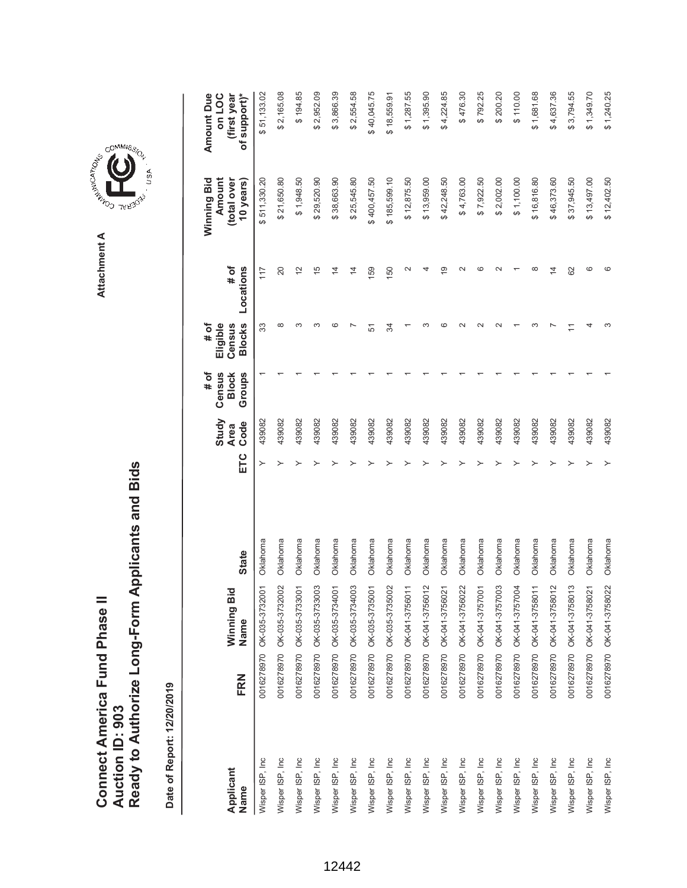# Connect America Fund Phase II
# Auction ID: 903
# Ready to Authorize Long-Form Applicants and Bids

Attachment A

**Date of Report: 12/20/2019**

| Applicant Name | FRN | Winning Bid Name | State | ETC | Study Area Code | # of Census Block Groups | # of Eligible Census Blocks | # of Locations | Winning Bid Amount (total over 10 years) | Amount Due on LOC (first year of support)* |
|---|---|---|---|---|---|---|---|---|---|---|
| Wisper ISP, Inc | 0016278970 | OK-035-3732001 | Oklahoma | Y | 439082 | 1 | 33 | 117 | $ 511,330.20 | $ 51,133.02 |
| Wisper ISP, Inc | 0016278970 | OK-035-3732002 | Oklahoma | Y | 439082 | 1 | 8 | 20 | $ 21,650.80 | $ 2,165.08 |
| Wisper ISP, Inc | 0016278970 | OK-035-3733001 | Oklahoma | Y | 439082 | 1 | 3 | 12 | $ 1,948.50 | $ 194.85 |
| Wisper ISP, Inc | 0016278970 | OK-035-3733003 | Oklahoma | Y | 439082 | 1 | 3 | 15 | $ 29,520.90 | $ 2,952.09 |
| Wisper ISP, Inc | 0016278970 | OK-035-3734001 | Oklahoma | Y | 439082 | 1 | 6 | 14 | $ 38,663.90 | $ 3,866.39 |
| Wisper ISP, Inc | 0016278970 | OK-035-3734003 | Oklahoma | Y | 439082 | 1 | 7 | 14 | $ 25,545.80 | $ 2,554.58 |
| Wisper ISP, Inc | 0016278970 | OK-035-3735001 | Oklahoma | Y | 439082 | 1 | 51 | 159 | $ 400,457.50 | $ 40,045.75 |
| Wisper ISP, Inc | 0016278970 | OK-035-3735002 | Oklahoma | Y | 439082 | 1 | 34 | 150 | $ 185,599.10 | $ 18,559.91 |
| Wisper ISP, Inc | 0016278970 | OK-041-3756011 | Oklahoma | Y | 439082 | 1 | 1 | 2 | $ 12,875.50 | $ 1,287.55 |
| Wisper ISP, Inc | 0016278970 | OK-041-3756012 | Oklahoma | Y | 439082 | 1 | 3 | 4 | $ 13,959.00 | $ 1,395.90 |
| Wisper ISP, Inc | 0016278970 | OK-041-3756021 | Oklahoma | Y | 439082 | 1 | 6 | 19 | $ 42,248.50 | $ 4,224.85 |
| Wisper ISP, Inc | 0016278970 | OK-041-3756022 | Oklahoma | Y | 439082 | 1 | 2 | 2 | $ 4,763.00 | $ 476.30 |
| Wisper ISP, Inc | 0016278970 | OK-041-3757001 | Oklahoma | Y | 439082 | 1 | 2 | 6 | $ 7,922.50 | $ 792.25 |
| Wisper ISP, Inc | 0016278970 | OK-041-3757003 | Oklahoma | Y | 439082 | 1 | 2 | 2 | $ 2,002.00 | $ 200.20 |
| Wisper ISP, Inc | 0016278970 | OK-041-3757004 | Oklahoma | Y | 439082 | 1 | 1 | 1 | $ 1,100.00 | $ 110.00 |
| Wisper ISP, Inc | 0016278970 | OK-041-3758011 | Oklahoma | Y | 439082 | 1 | 3 | 8 | $ 16,816.80 | $ 1,681.68 |
| Wisper ISP, Inc | 0016278970 | OK-041-3758012 | Oklahoma | Y | 439082 | 1 | 7 | 14 | $ 46,373.60 | $ 4,637.36 |
| Wisper ISP, Inc | 0016278970 | OK-041-3758013 | Oklahoma | Y | 439082 | 1 | 11 | 62 | $ 37,945.50 | $ 3,794.55 |
| Wisper ISP, Inc | 0016278970 | OK-041-3758021 | Oklahoma | Y | 439082 | 1 | 4 | 6 | $ 13,497.00 | $ 1,349.70 |
| Wisper ISP, Inc | 0016278970 | OK-041-3758022 | Oklahoma | Y | 439082 | 1 | 3 | 6 | $ 12,402.50 | $ 1,240.25 |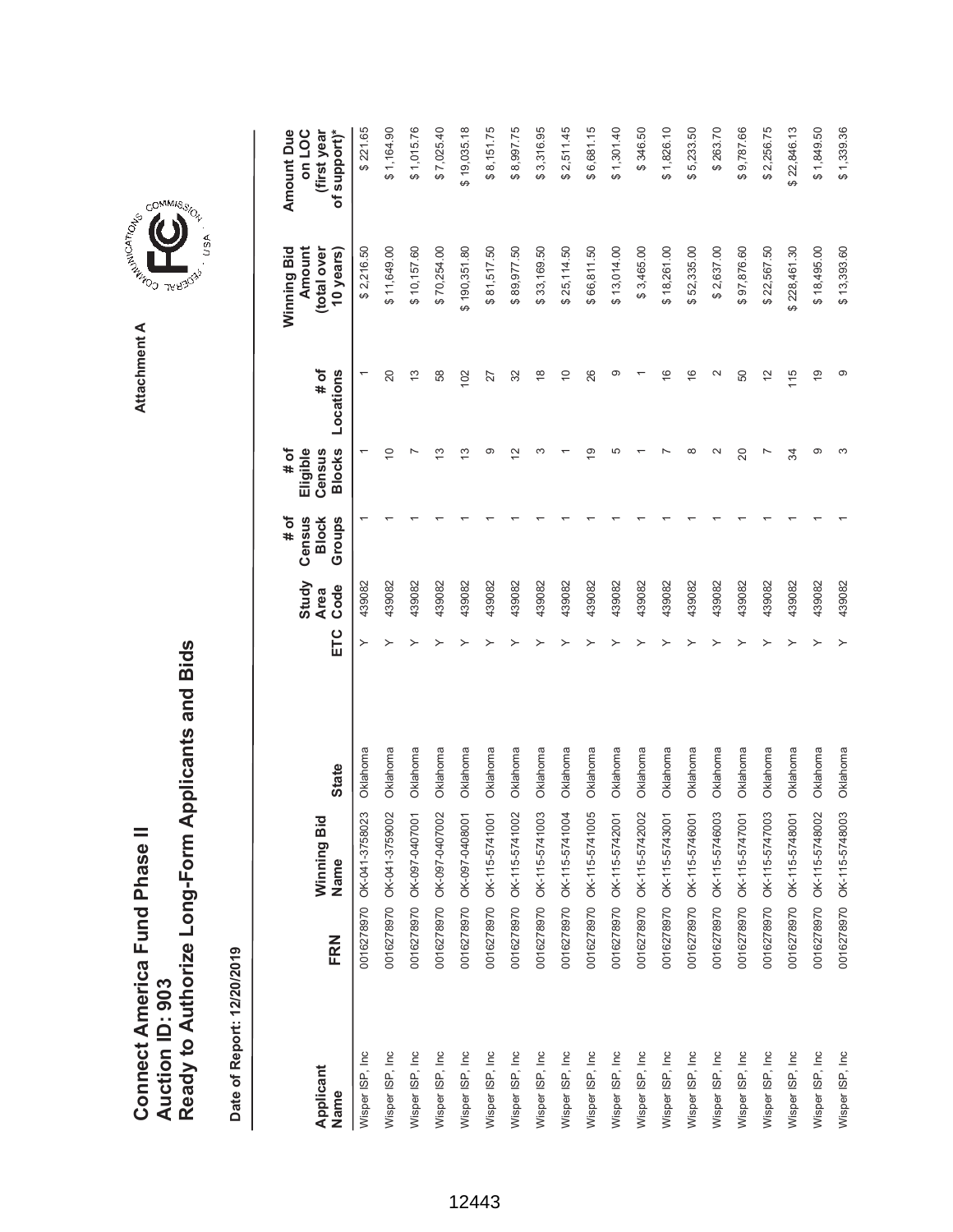# Connect America Fund Phase II
# Auction ID: 903
# Ready to Authorize Long-Form Applicants and Bids

Attachment A

**Date of Report: 12/20/2019**

| Applicant Name | FRN | Winning Bid Name | State | ETC | Study Area Code | # of Census Block Groups | # of Eligible Census Blocks | # of Locations | Winning Bid Amount (total over 10 years) | Amount Due on LOC (first year of support)* |
|---|---|---|---|---|---|---|---|---|---|---|
| Wisper ISP, Inc | 0016278970 | OK-041-3758023 | Oklahoma | Y | 439082 | 1 | 1 | 1 | $ 2,216.50 | $ 221.65 |
| Wisper ISP, Inc | 0016278970 | OK-041-3759002 | Oklahoma | Y | 439082 | 1 | 10 | 20 | $ 11,649.00 | $ 1,164.90 |
| Wisper ISP, Inc | 0016278970 | OK-097-0407001 | Oklahoma | Y | 439082 | 1 | 7 | 13 | $ 10,157.60 | $ 1,015.76 |
| Wisper ISP, Inc | 0016278970 | OK-097-0407002 | Oklahoma | Y | 439082 | 1 | 13 | 58 | $ 70,254.00 | $ 7,025.40 |
| Wisper ISP, Inc | 0016278970 | OK-097-0408001 | Oklahoma | Y | 439082 | 1 | 13 | 102 | $ 190,351.80 | $ 19,035.18 |
| Wisper ISP, Inc | 0016278970 | OK-115-5741001 | Oklahoma | Y | 439082 | 1 | 9 | 27 | $ 81,517.50 | $ 8,151.75 |
| Wisper ISP, Inc | 0016278970 | OK-115-5741002 | Oklahoma | Y | 439082 | 1 | 12 | 32 | $ 89,977.50 | $ 8,997.75 |
| Wisper ISP, Inc | 0016278970 | OK-115-5741003 | Oklahoma | Y | 439082 | 1 | 3 | 18 | $ 33,169.50 | $ 3,316.95 |
| Wisper ISP, Inc | 0016278970 | OK-115-5741004 | Oklahoma | Y | 439082 | 1 | 1 | 10 | $ 25,114.50 | $ 2,511.45 |
| Wisper ISP, Inc | 0016278970 | OK-115-5741005 | Oklahoma | Y | 439082 | 1 | 19 | 26 | $ 66,811.50 | $ 6,681.15 |
| Wisper ISP, Inc | 0016278970 | OK-115-5742001 | Oklahoma | Y | 439082 | 1 | 5 | 9 | $ 13,014.00 | $ 1,301.40 |
| Wisper ISP, Inc | 0016278970 | OK-115-5742002 | Oklahoma | Y | 439082 | 1 | 1 | 1 | $ 3,465.00 | $ 346.50 |
| Wisper ISP, Inc | 0016278970 | OK-115-5743001 | Oklahoma | Y | 439082 | 1 | 7 | 16 | $ 18,261.00 | $ 1,826.10 |
| Wisper ISP, Inc | 0016278970 | OK-115-5746001 | Oklahoma | Y | 439082 | 1 | 8 | 16 | $ 52,335.00 | $ 5,233.50 |
| Wisper ISP, Inc | 0016278970 | OK-115-5746003 | Oklahoma | Y | 439082 | 1 | 2 | 2 | $ 2,637.00 | $ 263.70 |
| Wisper ISP, Inc | 0016278970 | OK-115-5747001 | Oklahoma | Y | 439082 | 1 | 20 | 50 | $ 97,876.60 | $ 9,787.66 |
| Wisper ISP, Inc | 0016278970 | OK-115-5747003 | Oklahoma | Y | 439082 | 1 | 7 | 12 | $ 22,567.50 | $ 2,256.75 |
| Wisper ISP, Inc | 0016278970 | OK-115-5748001 | Oklahoma | Y | 439082 | 1 | 34 | 115 | $ 228,461.30 | $ 22,846.13 |
| Wisper ISP, Inc | 0016278970 | OK-115-5748002 | Oklahoma | Y | 439082 | 1 | 9 | 19 | $ 18,495.00 | $ 1,849.50 |
| Wisper ISP, Inc | 0016278970 | OK-115-5748003 | Oklahoma | Y | 439082 | 1 | 3 | 9 | $ 13,393.60 | $ 1,339.36 |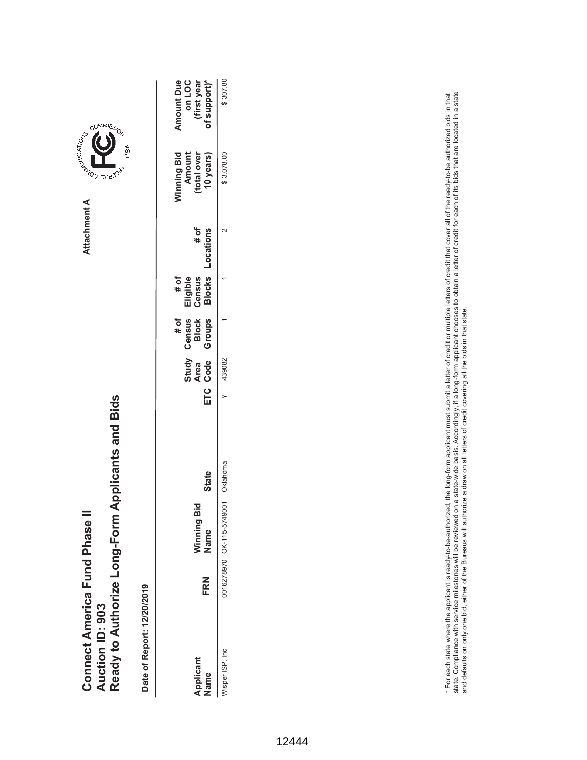# Connect America Fund Phase II
## Auction ID: 903
## Ready to Authorize Long-Form Applicants and Bids

Attachment A

**Date of Report: 12/20/2019**

| Applicant Name | FRN | Winning Bid Name | State | ETC | Study Area Code | # of Census Block Groups | # of Eligible Census Blocks | # of Locations | Winning Bid Amount (total over 10 years) | Amount Due on LOC (first year of support)* |
|---|---|---|---|---|---|---|---|---|---|---|
| Wisper ISP, Inc | 0016278970 | OK-115-5749001 | Oklahoma | Y | 439082 | 1 | 1 | 2 | $ 3,078.00 | $ 307.80 |

\* For each state where the applicant is ready-to-be-authorized, the long-form applicant must submit a letter of credit or multiple letters of credit that cover all of the ready-to-be authorized bids in that state. Compliance with service milestones will be reviewed on a state-wide basis. Accordingly, if a long-form applicant chooses to obtain a letter of credit for each of its bids that are located in a state and defaults on only one bid, either of the Bureaus will authorize a draw on all letters of credit covering all the bids in that state.